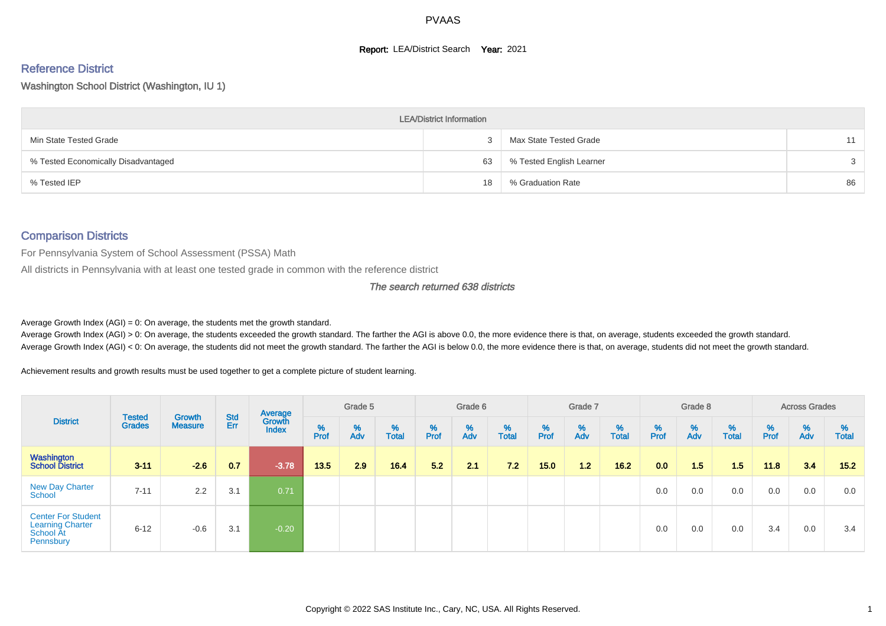PVAAS

**Report:** LEA/District Search **Year:** 2021

## Reference District

Washington School District (Washington, IU 1)

| LEA/District Information | | | |
|---|---|---|---|
| Min State Tested Grade | 3 | Max State Tested Grade | 11 |
| % Tested Economically Disadvantaged | 63 | % Tested English Learner | 3 |
| % Tested IEP | 18 | % Graduation Rate | 86 |

## Comparison Districts

For Pennsylvania System of School Assessment (PSSA) Math

All districts in Pennsylvania with at least one tested grade in common with the reference district

*The search returned 638 districts*

Average Growth Index (AGI) = 0: On average, the students met the growth standard.

Average Growth Index (AGI) > 0: On average, the students exceeded the growth standard. The farther the AGI is above 0.0, the more evidence there is that, on average, students exceeded the growth standard.

Average Growth Index (AGI) < 0: On average, the students did not meet the growth standard. The farther the AGI is below 0.0, the more evidence there is that, on average, students did not meet the growth standard.

Achievement results and growth results must be used together to get a complete picture of student learning.

| District | Tested Grades | Growth Measure | Std Err | Average Growth Index | Grade 5 | | | Grade 6 | | | Grade 7 | | | Grade 8 | | | Across Grades | | |
|---|---|---|---|---|---|---|---|---|---|---|---|---|---|---|---|---|---|---|---|
| | | | | | % Prof | % Adv | % Total | % Prof | % Adv | % Total | % Prof | % Adv | % Total | % Prof | % Adv | % Total | % Prof | % Adv | % Total |
| **Washington School District** | **3-11** | **-2.6** | **0.7** | **-3.78** | **13.5** | **2.9** | **16.4** | **5.2** | **2.1** | **7.2** | **15.0** | **1.2** | **16.2** | **0.0** | **1.5** | **1.5** | **11.8** | **3.4** | **15.2** |
| New Day Charter School | 7-11 | 2.2 | 3.1 | 0.71 | | | | | | | | | | 0.0 | 0.0 | 0.0 | 0.0 | 0.0 | 0.0 |
| Center For Student Learning Charter School At Pennsbury | 6-12 | -0.6 | 3.1 | -0.20 | | | | | | | | | | 0.0 | 0.0 | 0.0 | 3.4 | 0.0 | 3.4 |

Copyright © 2022 SAS Institute Inc., Cary, NC, USA. All Rights Reserved.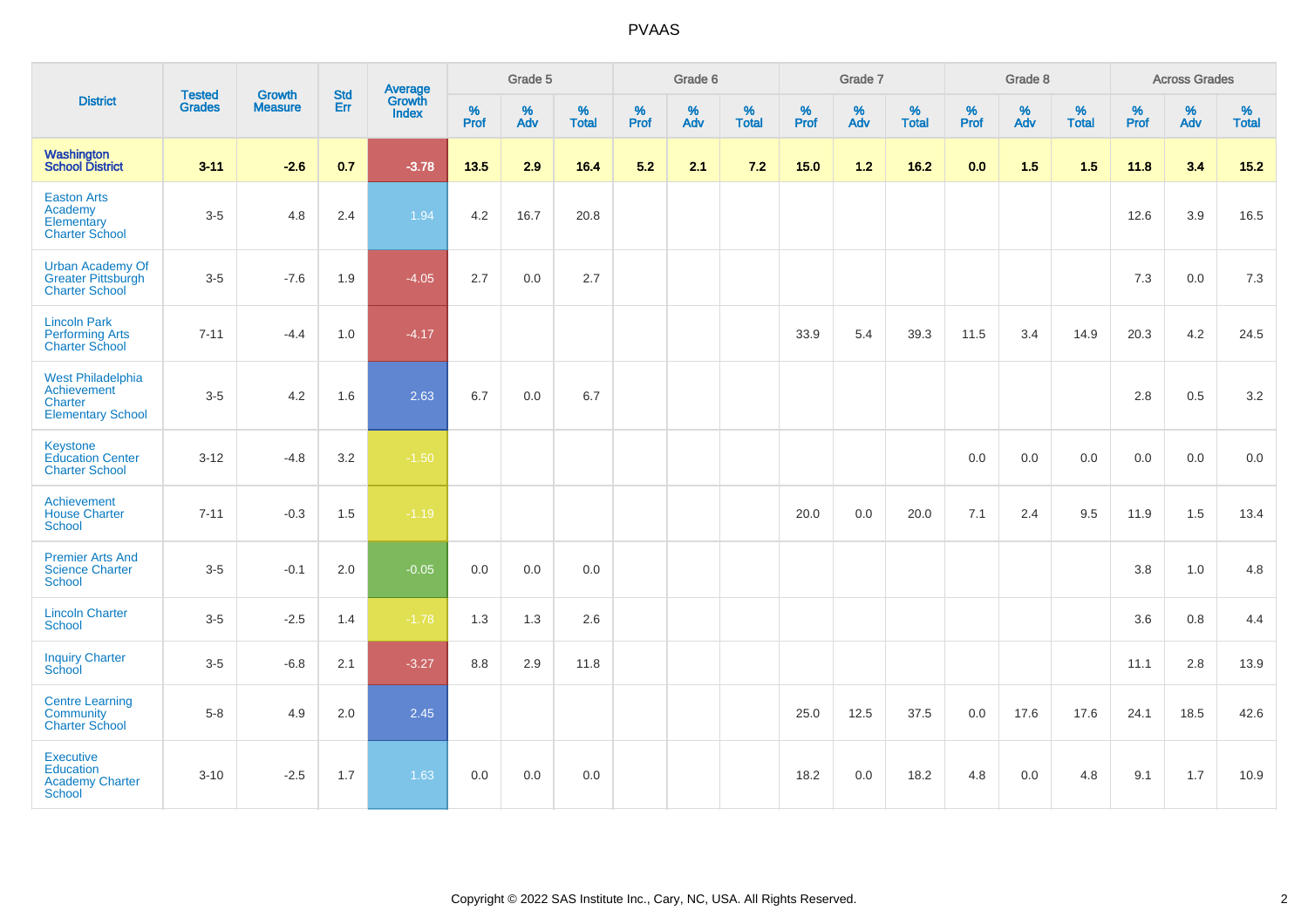# PVAAS

| District | Tested Grades | Growth Measure | Std Err | Average Growth Index | Grade 5 | | | Grade 6 | | | Grade 7 | | | Grade 8 | | | Across Grades | | |
|---|---|---|---|---|---|---|---|---|---|---|---|---|---|---|---|---|---|---|---|
| | | | | | % Prof | % Adv | % Total | % Prof | % Adv | % Total | % Prof | % Adv | % Total | % Prof | % Adv | % Total | % Prof | % Adv | % Total |
| **Washington School District** | **3-11** | **-2.6** | **0.7** | **-3.78** | **13.5** | **2.9** | **16.4** | **5.2** | **2.1** | **7.2** | **15.0** | **1.2** | **16.2** | **0.0** | **1.5** | **1.5** | **11.8** | **3.4** | **15.2** |
| Easton Arts Academy Elementary Charter School | 3-5 | 4.8 | 2.4 | 1.94 | 4.2 | 16.7 | 20.8 | | | | | | | | | | 12.6 | 3.9 | 16.5 |
| Urban Academy Of Greater Pittsburgh Charter School | 3-5 | -7.6 | 1.9 | -4.05 | 2.7 | 0.0 | 2.7 | | | | | | | | | | 7.3 | 0.0 | 7.3 |
| Lincoln Park Performing Arts Charter School | 7-11 | -4.4 | 1.0 | -4.17 | | | | | | | 33.9 | 5.4 | 39.3 | 11.5 | 3.4 | 14.9 | 20.3 | 4.2 | 24.5 |
| West Philadelphia Achievement Charter Elementary School | 3-5 | 4.2 | 1.6 | 2.63 | 6.7 | 0.0 | 6.7 | | | | | | | | | | 2.8 | 0.5 | 3.2 |
| Keystone Education Center Charter School | 3-12 | -4.8 | 3.2 | -1.50 | | | | | | | | | | 0.0 | 0.0 | 0.0 | 0.0 | 0.0 | 0.0 |
| Achievement House Charter School | 7-11 | -0.3 | 1.5 | -1.19 | | | | | | | 20.0 | 0.0 | 20.0 | 7.1 | 2.4 | 9.5 | 11.9 | 1.5 | 13.4 |
| Premier Arts And Science Charter School | 3-5 | -0.1 | 2.0 | -0.05 | 0.0 | 0.0 | 0.0 | | | | | | | | | | 3.8 | 1.0 | 4.8 |
| Lincoln Charter School | 3-5 | -2.5 | 1.4 | -1.78 | 1.3 | 1.3 | 2.6 | | | | | | | | | | 3.6 | 0.8 | 4.4 |
| Inquiry Charter School | 3-5 | -6.8 | 2.1 | -3.27 | 8.8 | 2.9 | 11.8 | | | | | | | | | | 11.1 | 2.8 | 13.9 |
| Centre Learning Community Charter School | 5-8 | 4.9 | 2.0 | 2.45 | | | | | | | 25.0 | 12.5 | 37.5 | 0.0 | 17.6 | 17.6 | 24.1 | 18.5 | 42.6 |
| Executive Education Academy Charter School | 3-10 | -2.5 | 1.7 | 1.63 | 0.0 | 0.0 | 0.0 | | | | 18.2 | 0.0 | 18.2 | 4.8 | 0.0 | 4.8 | 9.1 | 1.7 | 10.9 |

Copyright © 2022 SAS Institute Inc., Cary, NC, USA. All Rights Reserved.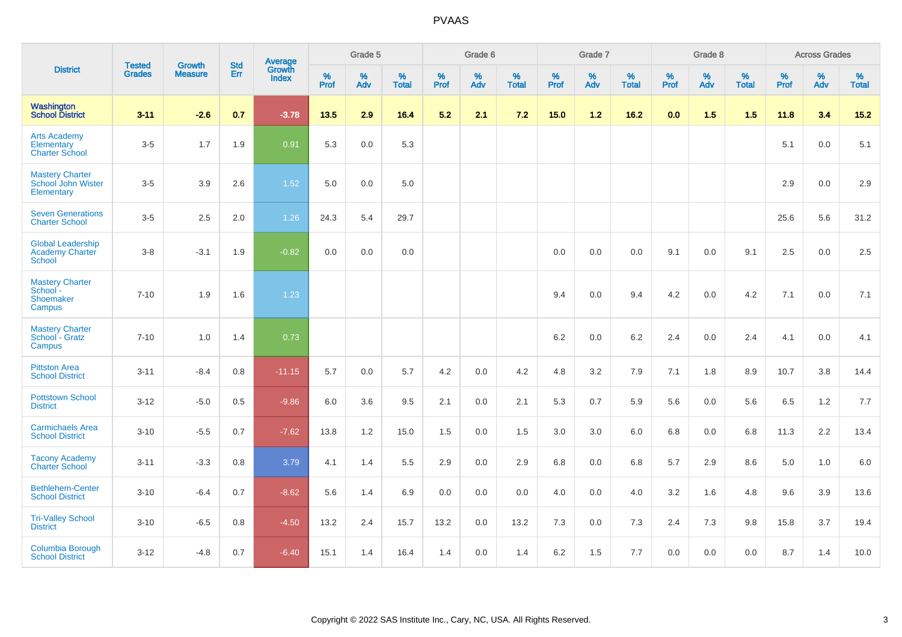# PVAAS

| District | Tested Grades | Growth Measure | Std Err | Average Growth Index | Grade 5 | | | Grade 6 | | | Grade 7 | | | Grade 8 | | | Across Grades | | |
|---|---|---|---|---|---|---|---|---|---|---|---|---|---|---|---|---|---|---|---|
| | | | | | % Prof | % Adv | % Total | % Prof | % Adv | % Total | % Prof | % Adv | % Total | % Prof | % Adv | % Total | % Prof | % Adv | % Total |
| **Washington School District** | **3-11** | **-2.6** | **0.7** | **-3.78** | **13.5** | **2.9** | **16.4** | **5.2** | **2.1** | **7.2** | **15.0** | **1.2** | **16.2** | **0.0** | **1.5** | **1.5** | **11.8** | **3.4** | **15.2** |
| Arts Academy Elementary Charter School | 3-5 | 1.7 | 1.9 | 0.91 | 5.3 | 0.0 | 5.3 | | | | | | | | | | 5.1 | 0.0 | 5.1 |
| Mastery Charter School John Wister Elementary | 3-5 | 3.9 | 2.6 | 1.52 | 5.0 | 0.0 | 5.0 | | | | | | | | | | 2.9 | 0.0 | 2.9 |
| Seven Generations Charter School | 3-5 | 2.5 | 2.0 | 1.26 | 24.3 | 5.4 | 29.7 | | | | | | | | | | 25.6 | 5.6 | 31.2 |
| Global Leadership Academy Charter School | 3-8 | -3.1 | 1.9 | -0.82 | 0.0 | 0.0 | 0.0 | | | | 0.0 | 0.0 | 0.0 | 9.1 | 0.0 | 9.1 | 2.5 | 0.0 | 2.5 |
| Mastery Charter School - Shoemaker Campus | 7-10 | 1.9 | 1.6 | 1.23 | | | | | | | 9.4 | 0.0 | 9.4 | 4.2 | 0.0 | 4.2 | 7.1 | 0.0 | 7.1 |
| Mastery Charter School - Gratz Campus | 7-10 | 1.0 | 1.4 | 0.73 | | | | | | | 6.2 | 0.0 | 6.2 | 2.4 | 0.0 | 2.4 | 4.1 | 0.0 | 4.1 |
| Pittston Area School District | 3-11 | -8.4 | 0.8 | -11.15 | 5.7 | 0.0 | 5.7 | 4.2 | 0.0 | 4.2 | 4.8 | 3.2 | 7.9 | 7.1 | 1.8 | 8.9 | 10.7 | 3.8 | 14.4 |
| Pottstown School District | 3-12 | -5.0 | 0.5 | -9.86 | 6.0 | 3.6 | 9.5 | 2.1 | 0.0 | 2.1 | 5.3 | 0.7 | 5.9 | 5.6 | 0.0 | 5.6 | 6.5 | 1.2 | 7.7 |
| Carmichaels Area School District | 3-10 | -5.5 | 0.7 | -7.62 | 13.8 | 1.2 | 15.0 | 1.5 | 0.0 | 1.5 | 3.0 | 3.0 | 6.0 | 6.8 | 0.0 | 6.8 | 11.3 | 2.2 | 13.4 |
| Tacony Academy Charter School | 3-11 | -3.3 | 0.8 | 3.79 | 4.1 | 1.4 | 5.5 | 2.9 | 0.0 | 2.9 | 6.8 | 0.0 | 6.8 | 5.7 | 2.9 | 8.6 | 5.0 | 1.0 | 6.0 |
| Bethlehem-Center School District | 3-10 | -6.4 | 0.7 | -8.62 | 5.6 | 1.4 | 6.9 | 0.0 | 0.0 | 0.0 | 4.0 | 0.0 | 4.0 | 3.2 | 1.6 | 4.8 | 9.6 | 3.9 | 13.6 |
| Tri-Valley School District | 3-10 | -6.5 | 0.8 | -4.50 | 13.2 | 2.4 | 15.7 | 13.2 | 0.0 | 13.2 | 7.3 | 0.0 | 7.3 | 2.4 | 7.3 | 9.8 | 15.8 | 3.7 | 19.4 |
| Columbia Borough School District | 3-12 | -4.8 | 0.7 | -6.40 | 15.1 | 1.4 | 16.4 | 1.4 | 0.0 | 1.4 | 6.2 | 1.5 | 7.7 | 0.0 | 0.0 | 0.0 | 8.7 | 1.4 | 10.0 |

Copyright © 2022 SAS Institute Inc., Cary, NC, USA. All Rights Reserved.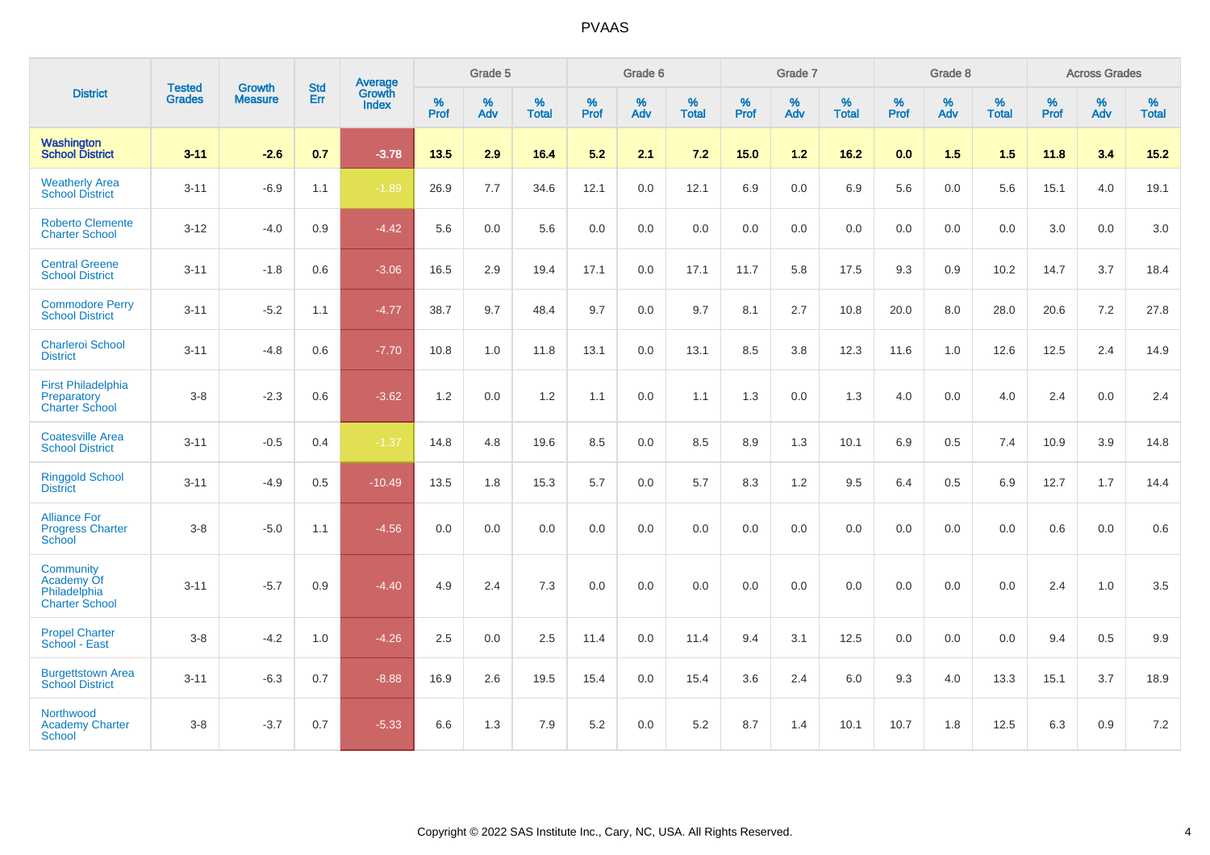| District | Tested Grades | Growth Measure | Std Err | Average Growth Index | Grade 5 | | | Grade 6 | | | Grade 7 | | | Grade 8 | | | Across Grades | | |
|---|---|---|---|---|---|---|---|---|---|---|---|---|---|---|---|---|---|---|---|
| | | | | | % Prof | % Adv | % Total | % Prof | % Adv | % Total | % Prof | % Adv | % Total | % Prof | % Adv | % Total | % Prof | % Adv | % Total |
| **Washington School District** | **3-11** | **-2.6** | **0.7** | **-3.78** | **13.5** | **2.9** | **16.4** | **5.2** | **2.1** | **7.2** | **15.0** | **1.2** | **16.2** | **0.0** | **1.5** | **1.5** | **11.8** | **3.4** | **15.2** |
| Weatherly Area School District | 3-11 | -6.9 | 1.1 | -1.89 | 26.9 | 7.7 | 34.6 | 12.1 | 0.0 | 12.1 | 6.9 | 0.0 | 6.9 | 5.6 | 0.0 | 5.6 | 15.1 | 4.0 | 19.1 |
| Roberto Clemente Charter School | 3-12 | -4.0 | 0.9 | -4.42 | 5.6 | 0.0 | 5.6 | 0.0 | 0.0 | 0.0 | 0.0 | 0.0 | 0.0 | 0.0 | 0.0 | 0.0 | 3.0 | 0.0 | 3.0 |
| Central Greene School District | 3-11 | -1.8 | 0.6 | -3.06 | 16.5 | 2.9 | 19.4 | 17.1 | 0.0 | 17.1 | 11.7 | 5.8 | 17.5 | 9.3 | 0.9 | 10.2 | 14.7 | 3.7 | 18.4 |
| Commodore Perry School District | 3-11 | -5.2 | 1.1 | -4.77 | 38.7 | 9.7 | 48.4 | 9.7 | 0.0 | 9.7 | 8.1 | 2.7 | 10.8 | 20.0 | 8.0 | 28.0 | 20.6 | 7.2 | 27.8 |
| Charleroi School District | 3-11 | -4.8 | 0.6 | -7.70 | 10.8 | 1.0 | 11.8 | 13.1 | 0.0 | 13.1 | 8.5 | 3.8 | 12.3 | 11.6 | 1.0 | 12.6 | 12.5 | 2.4 | 14.9 |
| First Philadelphia Preparatory Charter School | 3-8 | -2.3 | 0.6 | -3.62 | 1.2 | 0.0 | 1.2 | 1.1 | 0.0 | 1.1 | 1.3 | 0.0 | 1.3 | 4.0 | 0.0 | 4.0 | 2.4 | 0.0 | 2.4 |
| Coatesville Area School District | 3-11 | -0.5 | 0.4 | -1.37 | 14.8 | 4.8 | 19.6 | 8.5 | 0.0 | 8.5 | 8.9 | 1.3 | 10.1 | 6.9 | 0.5 | 7.4 | 10.9 | 3.9 | 14.8 |
| Ringgold School District | 3-11 | -4.9 | 0.5 | -10.49 | 13.5 | 1.8 | 15.3 | 5.7 | 0.0 | 5.7 | 8.3 | 1.2 | 9.5 | 6.4 | 0.5 | 6.9 | 12.7 | 1.7 | 14.4 |
| Alliance For Progress Charter School | 3-8 | -5.0 | 1.1 | -4.56 | 0.0 | 0.0 | 0.0 | 0.0 | 0.0 | 0.0 | 0.0 | 0.0 | 0.0 | 0.0 | 0.0 | 0.0 | 0.6 | 0.0 | 0.6 |
| Community Academy Of Philadelphia Charter School | 3-11 | -5.7 | 0.9 | -4.40 | 4.9 | 2.4 | 7.3 | 0.0 | 0.0 | 0.0 | 0.0 | 0.0 | 0.0 | 0.0 | 0.0 | 0.0 | 2.4 | 1.0 | 3.5 |
| Propel Charter School - East | 3-8 | -4.2 | 1.0 | -4.26 | 2.5 | 0.0 | 2.5 | 11.4 | 0.0 | 11.4 | 9.4 | 3.1 | 12.5 | 0.0 | 0.0 | 0.0 | 9.4 | 0.5 | 9.9 |
| Burgettstown Area School District | 3-11 | -6.3 | 0.7 | -8.88 | 16.9 | 2.6 | 19.5 | 15.4 | 0.0 | 15.4 | 3.6 | 2.4 | 6.0 | 9.3 | 4.0 | 13.3 | 15.1 | 3.7 | 18.9 |
| Northwood Academy Charter School | 3-8 | -3.7 | 0.7 | -5.33 | 6.6 | 1.3 | 7.9 | 5.2 | 0.0 | 5.2 | 8.7 | 1.4 | 10.1 | 10.7 | 1.8 | 12.5 | 6.3 | 0.9 | 7.2 |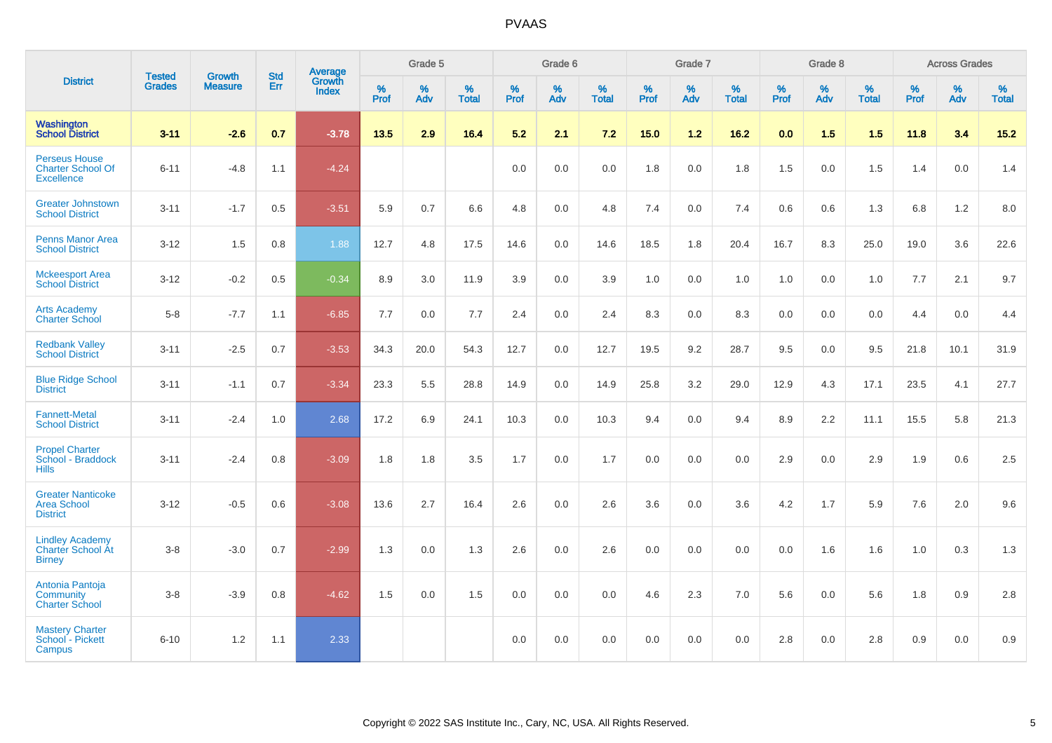| District | Tested Grades | Growth Measure | Std Err | Average Growth Index | Grade 5 | | | Grade 6 | | | Grade 7 | | | Grade 8 | | | Across Grades | | |
|---|---|---|---|---|---|---|---|---|---|---|---|---|---|---|---|---|---|---|---|
| | | | | | % Prof | % Adv | % Total | % Prof | % Adv | % Total | % Prof | % Adv | % Total | % Prof | % Adv | % Total | % Prof | % Adv | % Total |
| **Washington School District** | **3-11** | **-2.6** | **0.7** | **-3.78** | **13.5** | **2.9** | **16.4** | **5.2** | **2.1** | **7.2** | **15.0** | **1.2** | **16.2** | **0.0** | **1.5** | **1.5** | **11.8** | **3.4** | **15.2** |
| Perseus House Charter School Of Excellence | 6-11 | -4.8 | 1.1 | -4.24 | | | | 0.0 | 0.0 | 0.0 | 1.8 | 0.0 | 1.8 | 1.5 | 0.0 | 1.5 | 1.4 | 0.0 | 1.4 |
| Greater Johnstown School District | 3-11 | -1.7 | 0.5 | -3.51 | 5.9 | 0.7 | 6.6 | 4.8 | 0.0 | 4.8 | 7.4 | 0.0 | 7.4 | 0.6 | 0.6 | 1.3 | 6.8 | 1.2 | 8.0 |
| Penns Manor Area School District | 3-12 | 1.5 | 0.8 | 1.88 | 12.7 | 4.8 | 17.5 | 14.6 | 0.0 | 14.6 | 18.5 | 1.8 | 20.4 | 16.7 | 8.3 | 25.0 | 19.0 | 3.6 | 22.6 |
| Mckeesport Area School District | 3-12 | -0.2 | 0.5 | -0.34 | 8.9 | 3.0 | 11.9 | 3.9 | 0.0 | 3.9 | 1.0 | 0.0 | 1.0 | 1.0 | 0.0 | 1.0 | 7.7 | 2.1 | 9.7 |
| Arts Academy Charter School | 5-8 | -7.7 | 1.1 | -6.85 | 7.7 | 0.0 | 7.7 | 2.4 | 0.0 | 2.4 | 8.3 | 0.0 | 8.3 | 0.0 | 0.0 | 0.0 | 4.4 | 0.0 | 4.4 |
| Redbank Valley School District | 3-11 | -2.5 | 0.7 | -3.53 | 34.3 | 20.0 | 54.3 | 12.7 | 0.0 | 12.7 | 19.5 | 9.2 | 28.7 | 9.5 | 0.0 | 9.5 | 21.8 | 10.1 | 31.9 |
| Blue Ridge School District | 3-11 | -1.1 | 0.7 | -3.34 | 23.3 | 5.5 | 28.8 | 14.9 | 0.0 | 14.9 | 25.8 | 3.2 | 29.0 | 12.9 | 4.3 | 17.1 | 23.5 | 4.1 | 27.7 |
| Fannett-Metal School District | 3-11 | -2.4 | 1.0 | 2.68 | 17.2 | 6.9 | 24.1 | 10.3 | 0.0 | 10.3 | 9.4 | 0.0 | 9.4 | 8.9 | 2.2 | 11.1 | 15.5 | 5.8 | 21.3 |
| Propel Charter School - Braddock Hills | 3-11 | -2.4 | 0.8 | -3.09 | 1.8 | 1.8 | 3.5 | 1.7 | 0.0 | 1.7 | 0.0 | 0.0 | 0.0 | 2.9 | 0.0 | 2.9 | 1.9 | 0.6 | 2.5 |
| Greater Nanticoke Area School District | 3-12 | -0.5 | 0.6 | -3.08 | 13.6 | 2.7 | 16.4 | 2.6 | 0.0 | 2.6 | 3.6 | 0.0 | 3.6 | 4.2 | 1.7 | 5.9 | 7.6 | 2.0 | 9.6 |
| Lindley Academy Charter School At Birney | 3-8 | -3.0 | 0.7 | -2.99 | 1.3 | 0.0 | 1.3 | 2.6 | 0.0 | 2.6 | 0.0 | 0.0 | 0.0 | 0.0 | 1.6 | 1.6 | 1.0 | 0.3 | 1.3 |
| Antonia Pantoja Community Charter School | 3-8 | -3.9 | 0.8 | -4.62 | 1.5 | 0.0 | 1.5 | 0.0 | 0.0 | 0.0 | 4.6 | 2.3 | 7.0 | 5.6 | 0.0 | 5.6 | 1.8 | 0.9 | 2.8 |
| Mastery Charter School - Pickett Campus | 6-10 | 1.2 | 1.1 | 2.33 | | | | 0.0 | 0.0 | 0.0 | 0.0 | 0.0 | 0.0 | 2.8 | 0.0 | 2.8 | 0.9 | 0.0 | 0.9 |

Copyright © 2022 SAS Institute Inc., Cary, NC, USA. All Rights Reserved.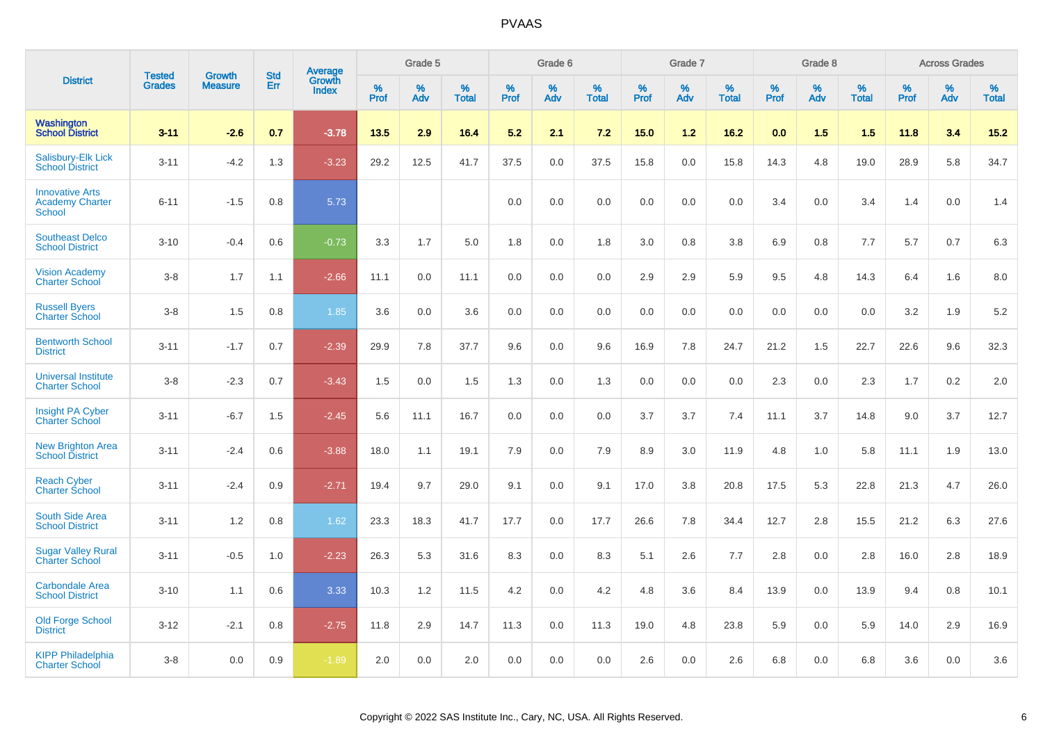# PVAAS

| District | Tested Grades | Growth Measure | Std Err | Average Growth Index | Grade 5 | | | Grade 6 | | | Grade 7 | | | Grade 8 | | | Across Grades | | |
|---|---|---|---|---|---|---|---|---|---|---|---|---|---|---|---|---|---|---|---|
| | | | | | % Prof | % Adv | % Total | % Prof | % Adv | % Total | % Prof | % Adv | % Total | % Prof | % Adv | % Total | % Prof | % Adv | % Total |
| **Washington School District** | **3-11** | **-2.6** | **0.7** | **-3.78** | **13.5** | **2.9** | **16.4** | **5.2** | **2.1** | **7.2** | **15.0** | **1.2** | **16.2** | **0.0** | **1.5** | **1.5** | **11.8** | **3.4** | **15.2** |
| Salisbury-Elk Lick School District | 3-11 | -4.2 | 1.3 | -3.23 | 29.2 | 12.5 | 41.7 | 37.5 | 0.0 | 37.5 | 15.8 | 0.0 | 15.8 | 14.3 | 4.8 | 19.0 | 28.9 | 5.8 | 34.7 |
| Innovative Arts Academy Charter School | 6-11 | -1.5 | 0.8 | 5.73 | | | | 0.0 | 0.0 | 0.0 | 0.0 | 0.0 | 0.0 | 3.4 | 0.0 | 3.4 | 1.4 | 0.0 | 1.4 |
| Southeast Delco School District | 3-10 | -0.4 | 0.6 | -0.73 | 3.3 | 1.7 | 5.0 | 1.8 | 0.0 | 1.8 | 3.0 | 0.8 | 3.8 | 6.9 | 0.8 | 7.7 | 5.7 | 0.7 | 6.3 |
| Vision Academy Charter School | 3-8 | 1.7 | 1.1 | -2.66 | 11.1 | 0.0 | 11.1 | 0.0 | 0.0 | 0.0 | 2.9 | 2.9 | 5.9 | 9.5 | 4.8 | 14.3 | 6.4 | 1.6 | 8.0 |
| Russell Byers Charter School | 3-8 | 1.5 | 0.8 | 1.85 | 3.6 | 0.0 | 3.6 | 0.0 | 0.0 | 0.0 | 0.0 | 0.0 | 0.0 | 0.0 | 0.0 | 0.0 | 3.2 | 1.9 | 5.2 |
| Bentworth School District | 3-11 | -1.7 | 0.7 | -2.39 | 29.9 | 7.8 | 37.7 | 9.6 | 0.0 | 9.6 | 16.9 | 7.8 | 24.7 | 21.2 | 1.5 | 22.7 | 22.6 | 9.6 | 32.3 |
| Universal Institute Charter School | 3-8 | -2.3 | 0.7 | -3.43 | 1.5 | 0.0 | 1.5 | 1.3 | 0.0 | 1.3 | 0.0 | 0.0 | 0.0 | 2.3 | 0.0 | 2.3 | 1.7 | 0.2 | 2.0 |
| Insight PA Cyber Charter School | 3-11 | -6.7 | 1.5 | -2.45 | 5.6 | 11.1 | 16.7 | 0.0 | 0.0 | 0.0 | 3.7 | 3.7 | 7.4 | 11.1 | 3.7 | 14.8 | 9.0 | 3.7 | 12.7 |
| New Brighton Area School District | 3-11 | -2.4 | 0.6 | -3.88 | 18.0 | 1.1 | 19.1 | 7.9 | 0.0 | 7.9 | 8.9 | 3.0 | 11.9 | 4.8 | 1.0 | 5.8 | 11.1 | 1.9 | 13.0 |
| Reach Cyber Charter School | 3-11 | -2.4 | 0.9 | -2.71 | 19.4 | 9.7 | 29.0 | 9.1 | 0.0 | 9.1 | 17.0 | 3.8 | 20.8 | 17.5 | 5.3 | 22.8 | 21.3 | 4.7 | 26.0 |
| South Side Area School District | 3-11 | 1.2 | 0.8 | 1.62 | 23.3 | 18.3 | 41.7 | 17.7 | 0.0 | 17.7 | 26.6 | 7.8 | 34.4 | 12.7 | 2.8 | 15.5 | 21.2 | 6.3 | 27.6 |
| Sugar Valley Rural Charter School | 3-11 | -0.5 | 1.0 | -2.23 | 26.3 | 5.3 | 31.6 | 8.3 | 0.0 | 8.3 | 5.1 | 2.6 | 7.7 | 2.8 | 0.0 | 2.8 | 16.0 | 2.8 | 18.9 |
| Carbondale Area School District | 3-10 | 1.1 | 0.6 | 3.33 | 10.3 | 1.2 | 11.5 | 4.2 | 0.0 | 4.2 | 4.8 | 3.6 | 8.4 | 13.9 | 0.0 | 13.9 | 9.4 | 0.8 | 10.1 |
| Old Forge School District | 3-12 | -2.1 | 0.8 | -2.75 | 11.8 | 2.9 | 14.7 | 11.3 | 0.0 | 11.3 | 19.0 | 4.8 | 23.8 | 5.9 | 0.0 | 5.9 | 14.0 | 2.9 | 16.9 |
| KIPP Philadelphia Charter School | 3-8 | 0.0 | 0.9 | -1.89 | 2.0 | 0.0 | 2.0 | 0.0 | 0.0 | 0.0 | 2.6 | 0.0 | 2.6 | 6.8 | 0.0 | 6.8 | 3.6 | 0.0 | 3.6 |

Copyright © 2022 SAS Institute Inc., Cary, NC, USA. All Rights Reserved.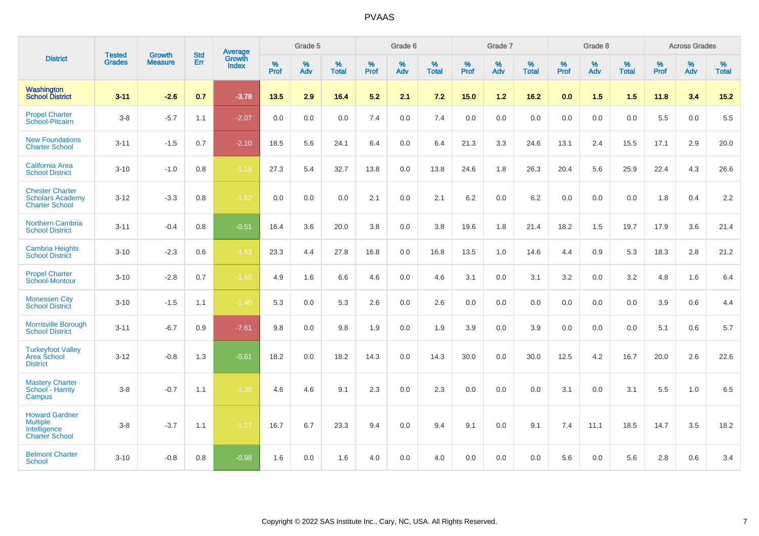# PVAAS

| District | Tested Grades | Growth Measure | Std Err | Average Growth Index | Grade 5 | | | Grade 6 | | | Grade 7 | | | Grade 8 | | | Across Grades | | |
|---|---|---|---|---|---|---|---|---|---|---|---|---|---|---|---|---|---|---|---|
| | | | | | % Prof | % Adv | % Total | % Prof | % Adv | % Total | % Prof | % Adv | % Total | % Prof | % Adv | % Total | % Prof | % Adv | % Total |
| **Washington School District** | **3-11** | **-2.6** | **0.7** | **-3.78** | **13.5** | **2.9** | **16.4** | **5.2** | **2.1** | **7.2** | **15.0** | **1.2** | **16.2** | **0.0** | **1.5** | **1.5** | **11.8** | **3.4** | **15.2** |
| Propel Charter School-Pitcairn | 3-8 | -5.7 | 1.1 | -2.07 | 0.0 | 0.0 | 0.0 | 7.4 | 0.0 | 7.4 | 0.0 | 0.0 | 0.0 | 0.0 | 0.0 | 0.0 | 5.5 | 0.0 | 5.5 |
| New Foundations Charter School | 3-11 | -1.5 | 0.7 | -2.10 | 18.5 | 5.6 | 24.1 | 6.4 | 0.0 | 6.4 | 21.3 | 3.3 | 24.6 | 13.1 | 2.4 | 15.5 | 17.1 | 2.9 | 20.0 |
| California Area School District | 3-10 | -1.0 | 0.8 | -1.19 | 27.3 | 5.4 | 32.7 | 13.8 | 0.0 | 13.8 | 24.6 | 1.8 | 26.3 | 20.4 | 5.6 | 25.9 | 22.4 | 4.3 | 26.6 |
| Chester Charter Scholars Academy Charter School | 3-12 | -3.3 | 0.8 | -1.62 | 0.0 | 0.0 | 0.0 | 2.1 | 0.0 | 2.1 | 6.2 | 0.0 | 6.2 | 0.0 | 0.0 | 0.0 | 1.8 | 0.4 | 2.2 |
| Northern Cambria School District | 3-11 | -0.4 | 0.8 | -0.51 | 16.4 | 3.6 | 20.0 | 3.8 | 0.0 | 3.8 | 19.6 | 1.8 | 21.4 | 18.2 | 1.5 | 19.7 | 17.9 | 3.6 | 21.4 |
| Cambria Heights School District | 3-10 | -2.3 | 0.6 | -1.53 | 23.3 | 4.4 | 27.8 | 16.8 | 0.0 | 16.8 | 13.5 | 1.0 | 14.6 | 4.4 | 0.9 | 5.3 | 18.3 | 2.8 | 21.2 |
| Propel Charter School-Montour | 3-10 | -2.8 | 0.7 | -1.45 | 4.9 | 1.6 | 6.6 | 4.6 | 0.0 | 4.6 | 3.1 | 0.0 | 3.1 | 3.2 | 0.0 | 3.2 | 4.8 | 1.6 | 6.4 |
| Monessen City School District | 3-10 | -1.5 | 1.1 | -1.40 | 5.3 | 0.0 | 5.3 | 2.6 | 0.0 | 2.6 | 0.0 | 0.0 | 0.0 | 0.0 | 0.0 | 0.0 | 3.9 | 0.6 | 4.4 |
| Morrisville Borough School District | 3-11 | -6.7 | 0.9 | -7.61 | 9.8 | 0.0 | 9.8 | 1.9 | 0.0 | 1.9 | 3.9 | 0.0 | 3.9 | 0.0 | 0.0 | 0.0 | 5.1 | 0.6 | 5.7 |
| Turkeyfoot Valley Area School District | 3-12 | -0.8 | 1.3 | -0.61 | 18.2 | 0.0 | 18.2 | 14.3 | 0.0 | 14.3 | 30.0 | 0.0 | 30.0 | 12.5 | 4.2 | 16.7 | 20.0 | 2.6 | 22.6 |
| Mastery Charter School - Harrity Campus | 3-8 | -0.7 | 1.1 | -1.30 | 4.6 | 4.6 | 9.1 | 2.3 | 0.0 | 2.3 | 0.0 | 0.0 | 0.0 | 3.1 | 0.0 | 3.1 | 5.5 | 1.0 | 6.5 |
| Howard Gardner Multiple Intelligence Charter School | 3-8 | -3.7 | 1.1 | -1.27 | 16.7 | 6.7 | 23.3 | 9.4 | 0.0 | 9.4 | 9.1 | 0.0 | 9.1 | 7.4 | 11.1 | 18.5 | 14.7 | 3.5 | 18.2 |
| Belmont Charter School | 3-10 | -0.8 | 0.8 | -0.98 | 1.6 | 0.0 | 1.6 | 4.0 | 0.0 | 4.0 | 0.0 | 0.0 | 0.0 | 5.6 | 0.0 | 5.6 | 2.8 | 0.6 | 3.4 |

Copyright © 2022 SAS Institute Inc., Cary, NC, USA. All Rights Reserved.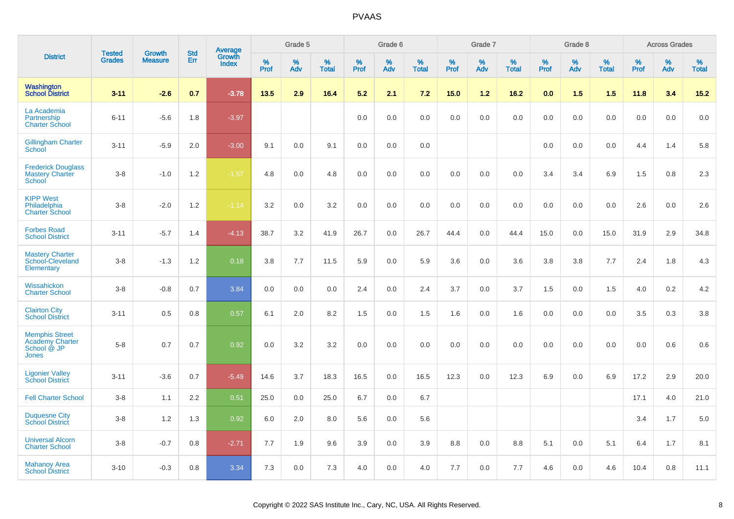# PVAAS

| District | Tested Grades | Growth Measure | Std Err | Average Growth Index | Grade 5 | | | Grade 6 | | | Grade 7 | | | Grade 8 | | | Across Grades | | |
|---|---|---|---|---|---|---|---|---|---|---|---|---|---|---|---|---|---|---|---|
| | | | | | % Prof | % Adv | % Total | % Prof | % Adv | % Total | % Prof | % Adv | % Total | % Prof | % Adv | % Total | % Prof | % Adv | % Total |
| **Washington School District** | **3-11** | **-2.6** | **0.7** | **-3.78** | **13.5** | **2.9** | **16.4** | **5.2** | **2.1** | **7.2** | **15.0** | **1.2** | **16.2** | **0.0** | **1.5** | **1.5** | **11.8** | **3.4** | **15.2** |
| La Academia Partnership Charter School | 6-11 | -5.6 | 1.8 | -3.97 | | | | 0.0 | 0.0 | 0.0 | 0.0 | 0.0 | 0.0 | 0.0 | 0.0 | 0.0 | 0.0 | 0.0 | 0.0 |
| Gillingham Charter School | 3-11 | -5.9 | 2.0 | -3.00 | 9.1 | 0.0 | 9.1 | 0.0 | 0.0 | 0.0 | | | | 0.0 | 0.0 | 0.0 | 4.4 | 1.4 | 5.8 |
| Frederick Douglass Mastery Charter School | 3-8 | -1.0 | 1.2 | -1.57 | 4.8 | 0.0 | 4.8 | 0.0 | 0.0 | 0.0 | 0.0 | 0.0 | 0.0 | 3.4 | 3.4 | 6.9 | 1.5 | 0.8 | 2.3 |
| KIPP West Philadelphia Charter School | 3-8 | -2.0 | 1.2 | -1.14 | 3.2 | 0.0 | 3.2 | 0.0 | 0.0 | 0.0 | 0.0 | 0.0 | 0.0 | 0.0 | 0.0 | 0.0 | 2.6 | 0.0 | 2.6 |
| Forbes Road School District | 3-11 | -5.7 | 1.4 | -4.13 | 38.7 | 3.2 | 41.9 | 26.7 | 0.0 | 26.7 | 44.4 | 0.0 | 44.4 | 15.0 | 0.0 | 15.0 | 31.9 | 2.9 | 34.8 |
| Mastery Charter School-Cleveland Elementary | 3-8 | -1.3 | 1.2 | 0.18 | 3.8 | 7.7 | 11.5 | 5.9 | 0.0 | 5.9 | 3.6 | 0.0 | 3.6 | 3.8 | 3.8 | 7.7 | 2.4 | 1.8 | 4.3 |
| Wissahickon Charter School | 3-8 | -0.8 | 0.7 | 3.84 | 0.0 | 0.0 | 0.0 | 2.4 | 0.0 | 2.4 | 3.7 | 0.0 | 3.7 | 1.5 | 0.0 | 1.5 | 4.0 | 0.2 | 4.2 |
| Clairton City School District | 3-11 | 0.5 | 0.8 | 0.57 | 6.1 | 2.0 | 8.2 | 1.5 | 0.0 | 1.5 | 1.6 | 0.0 | 1.6 | 0.0 | 0.0 | 0.0 | 3.5 | 0.3 | 3.8 |
| Memphis Street Academy Charter School @ JP Jones | 5-8 | 0.7 | 0.7 | 0.92 | 0.0 | 3.2 | 3.2 | 0.0 | 0.0 | 0.0 | 0.0 | 0.0 | 0.0 | 0.0 | 0.0 | 0.0 | 0.0 | 0.6 | 0.6 |
| Ligonier Valley School District | 3-11 | -3.6 | 0.7 | -5.49 | 14.6 | 3.7 | 18.3 | 16.5 | 0.0 | 16.5 | 12.3 | 0.0 | 12.3 | 6.9 | 0.0 | 6.9 | 17.2 | 2.9 | 20.0 |
| Fell Charter School | 3-8 | 1.1 | 2.2 | 0.51 | 25.0 | 0.0 | 25.0 | 6.7 | 0.0 | 6.7 | | | | | | | 17.1 | 4.0 | 21.0 |
| Duquesne City School District | 3-8 | 1.2 | 1.3 | 0.92 | 6.0 | 2.0 | 8.0 | 5.6 | 0.0 | 5.6 | | | | | | | 3.4 | 1.7 | 5.0 |
| Universal Alcorn Charter School | 3-8 | -0.7 | 0.8 | -2.71 | 7.7 | 1.9 | 9.6 | 3.9 | 0.0 | 3.9 | 8.8 | 0.0 | 8.8 | 5.1 | 0.0 | 5.1 | 6.4 | 1.7 | 8.1 |
| Mahanoy Area School District | 3-10 | -0.3 | 0.8 | 3.34 | 7.3 | 0.0 | 7.3 | 4.0 | 0.0 | 4.0 | 7.7 | 0.0 | 7.7 | 4.6 | 0.0 | 4.6 | 10.4 | 0.8 | 11.1 |

Copyright © 2022 SAS Institute Inc., Cary, NC, USA. All Rights Reserved.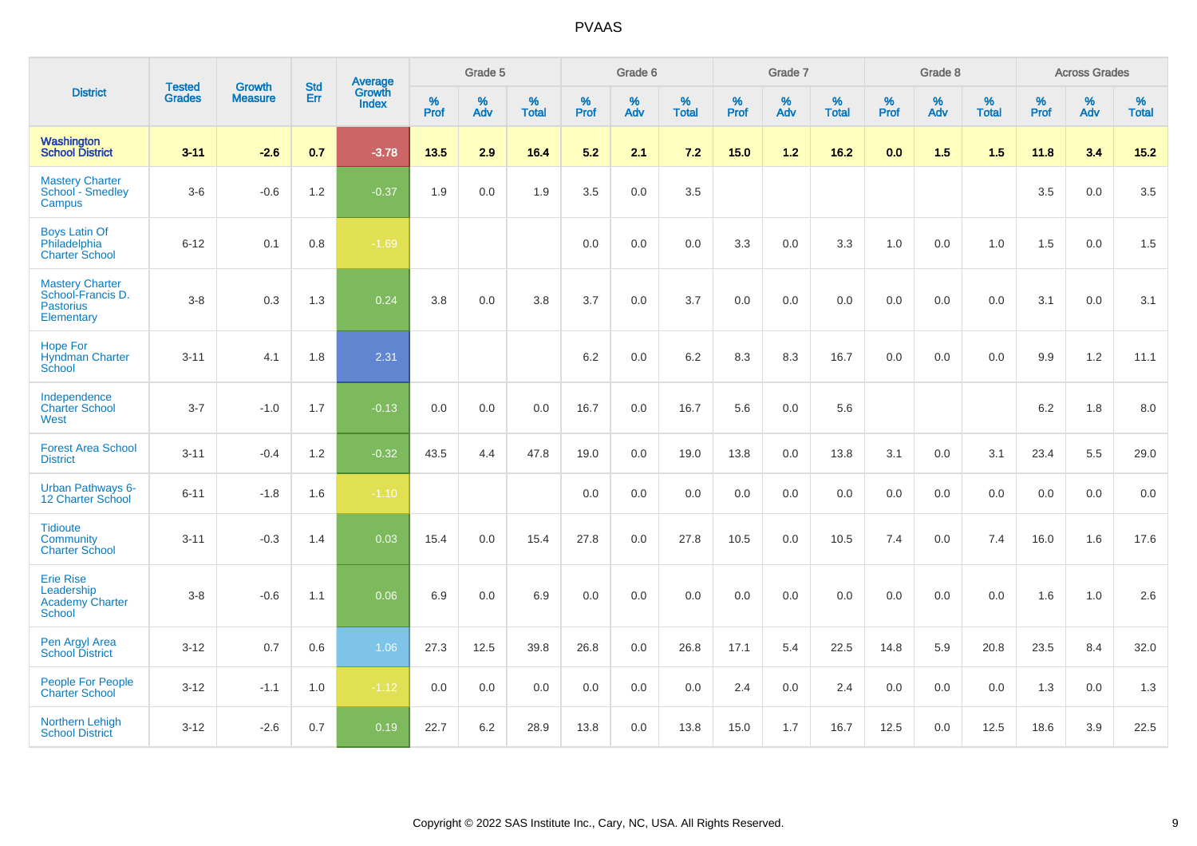# PVAAS

| District | Tested Grades | Growth Measure | Std Err | Average Growth Index | Grade 5 | | | Grade 6 | | | Grade 7 | | | Grade 8 | | | Across Grades | | |
|---|---|---|---|---|---|---|---|---|---|---|---|---|---|---|---|---|---|---|---|
| | | | | | % Prof | % Adv | % Total | % Prof | % Adv | % Total | % Prof | % Adv | % Total | % Prof | % Adv | % Total | % Prof | % Adv | % Total |
| **Washington School District** | **3-11** | **-2.6** | **0.7** | **-3.78** | **13.5** | **2.9** | **16.4** | **5.2** | **2.1** | **7.2** | **15.0** | **1.2** | **16.2** | **0.0** | **1.5** | **1.5** | **11.8** | **3.4** | **15.2** |
| Mastery Charter School - Smedley Campus | 3-6 | -0.6 | 1.2 | -0.37 | 1.9 | 0.0 | 1.9 | 3.5 | 0.0 | 3.5 | | | | | | | 3.5 | 0.0 | 3.5 |
| Boys Latin Of Philadelphia Charter School | 6-12 | 0.1 | 0.8 | -1.69 | | | | 0.0 | 0.0 | 0.0 | 3.3 | 0.0 | 3.3 | 1.0 | 0.0 | 1.0 | 1.5 | 0.0 | 1.5 |
| Mastery Charter School-Francis D. Pastorius Elementary | 3-8 | 0.3 | 1.3 | 0.24 | 3.8 | 0.0 | 3.8 | 3.7 | 0.0 | 3.7 | 0.0 | 0.0 | 0.0 | 0.0 | 0.0 | 0.0 | 3.1 | 0.0 | 3.1 |
| Hope For Hyndman Charter School | 3-11 | 4.1 | 1.8 | 2.31 | | | | 6.2 | 0.0 | 6.2 | 8.3 | 8.3 | 16.7 | 0.0 | 0.0 | 0.0 | 9.9 | 1.2 | 11.1 |
| Independence Charter School West | 3-7 | -1.0 | 1.7 | -0.13 | 0.0 | 0.0 | 0.0 | 16.7 | 0.0 | 16.7 | 5.6 | 0.0 | 5.6 | | | | 6.2 | 1.8 | 8.0 |
| Forest Area School District | 3-11 | -0.4 | 1.2 | -0.32 | 43.5 | 4.4 | 47.8 | 19.0 | 0.0 | 19.0 | 13.8 | 0.0 | 13.8 | 3.1 | 0.0 | 3.1 | 23.4 | 5.5 | 29.0 |
| Urban Pathways 6-12 Charter School | 6-11 | -1.8 | 1.6 | -1.10 | | | | 0.0 | 0.0 | 0.0 | 0.0 | 0.0 | 0.0 | 0.0 | 0.0 | 0.0 | 0.0 | 0.0 | 0.0 |
| Tidioute Community Charter School | 3-11 | -0.3 | 1.4 | 0.03 | 15.4 | 0.0 | 15.4 | 27.8 | 0.0 | 27.8 | 10.5 | 0.0 | 10.5 | 7.4 | 0.0 | 7.4 | 16.0 | 1.6 | 17.6 |
| Erie Rise Leadership Academy Charter School | 3-8 | -0.6 | 1.1 | 0.06 | 6.9 | 0.0 | 6.9 | 0.0 | 0.0 | 0.0 | 0.0 | 0.0 | 0.0 | 0.0 | 0.0 | 0.0 | 1.6 | 1.0 | 2.6 |
| Pen Argyl Area School District | 3-12 | 0.7 | 0.6 | 1.06 | 27.3 | 12.5 | 39.8 | 26.8 | 0.0 | 26.8 | 17.1 | 5.4 | 22.5 | 14.8 | 5.9 | 20.8 | 23.5 | 8.4 | 32.0 |
| People For People Charter School | 3-12 | -1.1 | 1.0 | -1.12 | 0.0 | 0.0 | 0.0 | 0.0 | 0.0 | 0.0 | 2.4 | 0.0 | 2.4 | 0.0 | 0.0 | 0.0 | 1.3 | 0.0 | 1.3 |
| Northern Lehigh School District | 3-12 | -2.6 | 0.7 | 0.19 | 22.7 | 6.2 | 28.9 | 13.8 | 0.0 | 13.8 | 15.0 | 1.7 | 16.7 | 12.5 | 0.0 | 12.5 | 18.6 | 3.9 | 22.5 |

Copyright © 2022 SAS Institute Inc., Cary, NC, USA. All Rights Reserved.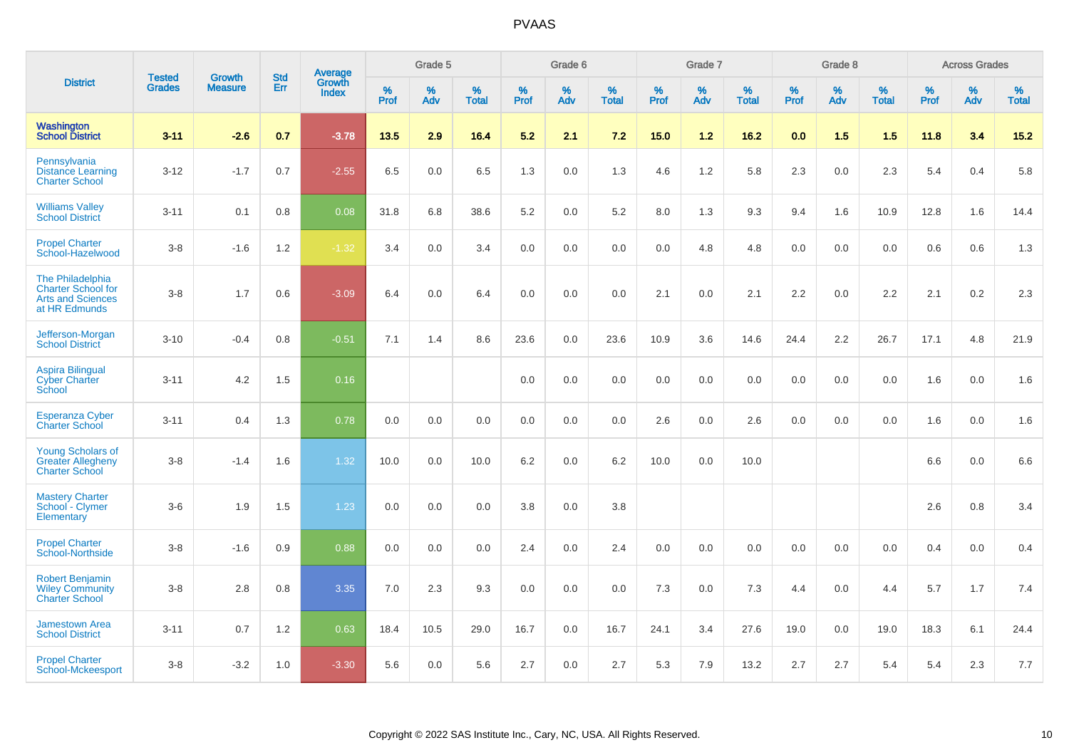# PVAAS

| District | Tested Grades | Growth Measure | Std Err | Average Growth Index | Grade 5 | | | Grade 6 | | | Grade 7 | | | Grade 8 | | | Across Grades | | |
|---|---|---|---|---|---|---|---|---|---|---|---|---|---|---|---|---|---|---|---|
| | | | | | % Prof | % Adv | % Total | % Prof | % Adv | % Total | % Prof | % Adv | % Total | % Prof | % Adv | % Total | % Prof | % Adv | % Total |
| **Washington School District** | **3-11** | **-2.6** | **0.7** | **-3.78** | **13.5** | **2.9** | **16.4** | **5.2** | **2.1** | **7.2** | **15.0** | **1.2** | **16.2** | **0.0** | **1.5** | **1.5** | **11.8** | **3.4** | **15.2** |
| Pennsylvania Distance Learning Charter School | 3-12 | -1.7 | 0.7 | -2.55 | 6.5 | 0.0 | 6.5 | 1.3 | 0.0 | 1.3 | 4.6 | 1.2 | 5.8 | 2.3 | 0.0 | 2.3 | 5.4 | 0.4 | 5.8 |
| Williams Valley School District | 3-11 | 0.1 | 0.8 | 0.08 | 31.8 | 6.8 | 38.6 | 5.2 | 0.0 | 5.2 | 8.0 | 1.3 | 9.3 | 9.4 | 1.6 | 10.9 | 12.8 | 1.6 | 14.4 |
| Propel Charter School-Hazelwood | 3-8 | -1.6 | 1.2 | -1.32 | 3.4 | 0.0 | 3.4 | 0.0 | 0.0 | 0.0 | 0.0 | 4.8 | 4.8 | 0.0 | 0.0 | 0.0 | 0.6 | 0.6 | 1.3 |
| The Philadelphia Charter School for Arts and Sciences at HR Edmunds | 3-8 | 1.7 | 0.6 | -3.09 | 6.4 | 0.0 | 6.4 | 0.0 | 0.0 | 0.0 | 2.1 | 0.0 | 2.1 | 2.2 | 0.0 | 2.2 | 2.1 | 0.2 | 2.3 |
| Jefferson-Morgan School District | 3-10 | -0.4 | 0.8 | -0.51 | 7.1 | 1.4 | 8.6 | 23.6 | 0.0 | 23.6 | 10.9 | 3.6 | 14.6 | 24.4 | 2.2 | 26.7 | 17.1 | 4.8 | 21.9 |
| Aspira Bilingual Cyber Charter School | 3-11 | 4.2 | 1.5 | 0.16 | | | | 0.0 | 0.0 | 0.0 | 0.0 | 0.0 | 0.0 | 0.0 | 0.0 | 0.0 | 1.6 | 0.0 | 1.6 |
| Esperanza Cyber Charter School | 3-11 | 0.4 | 1.3 | 0.78 | 0.0 | 0.0 | 0.0 | 0.0 | 0.0 | 0.0 | 2.6 | 0.0 | 2.6 | 0.0 | 0.0 | 0.0 | 1.6 | 0.0 | 1.6 |
| Young Scholars of Greater Allegheny Charter School | 3-8 | -1.4 | 1.6 | 1.32 | 10.0 | 0.0 | 10.0 | 6.2 | 0.0 | 6.2 | 10.0 | 0.0 | 10.0 | | | | 6.6 | 0.0 | 6.6 |
| Mastery Charter School - Clymer Elementary | 3-6 | 1.9 | 1.5 | 1.23 | 0.0 | 0.0 | 0.0 | 3.8 | 0.0 | 3.8 | | | | | | | 2.6 | 0.8 | 3.4 |
| Propel Charter School-Northside | 3-8 | -1.6 | 0.9 | 0.88 | 0.0 | 0.0 | 0.0 | 2.4 | 0.0 | 2.4 | 0.0 | 0.0 | 0.0 | 0.0 | 0.0 | 0.0 | 0.4 | 0.0 | 0.4 |
| Robert Benjamin Wiley Community Charter School | 3-8 | 2.8 | 0.8 | 3.35 | 7.0 | 2.3 | 9.3 | 0.0 | 0.0 | 0.0 | 7.3 | 0.0 | 7.3 | 4.4 | 0.0 | 4.4 | 5.7 | 1.7 | 7.4 |
| Jamestown Area School District | 3-11 | 0.7 | 1.2 | 0.63 | 18.4 | 10.5 | 29.0 | 16.7 | 0.0 | 16.7 | 24.1 | 3.4 | 27.6 | 19.0 | 0.0 | 19.0 | 18.3 | 6.1 | 24.4 |
| Propel Charter School-Mckeesport | 3-8 | -3.2 | 1.0 | -3.30 | 5.6 | 0.0 | 5.6 | 2.7 | 0.0 | 2.7 | 5.3 | 7.9 | 13.2 | 2.7 | 2.7 | 5.4 | 5.4 | 2.3 | 7.7 |

Copyright © 2022 SAS Institute Inc., Cary, NC, USA. All Rights Reserved.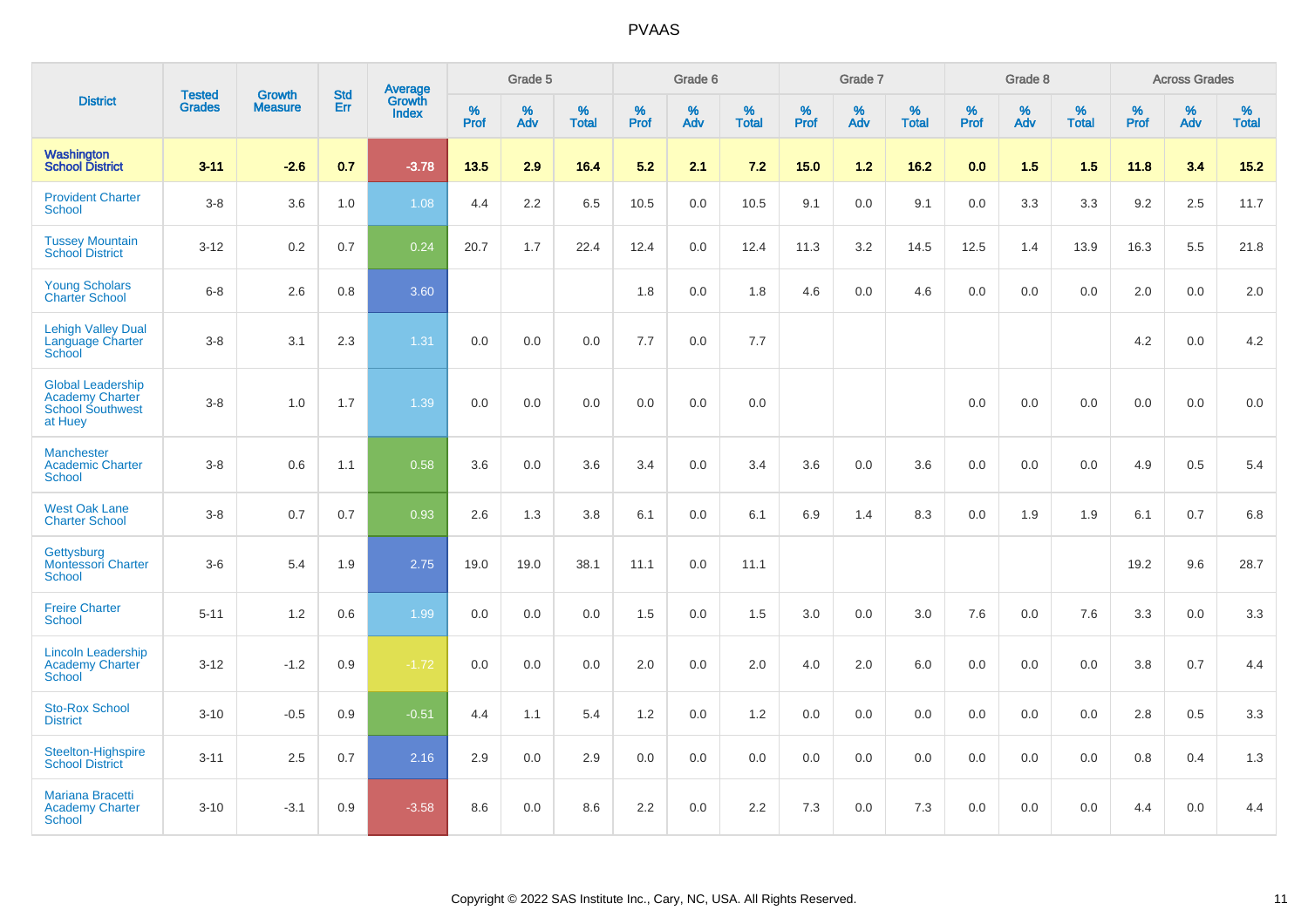# PVAAS

| District | Tested Grades | Growth Measure | Std Err | Average Growth Index | Grade 5 | | | Grade 6 | | | Grade 7 | | | Grade 8 | | | Across Grades | | |
|---|---|---|---|---|---|---|---|---|---|---|---|---|---|---|---|---|---|---|---|
| | | | | | % Prof | % Adv | % Total | % Prof | % Adv | % Total | % Prof | % Adv | % Total | % Prof | % Adv | % Total | % Prof | % Adv | % Total |
| **Washington School District** | **3-11** | **-2.6** | **0.7** | **-3.78** | **13.5** | **2.9** | **16.4** | **5.2** | **2.1** | **7.2** | **15.0** | **1.2** | **16.2** | **0.0** | **1.5** | **1.5** | **11.8** | **3.4** | **15.2** |
| Provident Charter School | 3-8 | 3.6 | 1.0 | 1.08 | 4.4 | 2.2 | 6.5 | 10.5 | 0.0 | 10.5 | 9.1 | 0.0 | 9.1 | 0.0 | 3.3 | 3.3 | 9.2 | 2.5 | 11.7 |
| Tussey Mountain School District | 3-12 | 0.2 | 0.7 | 0.24 | 20.7 | 1.7 | 22.4 | 12.4 | 0.0 | 12.4 | 11.3 | 3.2 | 14.5 | 12.5 | 1.4 | 13.9 | 16.3 | 5.5 | 21.8 |
| Young Scholars Charter School | 6-8 | 2.6 | 0.8 | 3.60 | | | | 1.8 | 0.0 | 1.8 | 4.6 | 0.0 | 4.6 | 0.0 | 0.0 | 0.0 | 2.0 | 0.0 | 2.0 |
| Lehigh Valley Dual Language Charter School | 3-8 | 3.1 | 2.3 | 1.31 | 0.0 | 0.0 | 0.0 | 7.7 | 0.0 | 7.7 | | | | | | | 4.2 | 0.0 | 4.2 |
| Global Leadership Academy Charter School Southwest at Huey | 3-8 | 1.0 | 1.7 | 1.39 | 0.0 | 0.0 | 0.0 | 0.0 | 0.0 | 0.0 | | | | 0.0 | 0.0 | 0.0 | 0.0 | 0.0 | 0.0 |
| Manchester Academic Charter School | 3-8 | 0.6 | 1.1 | 0.58 | 3.6 | 0.0 | 3.6 | 3.4 | 0.0 | 3.4 | 3.6 | 0.0 | 3.6 | 0.0 | 0.0 | 0.0 | 4.9 | 0.5 | 5.4 |
| West Oak Lane Charter School | 3-8 | 0.7 | 0.7 | 0.93 | 2.6 | 1.3 | 3.8 | 6.1 | 0.0 | 6.1 | 6.9 | 1.4 | 8.3 | 0.0 | 1.9 | 1.9 | 6.1 | 0.7 | 6.8 |
| Gettysburg Montessori Charter School | 3-6 | 5.4 | 1.9 | 2.75 | 19.0 | 19.0 | 38.1 | 11.1 | 0.0 | 11.1 | | | | | | | 19.2 | 9.6 | 28.7 |
| Freire Charter School | 5-11 | 1.2 | 0.6 | 1.99 | 0.0 | 0.0 | 0.0 | 1.5 | 0.0 | 1.5 | 3.0 | 0.0 | 3.0 | 7.6 | 0.0 | 7.6 | 3.3 | 0.0 | 3.3 |
| Lincoln Leadership Academy Charter School | 3-12 | -1.2 | 0.9 | -1.72 | 0.0 | 0.0 | 0.0 | 2.0 | 0.0 | 2.0 | 4.0 | 2.0 | 6.0 | 0.0 | 0.0 | 0.0 | 3.8 | 0.7 | 4.4 |
| Sto-Rox School District | 3-10 | -0.5 | 0.9 | -0.51 | 4.4 | 1.1 | 5.4 | 1.2 | 0.0 | 1.2 | 0.0 | 0.0 | 0.0 | 0.0 | 0.0 | 0.0 | 2.8 | 0.5 | 3.3 |
| Steelton-Highspire School District | 3-11 | 2.5 | 0.7 | 2.16 | 2.9 | 0.0 | 2.9 | 0.0 | 0.0 | 0.0 | 0.0 | 0.0 | 0.0 | 0.0 | 0.0 | 0.0 | 0.8 | 0.4 | 1.3 |
| Mariana Bracetti Academy Charter School | 3-10 | -3.1 | 0.9 | -3.58 | 8.6 | 0.0 | 8.6 | 2.2 | 0.0 | 2.2 | 7.3 | 0.0 | 7.3 | 0.0 | 0.0 | 0.0 | 4.4 | 0.0 | 4.4 |

Copyright © 2022 SAS Institute Inc., Cary, NC, USA. All Rights Reserved.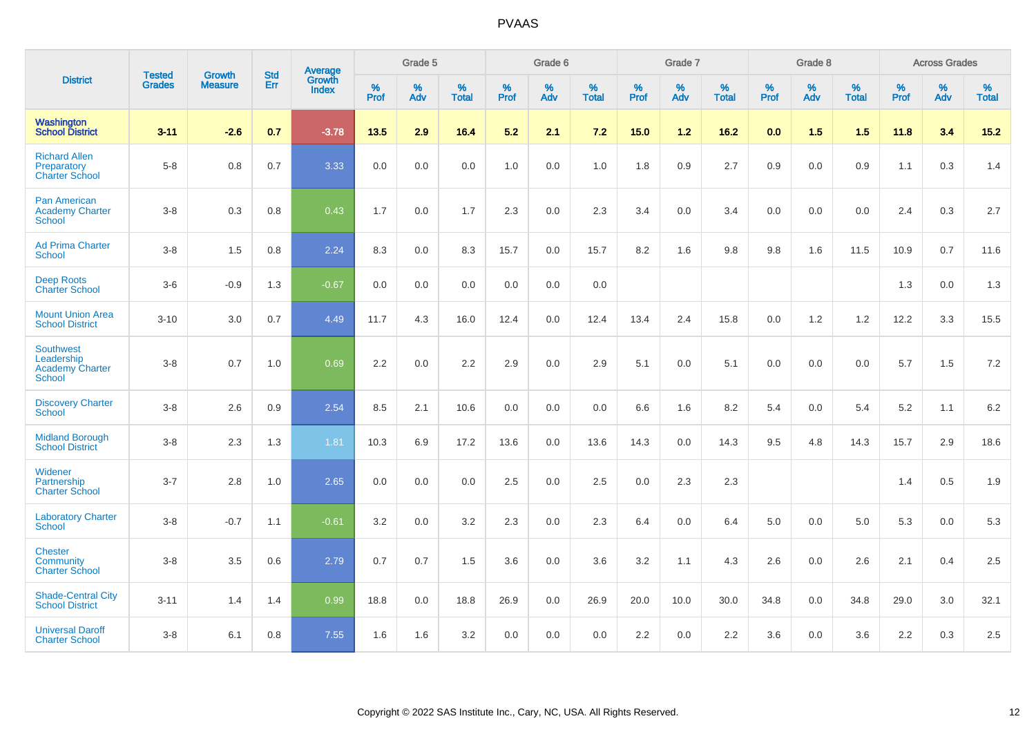# PVAAS

| District | Tested Grades | Growth Measure | Std Err | Average Growth Index | Grade 5 | | | Grade 6 | | | Grade 7 | | | Grade 8 | | | Across Grades | | |
|---|---|---|---|---|---|---|---|---|---|---|---|---|---|---|---|---|---|---|---|
| | | | | | % Prof | % Adv | % Total | % Prof | % Adv | % Total | % Prof | % Adv | % Total | % Prof | % Adv | % Total | % Prof | % Adv | % Total |
| **Washington School District** | **3-11** | **-2.6** | **0.7** | **-3.78** | **13.5** | **2.9** | **16.4** | **5.2** | **2.1** | **7.2** | **15.0** | **1.2** | **16.2** | **0.0** | **1.5** | **1.5** | **11.8** | **3.4** | **15.2** |
| Richard Allen Preparatory Charter School | 5-8 | 0.8 | 0.7 | 3.33 | 0.0 | 0.0 | 0.0 | 1.0 | 0.0 | 1.0 | 1.8 | 0.9 | 2.7 | 0.9 | 0.0 | 0.9 | 1.1 | 0.3 | 1.4 |
| Pan American Academy Charter School | 3-8 | 0.3 | 0.8 | 0.43 | 1.7 | 0.0 | 1.7 | 2.3 | 0.0 | 2.3 | 3.4 | 0.0 | 3.4 | 0.0 | 0.0 | 0.0 | 2.4 | 0.3 | 2.7 |
| Ad Prima Charter School | 3-8 | 1.5 | 0.8 | 2.24 | 8.3 | 0.0 | 8.3 | 15.7 | 0.0 | 15.7 | 8.2 | 1.6 | 9.8 | 9.8 | 1.6 | 11.5 | 10.9 | 0.7 | 11.6 |
| Deep Roots Charter School | 3-6 | -0.9 | 1.3 | -0.67 | 0.0 | 0.0 | 0.0 | 0.0 | 0.0 | 0.0 | | | | | | | 1.3 | 0.0 | 1.3 |
| Mount Union Area School District | 3-10 | 3.0 | 0.7 | 4.49 | 11.7 | 4.3 | 16.0 | 12.4 | 0.0 | 12.4 | 13.4 | 2.4 | 15.8 | 0.0 | 1.2 | 1.2 | 12.2 | 3.3 | 15.5 |
| Southwest Leadership Academy Charter School | 3-8 | 0.7 | 1.0 | 0.69 | 2.2 | 0.0 | 2.2 | 2.9 | 0.0 | 2.9 | 5.1 | 0.0 | 5.1 | 0.0 | 0.0 | 0.0 | 5.7 | 1.5 | 7.2 |
| Discovery Charter School | 3-8 | 2.6 | 0.9 | 2.54 | 8.5 | 2.1 | 10.6 | 0.0 | 0.0 | 0.0 | 6.6 | 1.6 | 8.2 | 5.4 | 0.0 | 5.4 | 5.2 | 1.1 | 6.2 |
| Midland Borough School District | 3-8 | 2.3 | 1.3 | 1.81 | 10.3 | 6.9 | 17.2 | 13.6 | 0.0 | 13.6 | 14.3 | 0.0 | 14.3 | 9.5 | 4.8 | 14.3 | 15.7 | 2.9 | 18.6 |
| Widener Partnership Charter School | 3-7 | 2.8 | 1.0 | 2.65 | 0.0 | 0.0 | 0.0 | 2.5 | 0.0 | 2.5 | 0.0 | 2.3 | 2.3 | | | | 1.4 | 0.5 | 1.9 |
| Laboratory Charter School | 3-8 | -0.7 | 1.1 | -0.61 | 3.2 | 0.0 | 3.2 | 2.3 | 0.0 | 2.3 | 6.4 | 0.0 | 6.4 | 5.0 | 0.0 | 5.0 | 5.3 | 0.0 | 5.3 |
| Chester Community Charter School | 3-8 | 3.5 | 0.6 | 2.79 | 0.7 | 0.7 | 1.5 | 3.6 | 0.0 | 3.6 | 3.2 | 1.1 | 4.3 | 2.6 | 0.0 | 2.6 | 2.1 | 0.4 | 2.5 |
| Shade-Central City School District | 3-11 | 1.4 | 1.4 | 0.99 | 18.8 | 0.0 | 18.8 | 26.9 | 0.0 | 26.9 | 20.0 | 10.0 | 30.0 | 34.8 | 0.0 | 34.8 | 29.0 | 3.0 | 32.1 |
| Universal Daroff Charter School | 3-8 | 6.1 | 0.8 | 7.55 | 1.6 | 1.6 | 3.2 | 0.0 | 0.0 | 0.0 | 2.2 | 0.0 | 2.2 | 3.6 | 0.0 | 3.6 | 2.2 | 0.3 | 2.5 |

Copyright © 2022 SAS Institute Inc., Cary, NC, USA. All Rights Reserved.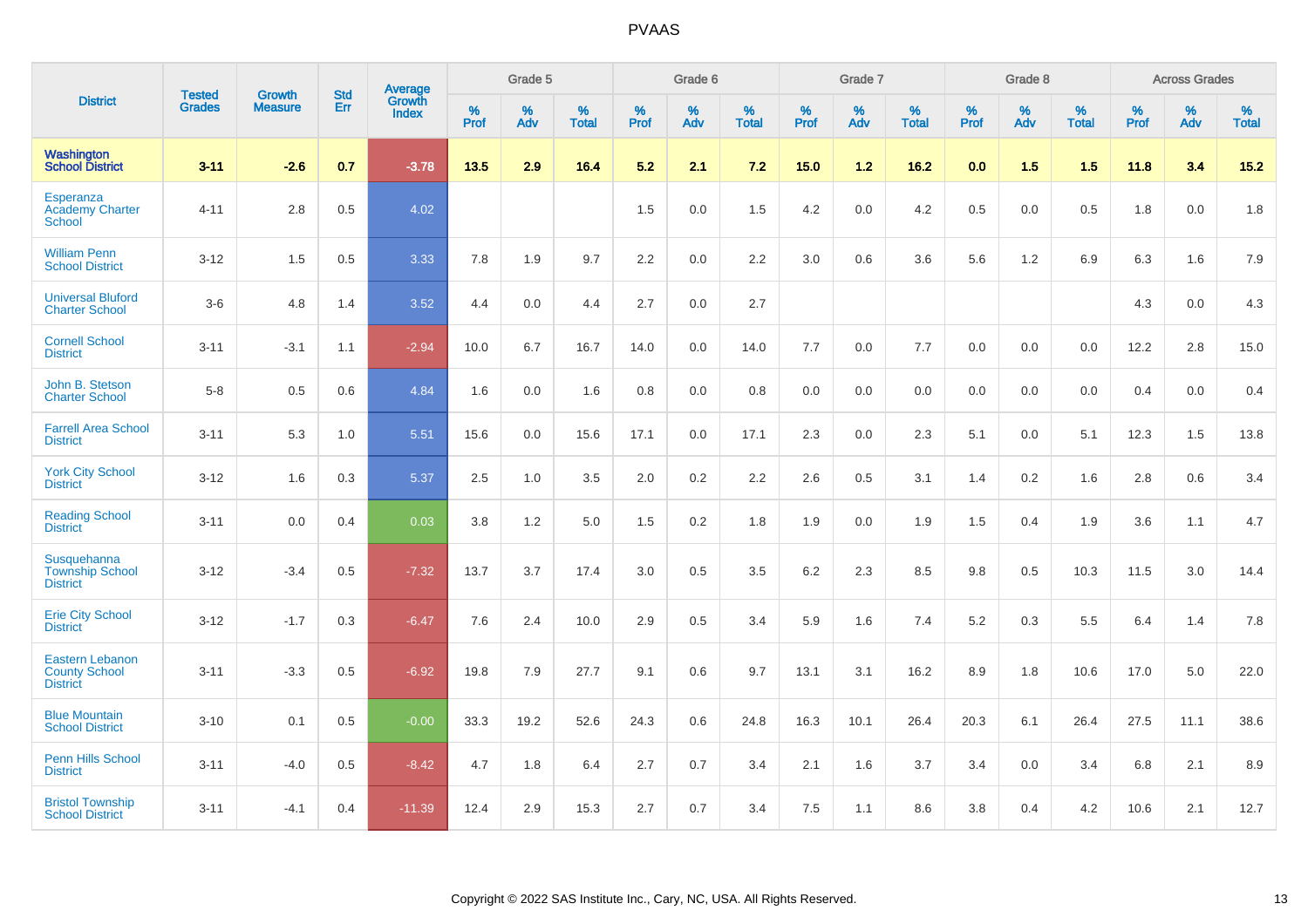# PVAAS

| District | Tested Grades | Growth Measure | Std Err | Average Growth Index | Grade 5 | | | Grade 6 | | | Grade 7 | | | Grade 8 | | | Across Grades | | |
|---|---|---|---|---|---|---|---|---|---|---|---|---|---|---|---|---|---|---|---|
| | | | | | % Prof | % Adv | % Total | % Prof | % Adv | % Total | % Prof | % Adv | % Total | % Prof | % Adv | % Total | % Prof | % Adv | % Total |
| **Washington School District** | **3-11** | **-2.6** | **0.7** | **-3.78** | **13.5** | **2.9** | **16.4** | **5.2** | **2.1** | **7.2** | **15.0** | **1.2** | **16.2** | **0.0** | **1.5** | **1.5** | **11.8** | **3.4** | **15.2** |
| Esperanza Academy Charter School | 4-11 | 2.8 | 0.5 | 4.02 | | | | 1.5 | 0.0 | 1.5 | 4.2 | 0.0 | 4.2 | 0.5 | 0.0 | 0.5 | 1.8 | 0.0 | 1.8 |
| William Penn School District | 3-12 | 1.5 | 0.5 | 3.33 | 7.8 | 1.9 | 9.7 | 2.2 | 0.0 | 2.2 | 3.0 | 0.6 | 3.6 | 5.6 | 1.2 | 6.9 | 6.3 | 1.6 | 7.9 |
| Universal Bluford Charter School | 3-6 | 4.8 | 1.4 | 3.52 | 4.4 | 0.0 | 4.4 | 2.7 | 0.0 | 2.7 | | | | | | | 4.3 | 0.0 | 4.3 |
| Cornell School District | 3-11 | -3.1 | 1.1 | -2.94 | 10.0 | 6.7 | 16.7 | 14.0 | 0.0 | 14.0 | 7.7 | 0.0 | 7.7 | 0.0 | 0.0 | 0.0 | 12.2 | 2.8 | 15.0 |
| John B. Stetson Charter School | 5-8 | 0.5 | 0.6 | 4.84 | 1.6 | 0.0 | 1.6 | 0.8 | 0.0 | 0.8 | 0.0 | 0.0 | 0.0 | 0.0 | 0.0 | 0.0 | 0.4 | 0.0 | 0.4 |
| Farrell Area School District | 3-11 | 5.3 | 1.0 | 5.51 | 15.6 | 0.0 | 15.6 | 17.1 | 0.0 | 17.1 | 2.3 | 0.0 | 2.3 | 5.1 | 0.0 | 5.1 | 12.3 | 1.5 | 13.8 |
| York City School District | 3-12 | 1.6 | 0.3 | 5.37 | 2.5 | 1.0 | 3.5 | 2.0 | 0.2 | 2.2 | 2.6 | 0.5 | 3.1 | 1.4 | 0.2 | 1.6 | 2.8 | 0.6 | 3.4 |
| Reading School District | 3-11 | 0.0 | 0.4 | 0.03 | 3.8 | 1.2 | 5.0 | 1.5 | 0.2 | 1.8 | 1.9 | 0.0 | 1.9 | 1.5 | 0.4 | 1.9 | 3.6 | 1.1 | 4.7 |
| Susquehanna Township School District | 3-12 | -3.4 | 0.5 | -7.32 | 13.7 | 3.7 | 17.4 | 3.0 | 0.5 | 3.5 | 6.2 | 2.3 | 8.5 | 9.8 | 0.5 | 10.3 | 11.5 | 3.0 | 14.4 |
| Erie City School District | 3-12 | -1.7 | 0.3 | -6.47 | 7.6 | 2.4 | 10.0 | 2.9 | 0.5 | 3.4 | 5.9 | 1.6 | 7.4 | 5.2 | 0.3 | 5.5 | 6.4 | 1.4 | 7.8 |
| Eastern Lebanon County School District | 3-11 | -3.3 | 0.5 | -6.92 | 19.8 | 7.9 | 27.7 | 9.1 | 0.6 | 9.7 | 13.1 | 3.1 | 16.2 | 8.9 | 1.8 | 10.6 | 17.0 | 5.0 | 22.0 |
| Blue Mountain School District | 3-10 | 0.1 | 0.5 | -0.00 | 33.3 | 19.2 | 52.6 | 24.3 | 0.6 | 24.8 | 16.3 | 10.1 | 26.4 | 20.3 | 6.1 | 26.4 | 27.5 | 11.1 | 38.6 |
| Penn Hills School District | 3-11 | -4.0 | 0.5 | -8.42 | 4.7 | 1.8 | 6.4 | 2.7 | 0.7 | 3.4 | 2.1 | 1.6 | 3.7 | 3.4 | 0.0 | 3.4 | 6.8 | 2.1 | 8.9 |
| Bristol Township School District | 3-11 | -4.1 | 0.4 | -11.39 | 12.4 | 2.9 | 15.3 | 2.7 | 0.7 | 3.4 | 7.5 | 1.1 | 8.6 | 3.8 | 0.4 | 4.2 | 10.6 | 2.1 | 12.7 |

Copyright © 2022 SAS Institute Inc., Cary, NC, USA. All Rights Reserved.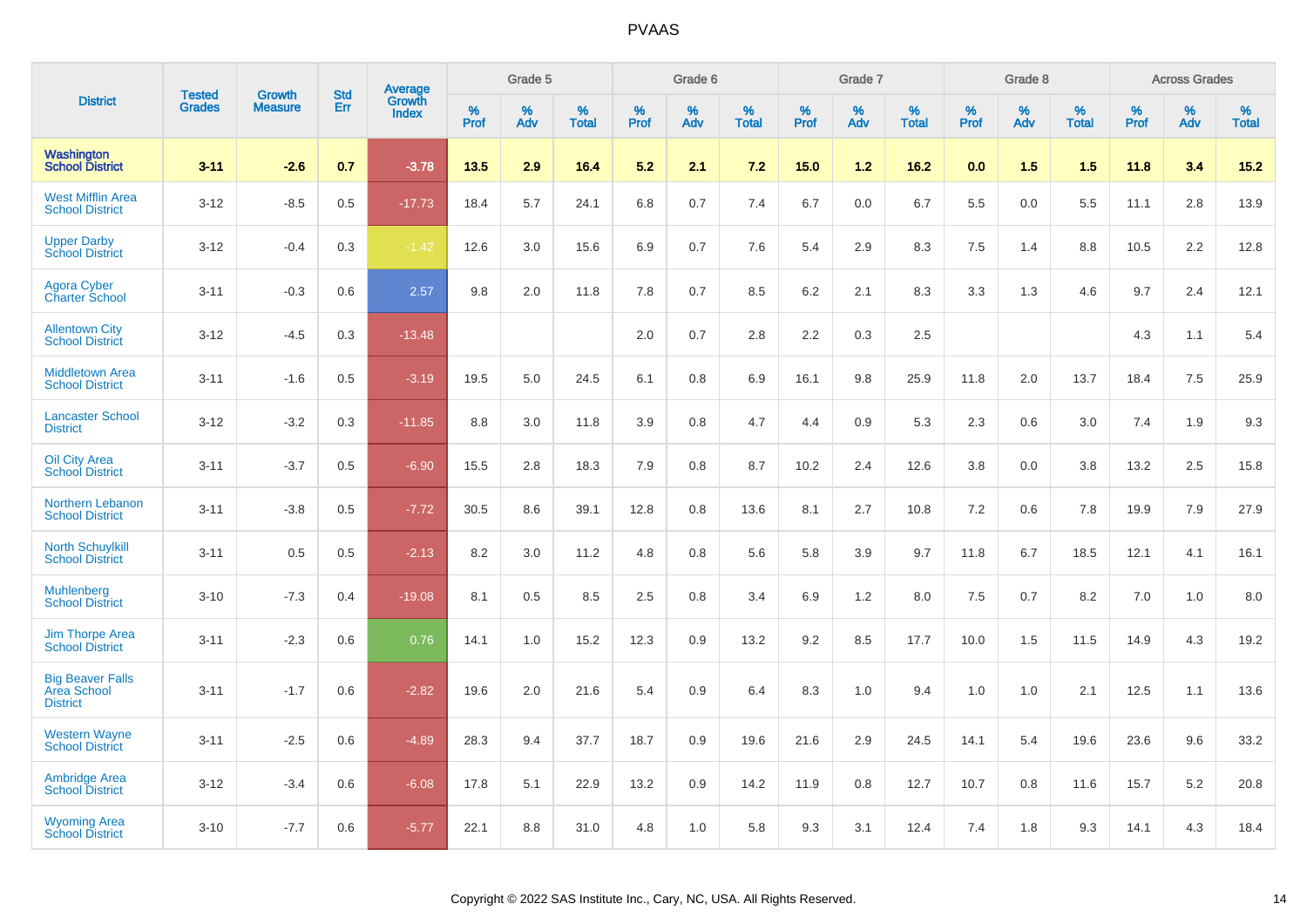| District | Tested Grades | Growth Measure | Std Err | Average Growth Index | Grade 5 | | | Grade 6 | | | Grade 7 | | | Grade 8 | | | Across Grades | | |
|---|---|---|---|---|---|---|---|---|---|---|---|---|---|---|---|---|---|---|---|
| | | | | | % Prof | % Adv | % Total | % Prof | % Adv | % Total | % Prof | % Adv | % Total | % Prof | % Adv | % Total | % Prof | % Adv | % Total |
| **Washington School District** | **3-11** | **-2.6** | **0.7** | **-3.78** | **13.5** | **2.9** | **16.4** | **5.2** | **2.1** | **7.2** | **15.0** | **1.2** | **16.2** | **0.0** | **1.5** | **1.5** | **11.8** | **3.4** | **15.2** |
| West Mifflin Area School District | 3-12 | -8.5 | 0.5 | -17.73 | 18.4 | 5.7 | 24.1 | 6.8 | 0.7 | 7.4 | 6.7 | 0.0 | 6.7 | 5.5 | 0.0 | 5.5 | 11.1 | 2.8 | 13.9 |
| Upper Darby School District | 3-12 | -0.4 | 0.3 | -1.42 | 12.6 | 3.0 | 15.6 | 6.9 | 0.7 | 7.6 | 5.4 | 2.9 | 8.3 | 7.5 | 1.4 | 8.8 | 10.5 | 2.2 | 12.8 |
| Agora Cyber Charter School | 3-11 | -0.3 | 0.6 | 2.57 | 9.8 | 2.0 | 11.8 | 7.8 | 0.7 | 8.5 | 6.2 | 2.1 | 8.3 | 3.3 | 1.3 | 4.6 | 9.7 | 2.4 | 12.1 |
| Allentown City School District | 3-12 | -4.5 | 0.3 | -13.48 | | | | 2.0 | 0.7 | 2.8 | 2.2 | 0.3 | 2.5 | | | | 4.3 | 1.1 | 5.4 |
| Middletown Area School District | 3-11 | -1.6 | 0.5 | -3.19 | 19.5 | 5.0 | 24.5 | 6.1 | 0.8 | 6.9 | 16.1 | 9.8 | 25.9 | 11.8 | 2.0 | 13.7 | 18.4 | 7.5 | 25.9 |
| Lancaster School District | 3-12 | -3.2 | 0.3 | -11.85 | 8.8 | 3.0 | 11.8 | 3.9 | 0.8 | 4.7 | 4.4 | 0.9 | 5.3 | 2.3 | 0.6 | 3.0 | 7.4 | 1.9 | 9.3 |
| Oil City Area School District | 3-11 | -3.7 | 0.5 | -6.90 | 15.5 | 2.8 | 18.3 | 7.9 | 0.8 | 8.7 | 10.2 | 2.4 | 12.6 | 3.8 | 0.0 | 3.8 | 13.2 | 2.5 | 15.8 |
| Northern Lebanon School District | 3-11 | -3.8 | 0.5 | -7.72 | 30.5 | 8.6 | 39.1 | 12.8 | 0.8 | 13.6 | 8.1 | 2.7 | 10.8 | 7.2 | 0.6 | 7.8 | 19.9 | 7.9 | 27.9 |
| North Schuylkill School District | 3-11 | 0.5 | 0.5 | -2.13 | 8.2 | 3.0 | 11.2 | 4.8 | 0.8 | 5.6 | 5.8 | 3.9 | 9.7 | 11.8 | 6.7 | 18.5 | 12.1 | 4.1 | 16.1 |
| Muhlenberg School District | 3-10 | -7.3 | 0.4 | -19.08 | 8.1 | 0.5 | 8.5 | 2.5 | 0.8 | 3.4 | 6.9 | 1.2 | 8.0 | 7.5 | 0.7 | 8.2 | 7.0 | 1.0 | 8.0 |
| Jim Thorpe Area School District | 3-11 | -2.3 | 0.6 | 0.76 | 14.1 | 1.0 | 15.2 | 12.3 | 0.9 | 13.2 | 9.2 | 8.5 | 17.7 | 10.0 | 1.5 | 11.5 | 14.9 | 4.3 | 19.2 |
| Big Beaver Falls Area School District | 3-11 | -1.7 | 0.6 | -2.82 | 19.6 | 2.0 | 21.6 | 5.4 | 0.9 | 6.4 | 8.3 | 1.0 | 9.4 | 1.0 | 1.0 | 2.1 | 12.5 | 1.1 | 13.6 |
| Western Wayne School District | 3-11 | -2.5 | 0.6 | -4.89 | 28.3 | 9.4 | 37.7 | 18.7 | 0.9 | 19.6 | 21.6 | 2.9 | 24.5 | 14.1 | 5.4 | 19.6 | 23.6 | 9.6 | 33.2 |
| Ambridge Area School District | 3-12 | -3.4 | 0.6 | -6.08 | 17.8 | 5.1 | 22.9 | 13.2 | 0.9 | 14.2 | 11.9 | 0.8 | 12.7 | 10.7 | 0.8 | 11.6 | 15.7 | 5.2 | 20.8 |
| Wyoming Area School District | 3-10 | -7.7 | 0.6 | -5.77 | 22.1 | 8.8 | 31.0 | 4.8 | 1.0 | 5.8 | 9.3 | 3.1 | 12.4 | 7.4 | 1.8 | 9.3 | 14.1 | 4.3 | 18.4 |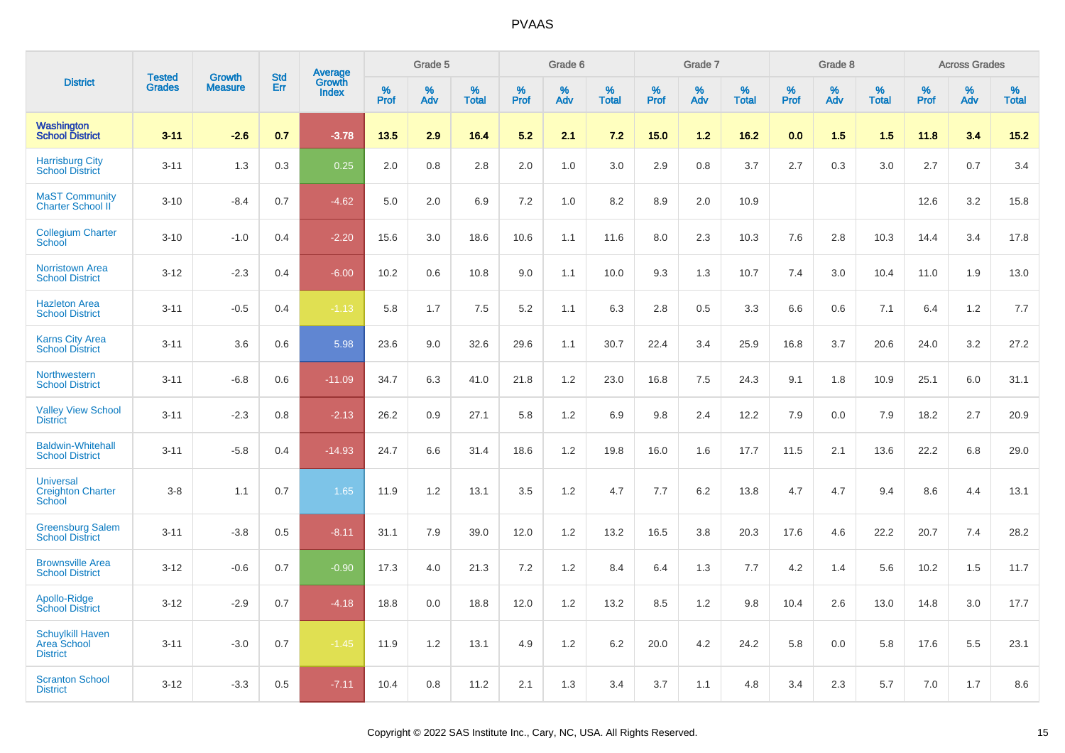| District | Tested Grades | Growth Measure | Std Err | Average Growth Index | Grade 5 | | | Grade 6 | | | Grade 7 | | | Grade 8 | | | Across Grades | | |
|---|---|---|---|---|---|---|---|---|---|---|---|---|---|---|---|---|---|---|---|
| | | | | | % Prof | % Adv | % Total | % Prof | % Adv | % Total | % Prof | % Adv | % Total | % Prof | % Adv | % Total | % Prof | % Adv | % Total |
| **Washington School District** | **3-11** | **-2.6** | **0.7** | **-3.78** | **13.5** | **2.9** | **16.4** | **5.2** | **2.1** | **7.2** | **15.0** | **1.2** | **16.2** | **0.0** | **1.5** | **1.5** | **11.8** | **3.4** | **15.2** |
| Harrisburg City School District | 3-11 | 1.3 | 0.3 | 0.25 | 2.0 | 0.8 | 2.8 | 2.0 | 1.0 | 3.0 | 2.9 | 0.8 | 3.7 | 2.7 | 0.3 | 3.0 | 2.7 | 0.7 | 3.4 |
| MaST Community Charter School II | 3-10 | -8.4 | 0.7 | -4.62 | 5.0 | 2.0 | 6.9 | 7.2 | 1.0 | 8.2 | 8.9 | 2.0 | 10.9 | | | | 12.6 | 3.2 | 15.8 |
| Collegium Charter School | 3-10 | -1.0 | 0.4 | -2.20 | 15.6 | 3.0 | 18.6 | 10.6 | 1.1 | 11.6 | 8.0 | 2.3 | 10.3 | 7.6 | 2.8 | 10.3 | 14.4 | 3.4 | 17.8 |
| Norristown Area School District | 3-12 | -2.3 | 0.4 | -6.00 | 10.2 | 0.6 | 10.8 | 9.0 | 1.1 | 10.0 | 9.3 | 1.3 | 10.7 | 7.4 | 3.0 | 10.4 | 11.0 | 1.9 | 13.0 |
| Hazleton Area School District | 3-11 | -0.5 | 0.4 | -1.13 | 5.8 | 1.7 | 7.5 | 5.2 | 1.1 | 6.3 | 2.8 | 0.5 | 3.3 | 6.6 | 0.6 | 7.1 | 6.4 | 1.2 | 7.7 |
| Karns City Area School District | 3-11 | 3.6 | 0.6 | 5.98 | 23.6 | 9.0 | 32.6 | 29.6 | 1.1 | 30.7 | 22.4 | 3.4 | 25.9 | 16.8 | 3.7 | 20.6 | 24.0 | 3.2 | 27.2 |
| Northwestern School District | 3-11 | -6.8 | 0.6 | -11.09 | 34.7 | 6.3 | 41.0 | 21.8 | 1.2 | 23.0 | 16.8 | 7.5 | 24.3 | 9.1 | 1.8 | 10.9 | 25.1 | 6.0 | 31.1 |
| Valley View School District | 3-11 | -2.3 | 0.8 | -2.13 | 26.2 | 0.9 | 27.1 | 5.8 | 1.2 | 6.9 | 9.8 | 2.4 | 12.2 | 7.9 | 0.0 | 7.9 | 18.2 | 2.7 | 20.9 |
| Baldwin-Whitehall School District | 3-11 | -5.8 | 0.4 | -14.93 | 24.7 | 6.6 | 31.4 | 18.6 | 1.2 | 19.8 | 16.0 | 1.6 | 17.7 | 11.5 | 2.1 | 13.6 | 22.2 | 6.8 | 29.0 |
| Universal Creighton Charter School | 3-8 | 1.1 | 0.7 | 1.65 | 11.9 | 1.2 | 13.1 | 3.5 | 1.2 | 4.7 | 7.7 | 6.2 | 13.8 | 4.7 | 4.7 | 9.4 | 8.6 | 4.4 | 13.1 |
| Greensburg Salem School District | 3-11 | -3.8 | 0.5 | -8.11 | 31.1 | 7.9 | 39.0 | 12.0 | 1.2 | 13.2 | 16.5 | 3.8 | 20.3 | 17.6 | 4.6 | 22.2 | 20.7 | 7.4 | 28.2 |
| Brownsville Area School District | 3-12 | -0.6 | 0.7 | -0.90 | 17.3 | 4.0 | 21.3 | 7.2 | 1.2 | 8.4 | 6.4 | 1.3 | 7.7 | 4.2 | 1.4 | 5.6 | 10.2 | 1.5 | 11.7 |
| Apollo-Ridge School District | 3-12 | -2.9 | 0.7 | -4.18 | 18.8 | 0.0 | 18.8 | 12.0 | 1.2 | 13.2 | 8.5 | 1.2 | 9.8 | 10.4 | 2.6 | 13.0 | 14.8 | 3.0 | 17.7 |
| Schuylkill Haven Area School District | 3-11 | -3.0 | 0.7 | -1.45 | 11.9 | 1.2 | 13.1 | 4.9 | 1.2 | 6.2 | 20.0 | 4.2 | 24.2 | 5.8 | 0.0 | 5.8 | 17.6 | 5.5 | 23.1 |
| Scranton School District | 3-12 | -3.3 | 0.5 | -7.11 | 10.4 | 0.8 | 11.2 | 2.1 | 1.3 | 3.4 | 3.7 | 1.1 | 4.8 | 3.4 | 2.3 | 5.7 | 7.0 | 1.7 | 8.6 |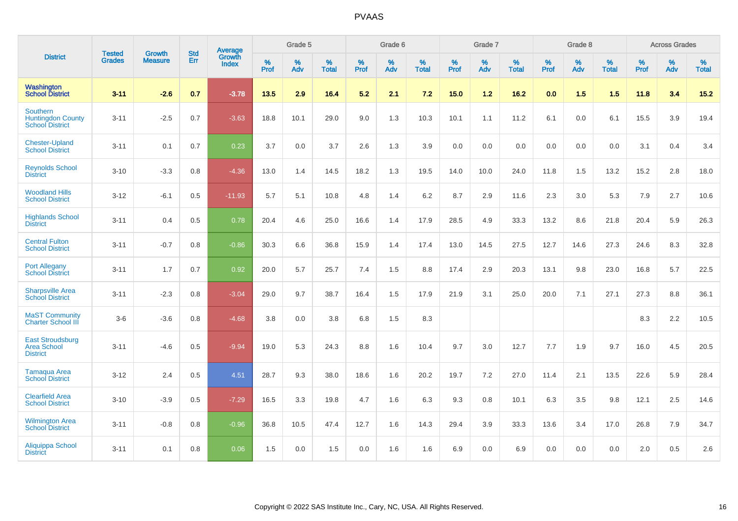# PVAAS

| District | Tested Grades | Growth Measure | Std Err | Average Growth Index | Grade 5 | | | Grade 6 | | | Grade 7 | | | Grade 8 | | | Across Grades | | |
|---|---|---|---|---|---|---|---|---|---|---|---|---|---|---|---|---|---|---|---|
| | | | | | % Prof | % Adv | % Total | % Prof | % Adv | % Total | % Prof | % Adv | % Total | % Prof | % Adv | % Total | % Prof | % Adv | % Total |
| **Washington School District** | **3-11** | **-2.6** | **0.7** | **-3.78** | **13.5** | **2.9** | **16.4** | **5.2** | **2.1** | **7.2** | **15.0** | **1.2** | **16.2** | **0.0** | **1.5** | **1.5** | **11.8** | **3.4** | **15.2** |
| Southern Huntingdon County School District | 3-11 | -2.5 | 0.7 | -3.63 | 18.8 | 10.1 | 29.0 | 9.0 | 1.3 | 10.3 | 10.1 | 1.1 | 11.2 | 6.1 | 0.0 | 6.1 | 15.5 | 3.9 | 19.4 |
| Chester-Upland School District | 3-11 | 0.1 | 0.7 | 0.23 | 3.7 | 0.0 | 3.7 | 2.6 | 1.3 | 3.9 | 0.0 | 0.0 | 0.0 | 0.0 | 0.0 | 0.0 | 3.1 | 0.4 | 3.4 |
| Reynolds School District | 3-10 | -3.3 | 0.8 | -4.36 | 13.0 | 1.4 | 14.5 | 18.2 | 1.3 | 19.5 | 14.0 | 10.0 | 24.0 | 11.8 | 1.5 | 13.2 | 15.2 | 2.8 | 18.0 |
| Woodland Hills School District | 3-12 | -6.1 | 0.5 | -11.93 | 5.7 | 5.1 | 10.8 | 4.8 | 1.4 | 6.2 | 8.7 | 2.9 | 11.6 | 2.3 | 3.0 | 5.3 | 7.9 | 2.7 | 10.6 |
| Highlands School District | 3-11 | 0.4 | 0.5 | 0.78 | 20.4 | 4.6 | 25.0 | 16.6 | 1.4 | 17.9 | 28.5 | 4.9 | 33.3 | 13.2 | 8.6 | 21.8 | 20.4 | 5.9 | 26.3 |
| Central Fulton School District | 3-11 | -0.7 | 0.8 | -0.86 | 30.3 | 6.6 | 36.8 | 15.9 | 1.4 | 17.4 | 13.0 | 14.5 | 27.5 | 12.7 | 14.6 | 27.3 | 24.6 | 8.3 | 32.8 |
| Port Allegany School District | 3-11 | 1.7 | 0.7 | 0.92 | 20.0 | 5.7 | 25.7 | 7.4 | 1.5 | 8.8 | 17.4 | 2.9 | 20.3 | 13.1 | 9.8 | 23.0 | 16.8 | 5.7 | 22.5 |
| Sharpsville Area School District | 3-11 | -2.3 | 0.8 | -3.04 | 29.0 | 9.7 | 38.7 | 16.4 | 1.5 | 17.9 | 21.9 | 3.1 | 25.0 | 20.0 | 7.1 | 27.1 | 27.3 | 8.8 | 36.1 |
| MaST Community Charter School III | 3-6 | -3.6 | 0.8 | -4.68 | 3.8 | 0.0 | 3.8 | 6.8 | 1.5 | 8.3 | | | | | | | 8.3 | 2.2 | 10.5 |
| East Stroudsburg Area School District | 3-11 | -4.6 | 0.5 | -9.94 | 19.0 | 5.3 | 24.3 | 8.8 | 1.6 | 10.4 | 9.7 | 3.0 | 12.7 | 7.7 | 1.9 | 9.7 | 16.0 | 4.5 | 20.5 |
| Tamaqua Area School District | 3-12 | 2.4 | 0.5 | 4.51 | 28.7 | 9.3 | 38.0 | 18.6 | 1.6 | 20.2 | 19.7 | 7.2 | 27.0 | 11.4 | 2.1 | 13.5 | 22.6 | 5.9 | 28.4 |
| Clearfield Area School District | 3-10 | -3.9 | 0.5 | -7.29 | 16.5 | 3.3 | 19.8 | 4.7 | 1.6 | 6.3 | 9.3 | 0.8 | 10.1 | 6.3 | 3.5 | 9.8 | 12.1 | 2.5 | 14.6 |
| Wilmington Area School District | 3-11 | -0.8 | 0.8 | -0.96 | 36.8 | 10.5 | 47.4 | 12.7 | 1.6 | 14.3 | 29.4 | 3.9 | 33.3 | 13.6 | 3.4 | 17.0 | 26.8 | 7.9 | 34.7 |
| Aliquippa School District | 3-11 | 0.1 | 0.8 | 0.06 | 1.5 | 0.0 | 1.5 | 0.0 | 1.6 | 1.6 | 6.9 | 0.0 | 6.9 | 0.0 | 0.0 | 0.0 | 2.0 | 0.5 | 2.6 |

Copyright © 2022 SAS Institute Inc., Cary, NC, USA. All Rights Reserved.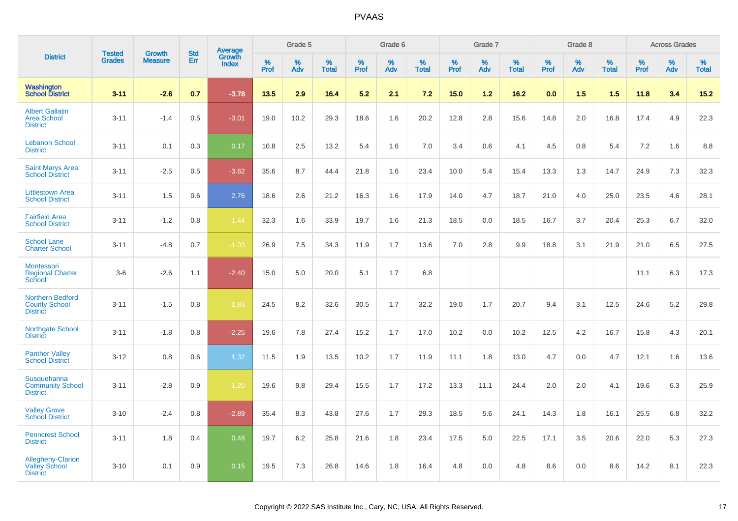# PVAAS

| District | Tested Grades | Growth Measure | Std Err | Average Growth Index | Grade 5 | | | Grade 6 | | | Grade 7 | | | Grade 8 | | | Across Grades | | |
|---|---|---|---|---|---|---|---|---|---|---|---|---|---|---|---|---|---|---|---|
| | | | | | % Prof | % Adv | % Total | % Prof | % Adv | % Total | % Prof | % Adv | % Total | % Prof | % Adv | % Total | % Prof | % Adv | % Total |
| **Washington School District** | **3-11** | **-2.6** | **0.7** | **-3.78** | **13.5** | **2.9** | **16.4** | **5.2** | **2.1** | **7.2** | **15.0** | **1.2** | **16.2** | **0.0** | **1.5** | **1.5** | **11.8** | **3.4** | **15.2** |
| Albert Gallatin Area School District | 3-11 | -1.4 | 0.5 | -3.01 | 19.0 | 10.2 | 29.3 | 18.6 | 1.6 | 20.2 | 12.8 | 2.8 | 15.6 | 14.8 | 2.0 | 16.8 | 17.4 | 4.9 | 22.3 |
| Lebanon School District | 3-11 | 0.1 | 0.3 | 0.17 | 10.8 | 2.5 | 13.2 | 5.4 | 1.6 | 7.0 | 3.4 | 0.6 | 4.1 | 4.5 | 0.8 | 5.4 | 7.2 | 1.6 | 8.8 |
| Saint Marys Area School District | 3-11 | -2.5 | 0.5 | -3.62 | 35.6 | 8.7 | 44.4 | 21.8 | 1.6 | 23.4 | 10.0 | 5.4 | 15.4 | 13.3 | 1.3 | 14.7 | 24.9 | 7.3 | 32.3 |
| Littlestown Area School District | 3-11 | 1.5 | 0.6 | 2.76 | 18.6 | 2.6 | 21.2 | 16.3 | 1.6 | 17.9 | 14.0 | 4.7 | 18.7 | 21.0 | 4.0 | 25.0 | 23.5 | 4.6 | 28.1 |
| Fairfield Area School District | 3-11 | -1.2 | 0.8 | -1.44 | 32.3 | 1.6 | 33.9 | 19.7 | 1.6 | 21.3 | 18.5 | 0.0 | 18.5 | 16.7 | 3.7 | 20.4 | 25.3 | 6.7 | 32.0 |
| School Lane Charter School | 3-11 | -4.8 | 0.7 | -1.03 | 26.9 | 7.5 | 34.3 | 11.9 | 1.7 | 13.6 | 7.0 | 2.8 | 9.9 | 18.8 | 3.1 | 21.9 | 21.0 | 6.5 | 27.5 |
| Montessori Regional Charter School | 3-6 | -2.6 | 1.1 | -2.40 | 15.0 | 5.0 | 20.0 | 5.1 | 1.7 | 6.8 | | | | | | | 11.1 | 6.3 | 17.3 |
| Northern Bedford County School District | 3-11 | -1.5 | 0.8 | -1.83 | 24.5 | 8.2 | 32.6 | 30.5 | 1.7 | 32.2 | 19.0 | 1.7 | 20.7 | 9.4 | 3.1 | 12.5 | 24.6 | 5.2 | 29.8 |
| Northgate School District | 3-11 | -1.8 | 0.8 | -2.25 | 19.6 | 7.8 | 27.4 | 15.2 | 1.7 | 17.0 | 10.2 | 0.0 | 10.2 | 12.5 | 4.2 | 16.7 | 15.8 | 4.3 | 20.1 |
| Panther Valley School District | 3-12 | 0.8 | 0.6 | 1.32 | 11.5 | 1.9 | 13.5 | 10.2 | 1.7 | 11.9 | 11.1 | 1.8 | 13.0 | 4.7 | 0.0 | 4.7 | 12.1 | 1.6 | 13.6 |
| Susquehanna Community School District | 3-11 | -2.8 | 0.9 | -1.20 | 19.6 | 9.8 | 29.4 | 15.5 | 1.7 | 17.2 | 13.3 | 11.1 | 24.4 | 2.0 | 2.0 | 4.1 | 19.6 | 6.3 | 25.9 |
| Valley Grove School District | 3-10 | -2.4 | 0.8 | -2.89 | 35.4 | 8.3 | 43.8 | 27.6 | 1.7 | 29.3 | 18.5 | 5.6 | 24.1 | 14.3 | 1.8 | 16.1 | 25.5 | 6.8 | 32.2 |
| Penncrest School District | 3-11 | 1.8 | 0.4 | 0.48 | 19.7 | 6.2 | 25.8 | 21.6 | 1.8 | 23.4 | 17.5 | 5.0 | 22.5 | 17.1 | 3.5 | 20.6 | 22.0 | 5.3 | 27.3 |
| Allegheny-Clarion Valley School District | 3-10 | 0.1 | 0.9 | 0.15 | 19.5 | 7.3 | 26.8 | 14.6 | 1.8 | 16.4 | 4.8 | 0.0 | 4.8 | 8.6 | 0.0 | 8.6 | 14.2 | 8.1 | 22.3 |

Copyright © 2022 SAS Institute Inc., Cary, NC, USA. All Rights Reserved.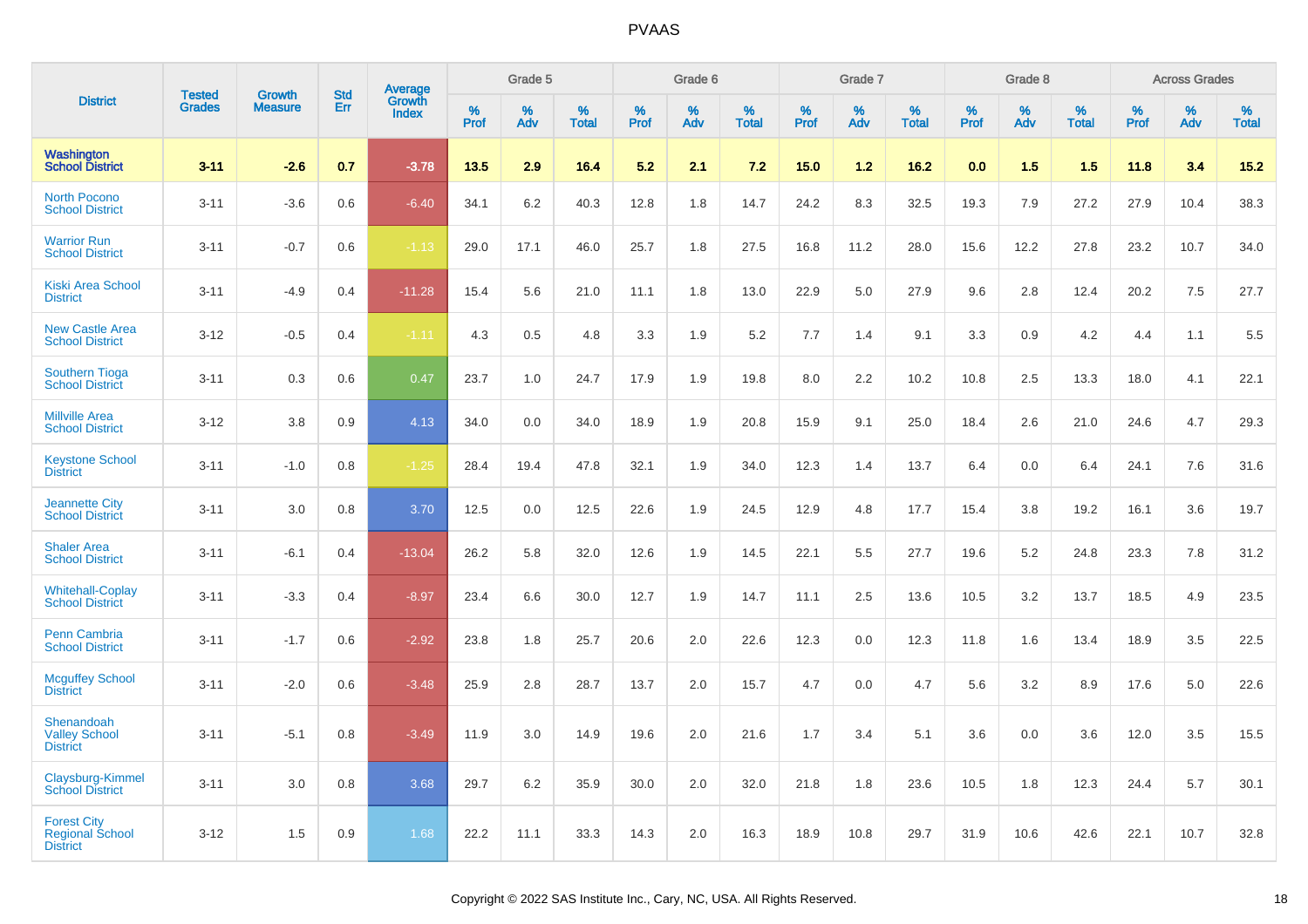| District | Tested Grades | Growth Measure | Std Err | Average Growth Index | Grade 5 | | | Grade 6 | | | Grade 7 | | | Grade 8 | | | Across Grades | | |
|---|---|---|---|---|---|---|---|---|---|---|---|---|---|---|---|---|---|---|---|
| | | | | | % Prof | % Adv | % Total | % Prof | % Adv | % Total | % Prof | % Adv | % Total | % Prof | % Adv | % Total | % Prof | % Adv | % Total |
| **Washington School District** | **3-11** | **-2.6** | **0.7** | **-3.78** | **13.5** | **2.9** | **16.4** | **5.2** | **2.1** | **7.2** | **15.0** | **1.2** | **16.2** | **0.0** | **1.5** | **1.5** | **11.8** | **3.4** | **15.2** |
| North Pocono School District | 3-11 | -3.6 | 0.6 | -6.40 | 34.1 | 6.2 | 40.3 | 12.8 | 1.8 | 14.7 | 24.2 | 8.3 | 32.5 | 19.3 | 7.9 | 27.2 | 27.9 | 10.4 | 38.3 |
| Warrior Run School District | 3-11 | -0.7 | 0.6 | -1.13 | 29.0 | 17.1 | 46.0 | 25.7 | 1.8 | 27.5 | 16.8 | 11.2 | 28.0 | 15.6 | 12.2 | 27.8 | 23.2 | 10.7 | 34.0 |
| Kiski Area School District | 3-11 | -4.9 | 0.4 | -11.28 | 15.4 | 5.6 | 21.0 | 11.1 | 1.8 | 13.0 | 22.9 | 5.0 | 27.9 | 9.6 | 2.8 | 12.4 | 20.2 | 7.5 | 27.7 |
| New Castle Area School District | 3-12 | -0.5 | 0.4 | -1.11 | 4.3 | 0.5 | 4.8 | 3.3 | 1.9 | 5.2 | 7.7 | 1.4 | 9.1 | 3.3 | 0.9 | 4.2 | 4.4 | 1.1 | 5.5 |
| Southern Tioga School District | 3-11 | 0.3 | 0.6 | 0.47 | 23.7 | 1.0 | 24.7 | 17.9 | 1.9 | 19.8 | 8.0 | 2.2 | 10.2 | 10.8 | 2.5 | 13.3 | 18.0 | 4.1 | 22.1 |
| Millville Area School District | 3-12 | 3.8 | 0.9 | 4.13 | 34.0 | 0.0 | 34.0 | 18.9 | 1.9 | 20.8 | 15.9 | 9.1 | 25.0 | 18.4 | 2.6 | 21.0 | 24.6 | 4.7 | 29.3 |
| Keystone School District | 3-11 | -1.0 | 0.8 | -1.25 | 28.4 | 19.4 | 47.8 | 32.1 | 1.9 | 34.0 | 12.3 | 1.4 | 13.7 | 6.4 | 0.0 | 6.4 | 24.1 | 7.6 | 31.6 |
| Jeannette City School District | 3-11 | 3.0 | 0.8 | 3.70 | 12.5 | 0.0 | 12.5 | 22.6 | 1.9 | 24.5 | 12.9 | 4.8 | 17.7 | 15.4 | 3.8 | 19.2 | 16.1 | 3.6 | 19.7 |
| Shaler Area School District | 3-11 | -6.1 | 0.4 | -13.04 | 26.2 | 5.8 | 32.0 | 12.6 | 1.9 | 14.5 | 22.1 | 5.5 | 27.7 | 19.6 | 5.2 | 24.8 | 23.3 | 7.8 | 31.2 |
| Whitehall-Coplay School District | 3-11 | -3.3 | 0.4 | -8.97 | 23.4 | 6.6 | 30.0 | 12.7 | 1.9 | 14.7 | 11.1 | 2.5 | 13.6 | 10.5 | 3.2 | 13.7 | 18.5 | 4.9 | 23.5 |
| Penn Cambria School District | 3-11 | -1.7 | 0.6 | -2.92 | 23.8 | 1.8 | 25.7 | 20.6 | 2.0 | 22.6 | 12.3 | 0.0 | 12.3 | 11.8 | 1.6 | 13.4 | 18.9 | 3.5 | 22.5 |
| Mcguffey School District | 3-11 | -2.0 | 0.6 | -3.48 | 25.9 | 2.8 | 28.7 | 13.7 | 2.0 | 15.7 | 4.7 | 0.0 | 4.7 | 5.6 | 3.2 | 8.9 | 17.6 | 5.0 | 22.6 |
| Shenandoah Valley School District | 3-11 | -5.1 | 0.8 | -3.49 | 11.9 | 3.0 | 14.9 | 19.6 | 2.0 | 21.6 | 1.7 | 3.4 | 5.1 | 3.6 | 0.0 | 3.6 | 12.0 | 3.5 | 15.5 |
| Claysburg-Kimmel School District | 3-11 | 3.0 | 0.8 | 3.68 | 29.7 | 6.2 | 35.9 | 30.0 | 2.0 | 32.0 | 21.8 | 1.8 | 23.6 | 10.5 | 1.8 | 12.3 | 24.4 | 5.7 | 30.1 |
| Forest City Regional School District | 3-12 | 1.5 | 0.9 | 1.68 | 22.2 | 11.1 | 33.3 | 14.3 | 2.0 | 16.3 | 18.9 | 10.8 | 29.7 | 31.9 | 10.6 | 42.6 | 22.1 | 10.7 | 32.8 |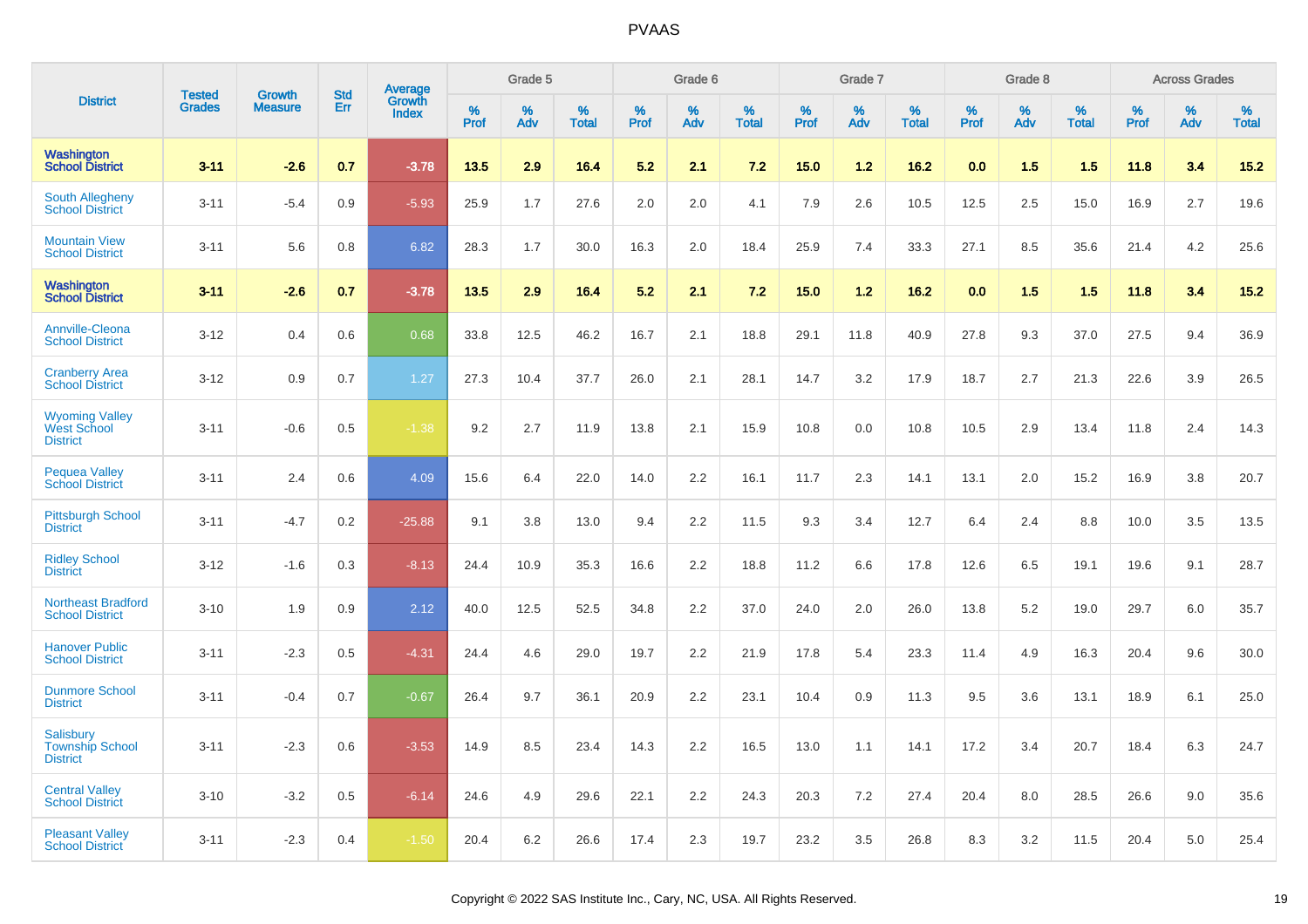# PVAAS

| District | Tested Grades | Growth Measure | Std Err | Average Growth Index | Grade 5 | | | Grade 6 | | | Grade 7 | | | Grade 8 | | | Across Grades | | |
|---|---|---|---|---|---|---|---|---|---|---|---|---|---|---|---|---|---|---|---|
| | | | | | % Prof | % Adv | % Total | % Prof | % Adv | % Total | % Prof | % Adv | % Total | % Prof | % Adv | % Total | % Prof | % Adv | % Total |
| **Washington School District** | **3-11** | **-2.6** | **0.7** | **-3.78** | **13.5** | **2.9** | **16.4** | **5.2** | **2.1** | **7.2** | **15.0** | **1.2** | **16.2** | **0.0** | **1.5** | **1.5** | **11.8** | **3.4** | **15.2** |
| South Allegheny School District | 3-11 | -5.4 | 0.9 | -5.93 | 25.9 | 1.7 | 27.6 | 2.0 | 2.0 | 4.1 | 7.9 | 2.6 | 10.5 | 12.5 | 2.5 | 15.0 | 16.9 | 2.7 | 19.6 |
| Mountain View School District | 3-11 | 5.6 | 0.8 | 6.82 | 28.3 | 1.7 | 30.0 | 16.3 | 2.0 | 18.4 | 25.9 | 7.4 | 33.3 | 27.1 | 8.5 | 35.6 | 21.4 | 4.2 | 25.6 |
| **Washington School District** | **3-11** | **-2.6** | **0.7** | **-3.78** | **13.5** | **2.9** | **16.4** | **5.2** | **2.1** | **7.2** | **15.0** | **1.2** | **16.2** | **0.0** | **1.5** | **1.5** | **11.8** | **3.4** | **15.2** |
| Annville-Cleona School District | 3-12 | 0.4 | 0.6 | 0.68 | 33.8 | 12.5 | 46.2 | 16.7 | 2.1 | 18.8 | 29.1 | 11.8 | 40.9 | 27.8 | 9.3 | 37.0 | 27.5 | 9.4 | 36.9 |
| Cranberry Area School District | 3-12 | 0.9 | 0.7 | 1.27 | 27.3 | 10.4 | 37.7 | 26.0 | 2.1 | 28.1 | 14.7 | 3.2 | 17.9 | 18.7 | 2.7 | 21.3 | 22.6 | 3.9 | 26.5 |
| Wyoming Valley West School District | 3-11 | -0.6 | 0.5 | -1.38 | 9.2 | 2.7 | 11.9 | 13.8 | 2.1 | 15.9 | 10.8 | 0.0 | 10.8 | 10.5 | 2.9 | 13.4 | 11.8 | 2.4 | 14.3 |
| Pequea Valley School District | 3-11 | 2.4 | 0.6 | 4.09 | 15.6 | 6.4 | 22.0 | 14.0 | 2.2 | 16.1 | 11.7 | 2.3 | 14.1 | 13.1 | 2.0 | 15.2 | 16.9 | 3.8 | 20.7 |
| Pittsburgh School District | 3-11 | -4.7 | 0.2 | -25.88 | 9.1 | 3.8 | 13.0 | 9.4 | 2.2 | 11.5 | 9.3 | 3.4 | 12.7 | 6.4 | 2.4 | 8.8 | 10.0 | 3.5 | 13.5 |
| Ridley School District | 3-12 | -1.6 | 0.3 | -8.13 | 24.4 | 10.9 | 35.3 | 16.6 | 2.2 | 18.8 | 11.2 | 6.6 | 17.8 | 12.6 | 6.5 | 19.1 | 19.6 | 9.1 | 28.7 |
| Northeast Bradford School District | 3-10 | 1.9 | 0.9 | 2.12 | 40.0 | 12.5 | 52.5 | 34.8 | 2.2 | 37.0 | 24.0 | 2.0 | 26.0 | 13.8 | 5.2 | 19.0 | 29.7 | 6.0 | 35.7 |
| Hanover Public School District | 3-11 | -2.3 | 0.5 | -4.31 | 24.4 | 4.6 | 29.0 | 19.7 | 2.2 | 21.9 | 17.8 | 5.4 | 23.3 | 11.4 | 4.9 | 16.3 | 20.4 | 9.6 | 30.0 |
| Dunmore School District | 3-11 | -0.4 | 0.7 | -0.67 | 26.4 | 9.7 | 36.1 | 20.9 | 2.2 | 23.1 | 10.4 | 0.9 | 11.3 | 9.5 | 3.6 | 13.1 | 18.9 | 6.1 | 25.0 |
| Salisbury Township School District | 3-11 | -2.3 | 0.6 | -3.53 | 14.9 | 8.5 | 23.4 | 14.3 | 2.2 | 16.5 | 13.0 | 1.1 | 14.1 | 17.2 | 3.4 | 20.7 | 18.4 | 6.3 | 24.7 |
| Central Valley School District | 3-10 | -3.2 | 0.5 | -6.14 | 24.6 | 4.9 | 29.6 | 22.1 | 2.2 | 24.3 | 20.3 | 7.2 | 27.4 | 20.4 | 8.0 | 28.5 | 26.6 | 9.0 | 35.6 |
| Pleasant Valley School District | 3-11 | -2.3 | 0.4 | -1.50 | 20.4 | 6.2 | 26.6 | 17.4 | 2.3 | 19.7 | 23.2 | 3.5 | 26.8 | 8.3 | 3.2 | 11.5 | 20.4 | 5.0 | 25.4 |

Copyright © 2022 SAS Institute Inc., Cary, NC, USA. All Rights Reserved.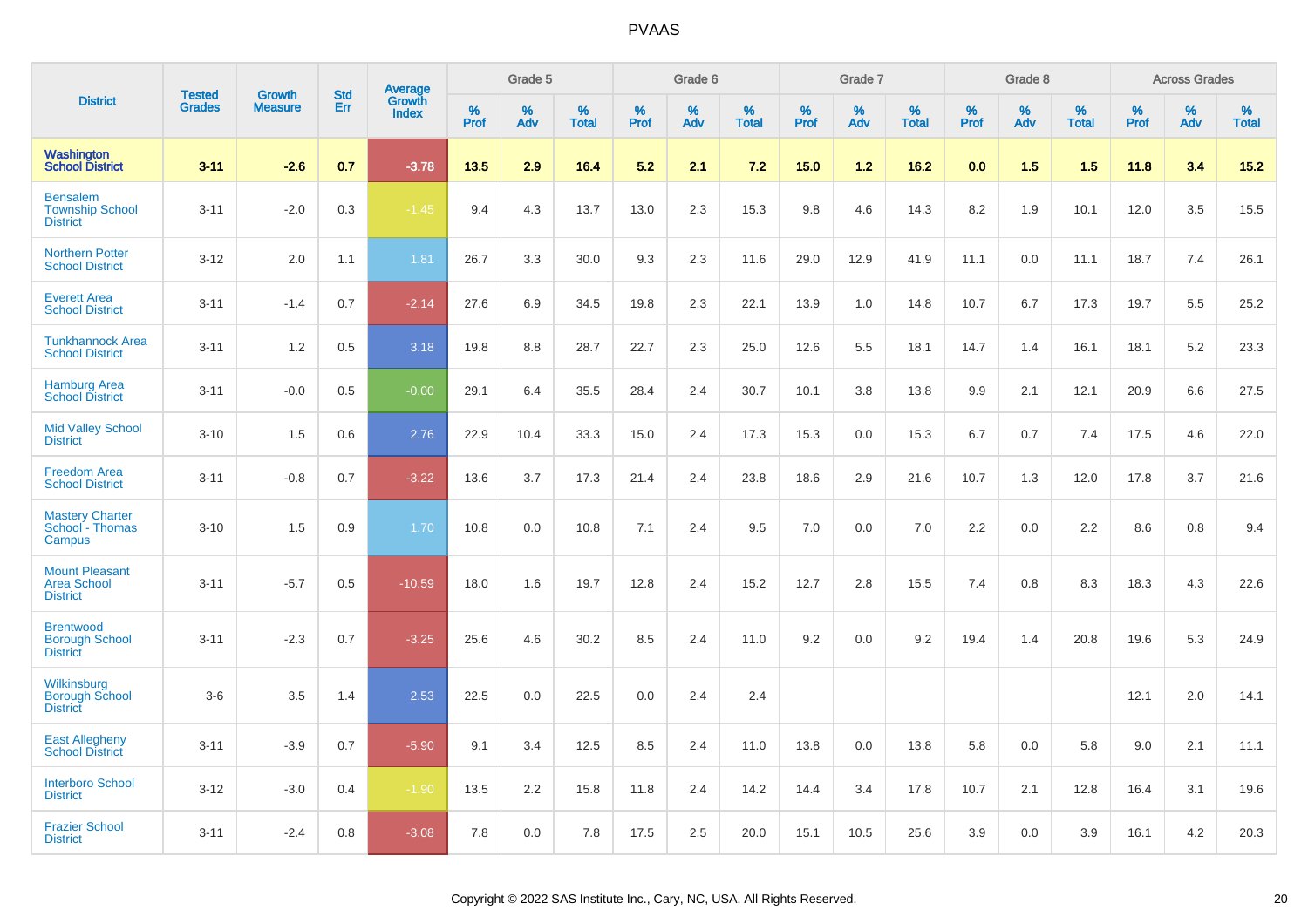| District | Tested Grades | Growth Measure | Std Err | Average Growth Index | Grade 5 | | | Grade 6 | | | Grade 7 | | | Grade 8 | | | Across Grades | | |
|---|---|---|---|---|---|---|---|---|---|---|---|---|---|---|---|---|---|---|---|
| | | | | | % Prof | % Adv | % Total | % Prof | % Adv | % Total | % Prof | % Adv | % Total | % Prof | % Adv | % Total | % Prof | % Adv | % Total |
| **Washington School District** | **3-11** | **-2.6** | **0.7** | **-3.78** | **13.5** | **2.9** | **16.4** | **5.2** | **2.1** | **7.2** | **15.0** | **1.2** | **16.2** | **0.0** | **1.5** | **1.5** | **11.8** | **3.4** | **15.2** |
| Bensalem Township School District | 3-11 | -2.0 | 0.3 | -1.45 | 9.4 | 4.3 | 13.7 | 13.0 | 2.3 | 15.3 | 9.8 | 4.6 | 14.3 | 8.2 | 1.9 | 10.1 | 12.0 | 3.5 | 15.5 |
| Northern Potter School District | 3-12 | 2.0 | 1.1 | 1.81 | 26.7 | 3.3 | 30.0 | 9.3 | 2.3 | 11.6 | 29.0 | 12.9 | 41.9 | 11.1 | 0.0 | 11.1 | 18.7 | 7.4 | 26.1 |
| Everett Area School District | 3-11 | -1.4 | 0.7 | -2.14 | 27.6 | 6.9 | 34.5 | 19.8 | 2.3 | 22.1 | 13.9 | 1.0 | 14.8 | 10.7 | 6.7 | 17.3 | 19.7 | 5.5 | 25.2 |
| Tunkhannock Area School District | 3-11 | 1.2 | 0.5 | 3.18 | 19.8 | 8.8 | 28.7 | 22.7 | 2.3 | 25.0 | 12.6 | 5.5 | 18.1 | 14.7 | 1.4 | 16.1 | 18.1 | 5.2 | 23.3 |
| Hamburg Area School District | 3-11 | -0.0 | 0.5 | -0.00 | 29.1 | 6.4 | 35.5 | 28.4 | 2.4 | 30.7 | 10.1 | 3.8 | 13.8 | 9.9 | 2.1 | 12.1 | 20.9 | 6.6 | 27.5 |
| Mid Valley School District | 3-10 | 1.5 | 0.6 | 2.76 | 22.9 | 10.4 | 33.3 | 15.0 | 2.4 | 17.3 | 15.3 | 0.0 | 15.3 | 6.7 | 0.7 | 7.4 | 17.5 | 4.6 | 22.0 |
| Freedom Area School District | 3-11 | -0.8 | 0.7 | -3.22 | 13.6 | 3.7 | 17.3 | 21.4 | 2.4 | 23.8 | 18.6 | 2.9 | 21.6 | 10.7 | 1.3 | 12.0 | 17.8 | 3.7 | 21.6 |
| Mastery Charter School - Thomas Campus | 3-10 | 1.5 | 0.9 | 1.70 | 10.8 | 0.0 | 10.8 | 7.1 | 2.4 | 9.5 | 7.0 | 0.0 | 7.0 | 2.2 | 0.0 | 2.2 | 8.6 | 0.8 | 9.4 |
| Mount Pleasant Area School District | 3-11 | -5.7 | 0.5 | -10.59 | 18.0 | 1.6 | 19.7 | 12.8 | 2.4 | 15.2 | 12.7 | 2.8 | 15.5 | 7.4 | 0.8 | 8.3 | 18.3 | 4.3 | 22.6 |
| Brentwood Borough School District | 3-11 | -2.3 | 0.7 | -3.25 | 25.6 | 4.6 | 30.2 | 8.5 | 2.4 | 11.0 | 9.2 | 0.0 | 9.2 | 19.4 | 1.4 | 20.8 | 19.6 | 5.3 | 24.9 |
| Wilkinsburg Borough School District | 3-6 | 3.5 | 1.4 | 2.53 | 22.5 | 0.0 | 22.5 | 0.0 | 2.4 | 2.4 | | | | | | | 12.1 | 2.0 | 14.1 |
| East Allegheny School District | 3-11 | -3.9 | 0.7 | -5.90 | 9.1 | 3.4 | 12.5 | 8.5 | 2.4 | 11.0 | 13.8 | 0.0 | 13.8 | 5.8 | 0.0 | 5.8 | 9.0 | 2.1 | 11.1 |
| Interboro School District | 3-12 | -3.0 | 0.4 | -1.90 | 13.5 | 2.2 | 15.8 | 11.8 | 2.4 | 14.2 | 14.4 | 3.4 | 17.8 | 10.7 | 2.1 | 12.8 | 16.4 | 3.1 | 19.6 |
| Frazier School District | 3-11 | -2.4 | 0.8 | -3.08 | 7.8 | 0.0 | 7.8 | 17.5 | 2.5 | 20.0 | 15.1 | 10.5 | 25.6 | 3.9 | 0.0 | 3.9 | 16.1 | 4.2 | 20.3 |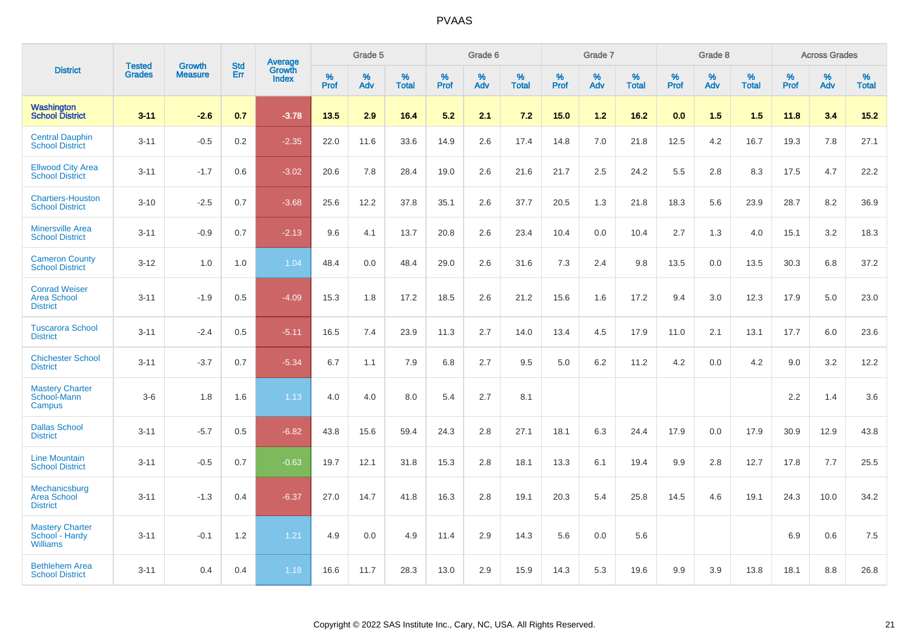# PVAAS

| District | Tested Grades | Growth Measure | Std Err | Average Growth Index | Grade 5 | | | Grade 6 | | | Grade 7 | | | Grade 8 | | | Across Grades | | |
|---|---|---|---|---|---|---|---|---|---|---|---|---|---|---|---|---|---|---|---|
| | | | | | % Prof | % Adv | % Total | % Prof | % Adv | % Total | % Prof | % Adv | % Total | % Prof | % Adv | % Total | % Prof | % Adv | % Total |
| **Washington School District** | **3-11** | **-2.6** | **0.7** | **-3.78** | **13.5** | **2.9** | **16.4** | **5.2** | **2.1** | **7.2** | **15.0** | **1.2** | **16.2** | **0.0** | **1.5** | **1.5** | **11.8** | **3.4** | **15.2** |
| Central Dauphin School District | 3-11 | -0.5 | 0.2 | -2.35 | 22.0 | 11.6 | 33.6 | 14.9 | 2.6 | 17.4 | 14.8 | 7.0 | 21.8 | 12.5 | 4.2 | 16.7 | 19.3 | 7.8 | 27.1 |
| Ellwood City Area School District | 3-11 | -1.7 | 0.6 | -3.02 | 20.6 | 7.8 | 28.4 | 19.0 | 2.6 | 21.6 | 21.7 | 2.5 | 24.2 | 5.5 | 2.8 | 8.3 | 17.5 | 4.7 | 22.2 |
| Chartiers-Houston School District | 3-10 | -2.5 | 0.7 | -3.68 | 25.6 | 12.2 | 37.8 | 35.1 | 2.6 | 37.7 | 20.5 | 1.3 | 21.8 | 18.3 | 5.6 | 23.9 | 28.7 | 8.2 | 36.9 |
| Minersville Area School District | 3-11 | -0.9 | 0.7 | -2.13 | 9.6 | 4.1 | 13.7 | 20.8 | 2.6 | 23.4 | 10.4 | 0.0 | 10.4 | 2.7 | 1.3 | 4.0 | 15.1 | 3.2 | 18.3 |
| Cameron County School District | 3-12 | 1.0 | 1.0 | 1.04 | 48.4 | 0.0 | 48.4 | 29.0 | 2.6 | 31.6 | 7.3 | 2.4 | 9.8 | 13.5 | 0.0 | 13.5 | 30.3 | 6.8 | 37.2 |
| Conrad Weiser Area School District | 3-11 | -1.9 | 0.5 | -4.09 | 15.3 | 1.8 | 17.2 | 18.5 | 2.6 | 21.2 | 15.6 | 1.6 | 17.2 | 9.4 | 3.0 | 12.3 | 17.9 | 5.0 | 23.0 |
| Tuscarora School District | 3-11 | -2.4 | 0.5 | -5.11 | 16.5 | 7.4 | 23.9 | 11.3 | 2.7 | 14.0 | 13.4 | 4.5 | 17.9 | 11.0 | 2.1 | 13.1 | 17.7 | 6.0 | 23.6 |
| Chichester School District | 3-11 | -3.7 | 0.7 | -5.34 | 6.7 | 1.1 | 7.9 | 6.8 | 2.7 | 9.5 | 5.0 | 6.2 | 11.2 | 4.2 | 0.0 | 4.2 | 9.0 | 3.2 | 12.2 |
| Mastery Charter School-Mann Campus | 3-6 | 1.8 | 1.6 | 1.13 | 4.0 | 4.0 | 8.0 | 5.4 | 2.7 | 8.1 | | | | | | | 2.2 | 1.4 | 3.6 |
| Dallas School District | 3-11 | -5.7 | 0.5 | -6.82 | 43.8 | 15.6 | 59.4 | 24.3 | 2.8 | 27.1 | 18.1 | 6.3 | 24.4 | 17.9 | 0.0 | 17.9 | 30.9 | 12.9 | 43.8 |
| Line Mountain School District | 3-11 | -0.5 | 0.7 | -0.63 | 19.7 | 12.1 | 31.8 | 15.3 | 2.8 | 18.1 | 13.3 | 6.1 | 19.4 | 9.9 | 2.8 | 12.7 | 17.8 | 7.7 | 25.5 |
| Mechanicsburg Area School District | 3-11 | -1.3 | 0.4 | -6.37 | 27.0 | 14.7 | 41.8 | 16.3 | 2.8 | 19.1 | 20.3 | 5.4 | 25.8 | 14.5 | 4.6 | 19.1 | 24.3 | 10.0 | 34.2 |
| Mastery Charter School - Hardy Williams | 3-11 | -0.1 | 1.2 | 1.21 | 4.9 | 0.0 | 4.9 | 11.4 | 2.9 | 14.3 | 5.6 | 0.0 | 5.6 | | | | 6.9 | 0.6 | 7.5 |
| Bethlehem Area School District | 3-11 | 0.4 | 0.4 | 1.18 | 16.6 | 11.7 | 28.3 | 13.0 | 2.9 | 15.9 | 14.3 | 5.3 | 19.6 | 9.9 | 3.9 | 13.8 | 18.1 | 8.8 | 26.8 |

Copyright © 2022 SAS Institute Inc., Cary, NC, USA. All Rights Reserved.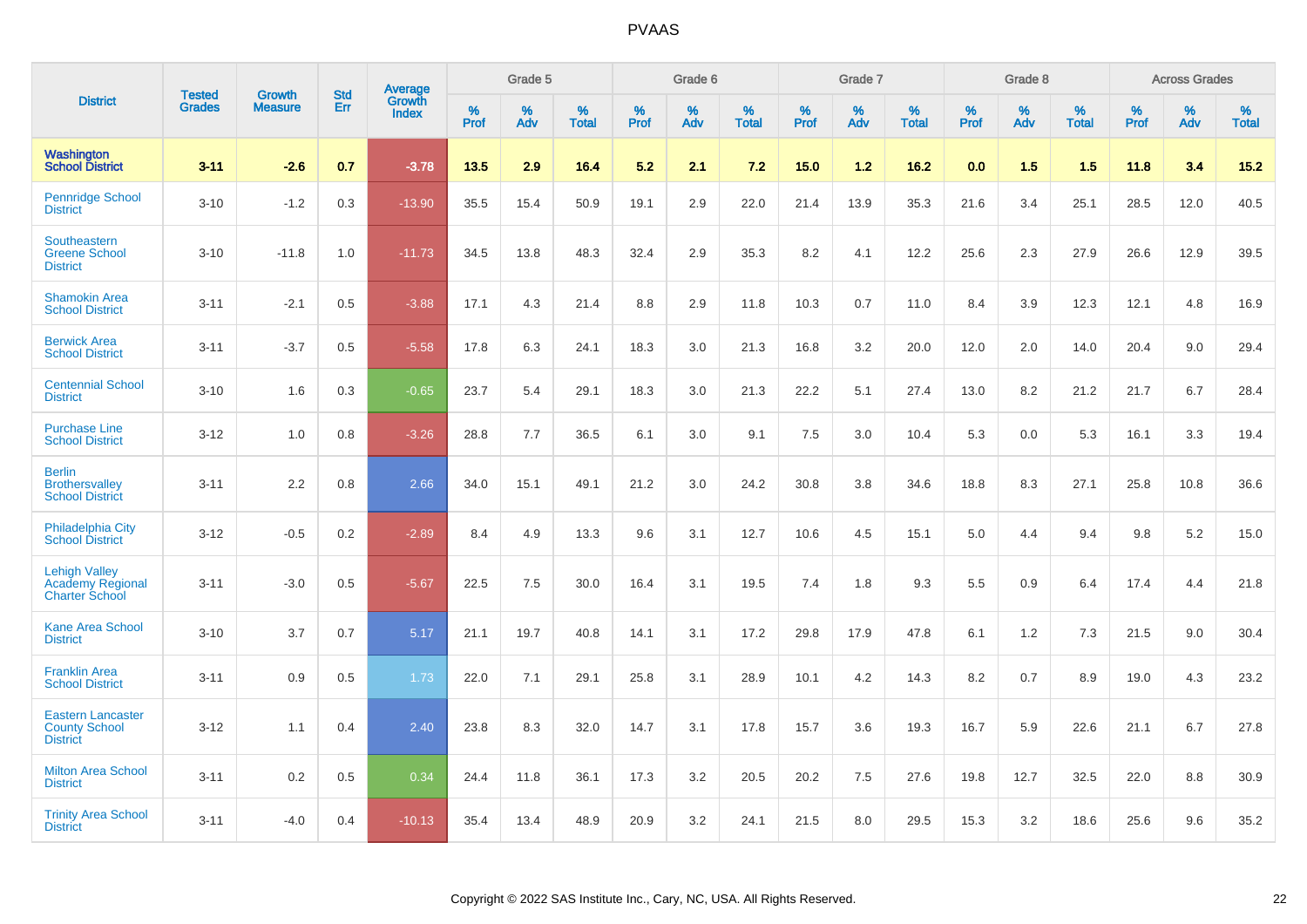PVAAS

| District | Tested Grades | Growth Measure | Std Err | Average Growth Index | Grade 5 | | | Grade 6 | | | Grade 7 | | | Grade 8 | | | Across Grades | | |
|---|---|---|---|---|---|---|---|---|---|---|---|---|---|---|---|---|---|---|---|
| | | | | | % Prof | % Adv | % Total | % Prof | % Adv | % Total | % Prof | % Adv | % Total | % Prof | % Adv | % Total | % Prof | % Adv | % Total |
| **Washington School District** | **3-11** | **-2.6** | **0.7** | **-3.78** | **13.5** | **2.9** | **16.4** | **5.2** | **2.1** | **7.2** | **15.0** | **1.2** | **16.2** | **0.0** | **1.5** | **1.5** | **11.8** | **3.4** | **15.2** |
| Pennridge School District | 3-10 | -1.2 | 0.3 | -13.90 | 35.5 | 15.4 | 50.9 | 19.1 | 2.9 | 22.0 | 21.4 | 13.9 | 35.3 | 21.6 | 3.4 | 25.1 | 28.5 | 12.0 | 40.5 |
| Southeastern Greene School District | 3-10 | -11.8 | 1.0 | -11.73 | 34.5 | 13.8 | 48.3 | 32.4 | 2.9 | 35.3 | 8.2 | 4.1 | 12.2 | 25.6 | 2.3 | 27.9 | 26.6 | 12.9 | 39.5 |
| Shamokin Area School District | 3-11 | -2.1 | 0.5 | -3.88 | 17.1 | 4.3 | 21.4 | 8.8 | 2.9 | 11.8 | 10.3 | 0.7 | 11.0 | 8.4 | 3.9 | 12.3 | 12.1 | 4.8 | 16.9 |
| Berwick Area School District | 3-11 | -3.7 | 0.5 | -5.58 | 17.8 | 6.3 | 24.1 | 18.3 | 3.0 | 21.3 | 16.8 | 3.2 | 20.0 | 12.0 | 2.0 | 14.0 | 20.4 | 9.0 | 29.4 |
| Centennial School District | 3-10 | 1.6 | 0.3 | -0.65 | 23.7 | 5.4 | 29.1 | 18.3 | 3.0 | 21.3 | 22.2 | 5.1 | 27.4 | 13.0 | 8.2 | 21.2 | 21.7 | 6.7 | 28.4 |
| Purchase Line School District | 3-12 | 1.0 | 0.8 | -3.26 | 28.8 | 7.7 | 36.5 | 6.1 | 3.0 | 9.1 | 7.5 | 3.0 | 10.4 | 5.3 | 0.0 | 5.3 | 16.1 | 3.3 | 19.4 |
| Berlin Brothersvalley School District | 3-11 | 2.2 | 0.8 | 2.66 | 34.0 | 15.1 | 49.1 | 21.2 | 3.0 | 24.2 | 30.8 | 3.8 | 34.6 | 18.8 | 8.3 | 27.1 | 25.8 | 10.8 | 36.6 |
| Philadelphia City School District | 3-12 | -0.5 | 0.2 | -2.89 | 8.4 | 4.9 | 13.3 | 9.6 | 3.1 | 12.7 | 10.6 | 4.5 | 15.1 | 5.0 | 4.4 | 9.4 | 9.8 | 5.2 | 15.0 |
| Lehigh Valley Academy Regional Charter School | 3-11 | -3.0 | 0.5 | -5.67 | 22.5 | 7.5 | 30.0 | 16.4 | 3.1 | 19.5 | 7.4 | 1.8 | 9.3 | 5.5 | 0.9 | 6.4 | 17.4 | 4.4 | 21.8 |
| Kane Area School District | 3-10 | 3.7 | 0.7 | 5.17 | 21.1 | 19.7 | 40.8 | 14.1 | 3.1 | 17.2 | 29.8 | 17.9 | 47.8 | 6.1 | 1.2 | 7.3 | 21.5 | 9.0 | 30.4 |
| Franklin Area School District | 3-11 | 0.9 | 0.5 | 1.73 | 22.0 | 7.1 | 29.1 | 25.8 | 3.1 | 28.9 | 10.1 | 4.2 | 14.3 | 8.2 | 0.7 | 8.9 | 19.0 | 4.3 | 23.2 |
| Eastern Lancaster County School District | 3-12 | 1.1 | 0.4 | 2.40 | 23.8 | 8.3 | 32.0 | 14.7 | 3.1 | 17.8 | 15.7 | 3.6 | 19.3 | 16.7 | 5.9 | 22.6 | 21.1 | 6.7 | 27.8 |
| Milton Area School District | 3-11 | 0.2 | 0.5 | 0.34 | 24.4 | 11.8 | 36.1 | 17.3 | 3.2 | 20.5 | 20.2 | 7.5 | 27.6 | 19.8 | 12.7 | 32.5 | 22.0 | 8.8 | 30.9 |
| Trinity Area School District | 3-11 | -4.0 | 0.4 | -10.13 | 35.4 | 13.4 | 48.9 | 20.9 | 3.2 | 24.1 | 21.5 | 8.0 | 29.5 | 15.3 | 3.2 | 18.6 | 25.6 | 9.6 | 35.2 |

Copyright © 2022 SAS Institute Inc., Cary, NC, USA. All Rights Reserved.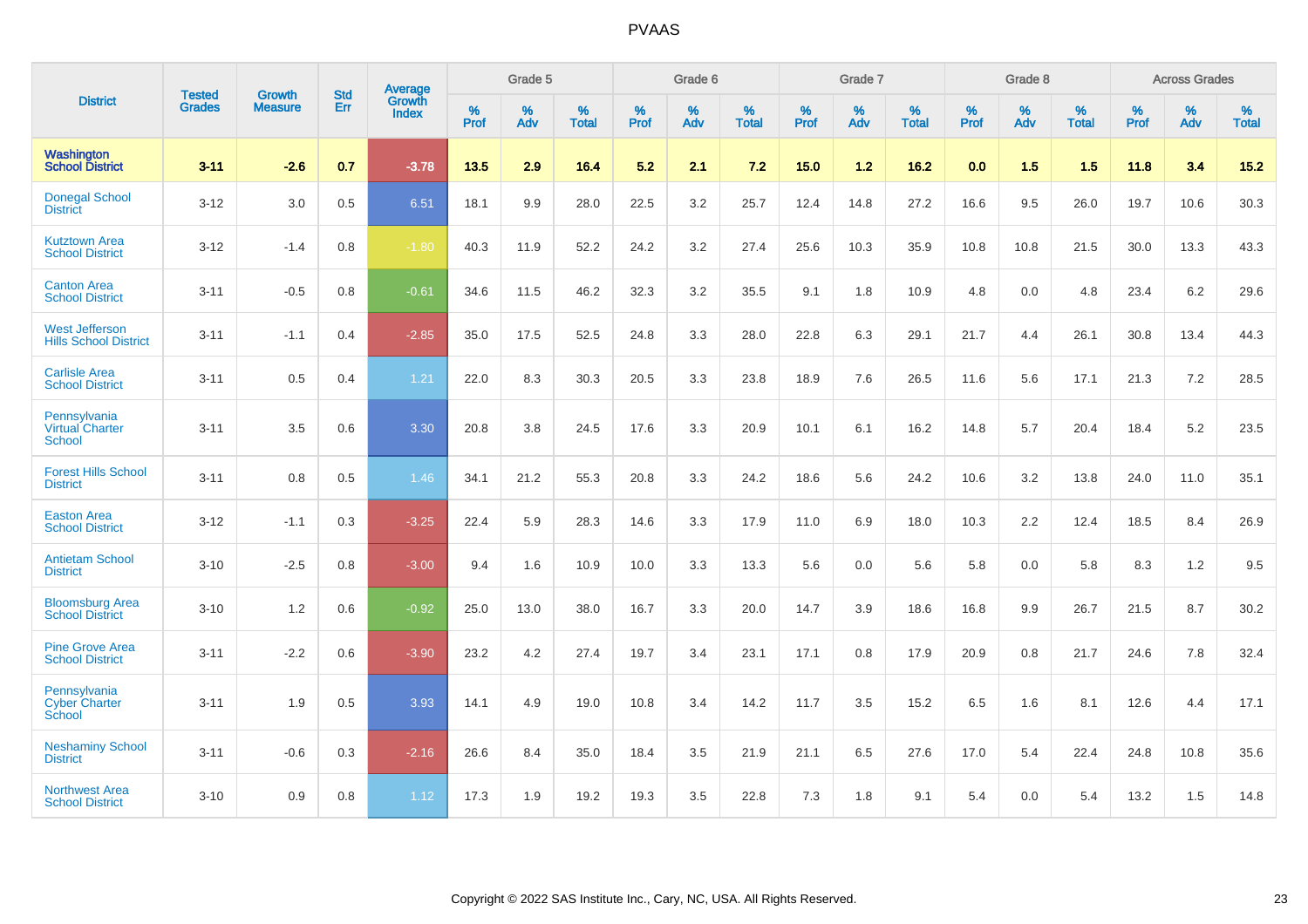# PVAAS

| District | Tested Grades | Growth Measure | Std Err | Average Growth Index | Grade 5 | | | Grade 6 | | | Grade 7 | | | Grade 8 | | | Across Grades | | |
|---|---|---|---|---|---|---|---|---|---|---|---|---|---|---|---|---|---|---|---|
| | | | | | % Prof | % Adv | % Total | % Prof | % Adv | % Total | % Prof | % Adv | % Total | % Prof | % Adv | % Total | % Prof | % Adv | % Total |
| **Washington School District** | **3-11** | **-2.6** | **0.7** | **-3.78** | **13.5** | **2.9** | **16.4** | **5.2** | **2.1** | **7.2** | **15.0** | **1.2** | **16.2** | **0.0** | **1.5** | **1.5** | **11.8** | **3.4** | **15.2** |
| Donegal School District | 3-12 | 3.0 | 0.5 | 6.51 | 18.1 | 9.9 | 28.0 | 22.5 | 3.2 | 25.7 | 12.4 | 14.8 | 27.2 | 16.6 | 9.5 | 26.0 | 19.7 | 10.6 | 30.3 |
| Kutztown Area School District | 3-12 | -1.4 | 0.8 | -1.80 | 40.3 | 11.9 | 52.2 | 24.2 | 3.2 | 27.4 | 25.6 | 10.3 | 35.9 | 10.8 | 10.8 | 21.5 | 30.0 | 13.3 | 43.3 |
| Canton Area School District | 3-11 | -0.5 | 0.8 | -0.61 | 34.6 | 11.5 | 46.2 | 32.3 | 3.2 | 35.5 | 9.1 | 1.8 | 10.9 | 4.8 | 0.0 | 4.8 | 23.4 | 6.2 | 29.6 |
| West Jefferson Hills School District | 3-11 | -1.1 | 0.4 | -2.85 | 35.0 | 17.5 | 52.5 | 24.8 | 3.3 | 28.0 | 22.8 | 6.3 | 29.1 | 21.7 | 4.4 | 26.1 | 30.8 | 13.4 | 44.3 |
| Carlisle Area School District | 3-11 | 0.5 | 0.4 | 1.21 | 22.0 | 8.3 | 30.3 | 20.5 | 3.3 | 23.8 | 18.9 | 7.6 | 26.5 | 11.6 | 5.6 | 17.1 | 21.3 | 7.2 | 28.5 |
| Pennsylvania Virtual Charter School | 3-11 | 3.5 | 0.6 | 3.30 | 20.8 | 3.8 | 24.5 | 17.6 | 3.3 | 20.9 | 10.1 | 6.1 | 16.2 | 14.8 | 5.7 | 20.4 | 18.4 | 5.2 | 23.5 |
| Forest Hills School District | 3-11 | 0.8 | 0.5 | 1.46 | 34.1 | 21.2 | 55.3 | 20.8 | 3.3 | 24.2 | 18.6 | 5.6 | 24.2 | 10.6 | 3.2 | 13.8 | 24.0 | 11.0 | 35.1 |
| Easton Area School District | 3-12 | -1.1 | 0.3 | -3.25 | 22.4 | 5.9 | 28.3 | 14.6 | 3.3 | 17.9 | 11.0 | 6.9 | 18.0 | 10.3 | 2.2 | 12.4 | 18.5 | 8.4 | 26.9 |
| Antietam School District | 3-10 | -2.5 | 0.8 | -3.00 | 9.4 | 1.6 | 10.9 | 10.0 | 3.3 | 13.3 | 5.6 | 0.0 | 5.6 | 5.8 | 0.0 | 5.8 | 8.3 | 1.2 | 9.5 |
| Bloomsburg Area School District | 3-10 | 1.2 | 0.6 | -0.92 | 25.0 | 13.0 | 38.0 | 16.7 | 3.3 | 20.0 | 14.7 | 3.9 | 18.6 | 16.8 | 9.9 | 26.7 | 21.5 | 8.7 | 30.2 |
| Pine Grove Area School District | 3-11 | -2.2 | 0.6 | -3.90 | 23.2 | 4.2 | 27.4 | 19.7 | 3.4 | 23.1 | 17.1 | 0.8 | 17.9 | 20.9 | 0.8 | 21.7 | 24.6 | 7.8 | 32.4 |
| Pennsylvania Cyber Charter School | 3-11 | 1.9 | 0.5 | 3.93 | 14.1 | 4.9 | 19.0 | 10.8 | 3.4 | 14.2 | 11.7 | 3.5 | 15.2 | 6.5 | 1.6 | 8.1 | 12.6 | 4.4 | 17.1 |
| Neshaminy School District | 3-11 | -0.6 | 0.3 | -2.16 | 26.6 | 8.4 | 35.0 | 18.4 | 3.5 | 21.9 | 21.1 | 6.5 | 27.6 | 17.0 | 5.4 | 22.4 | 24.8 | 10.8 | 35.6 |
| Northwest Area School District | 3-10 | 0.9 | 0.8 | 1.12 | 17.3 | 1.9 | 19.2 | 19.3 | 3.5 | 22.8 | 7.3 | 1.8 | 9.1 | 5.4 | 0.0 | 5.4 | 13.2 | 1.5 | 14.8 |

Copyright © 2022 SAS Institute Inc., Cary, NC, USA. All Rights Reserved.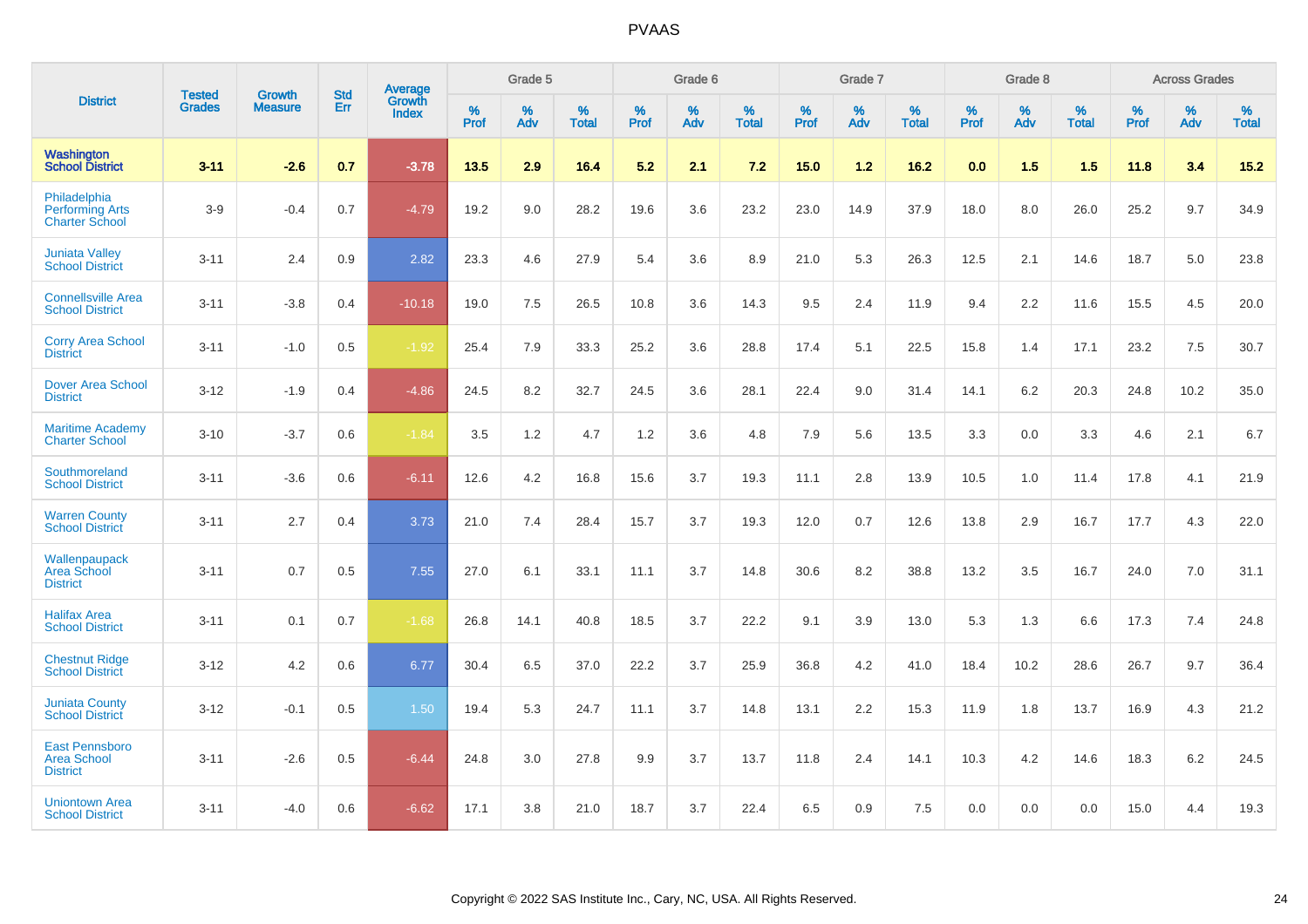# PVAAS

| District | Tested Grades | Growth Measure | Std Err | Average Growth Index | Grade 5 | | | Grade 6 | | | Grade 7 | | | Grade 8 | | | Across Grades | | |
|---|---|---|---|---|---|---|---|---|---|---|---|---|---|---|---|---|---|---|---|
| | | | | | % Prof | % Adv | % Total | % Prof | % Adv | % Total | % Prof | % Adv | % Total | % Prof | % Adv | % Total | % Prof | % Adv | % Total |
| **Washington School District** | **3-11** | **-2.6** | **0.7** | **-3.78** | **13.5** | **2.9** | **16.4** | **5.2** | **2.1** | **7.2** | **15.0** | **1.2** | **16.2** | **0.0** | **1.5** | **1.5** | **11.8** | **3.4** | **15.2** |
| Philadelphia Performing Arts Charter School | 3-9 | -0.4 | 0.7 | -4.79 | 19.2 | 9.0 | 28.2 | 19.6 | 3.6 | 23.2 | 23.0 | 14.9 | 37.9 | 18.0 | 8.0 | 26.0 | 25.2 | 9.7 | 34.9 |
| Juniata Valley School District | 3-11 | 2.4 | 0.9 | 2.82 | 23.3 | 4.6 | 27.9 | 5.4 | 3.6 | 8.9 | 21.0 | 5.3 | 26.3 | 12.5 | 2.1 | 14.6 | 18.7 | 5.0 | 23.8 |
| Connellsville Area School District | 3-11 | -3.8 | 0.4 | -10.18 | 19.0 | 7.5 | 26.5 | 10.8 | 3.6 | 14.3 | 9.5 | 2.4 | 11.9 | 9.4 | 2.2 | 11.6 | 15.5 | 4.5 | 20.0 |
| Corry Area School District | 3-11 | -1.0 | 0.5 | -1.92 | 25.4 | 7.9 | 33.3 | 25.2 | 3.6 | 28.8 | 17.4 | 5.1 | 22.5 | 15.8 | 1.4 | 17.1 | 23.2 | 7.5 | 30.7 |
| Dover Area School District | 3-12 | -1.9 | 0.4 | -4.86 | 24.5 | 8.2 | 32.7 | 24.5 | 3.6 | 28.1 | 22.4 | 9.0 | 31.4 | 14.1 | 6.2 | 20.3 | 24.8 | 10.2 | 35.0 |
| Maritime Academy Charter School | 3-10 | -3.7 | 0.6 | -1.84 | 3.5 | 1.2 | 4.7 | 1.2 | 3.6 | 4.8 | 7.9 | 5.6 | 13.5 | 3.3 | 0.0 | 3.3 | 4.6 | 2.1 | 6.7 |
| Southmoreland School District | 3-11 | -3.6 | 0.6 | -6.11 | 12.6 | 4.2 | 16.8 | 15.6 | 3.7 | 19.3 | 11.1 | 2.8 | 13.9 | 10.5 | 1.0 | 11.4 | 17.8 | 4.1 | 21.9 |
| Warren County School District | 3-11 | 2.7 | 0.4 | 3.73 | 21.0 | 7.4 | 28.4 | 15.7 | 3.7 | 19.3 | 12.0 | 0.7 | 12.6 | 13.8 | 2.9 | 16.7 | 17.7 | 4.3 | 22.0 |
| Wallenpaupack Area School District | 3-11 | 0.7 | 0.5 | 7.55 | 27.0 | 6.1 | 33.1 | 11.1 | 3.7 | 14.8 | 30.6 | 8.2 | 38.8 | 13.2 | 3.5 | 16.7 | 24.0 | 7.0 | 31.1 |
| Halifax Area School District | 3-11 | 0.1 | 0.7 | -1.68 | 26.8 | 14.1 | 40.8 | 18.5 | 3.7 | 22.2 | 9.1 | 3.9 | 13.0 | 5.3 | 1.3 | 6.6 | 17.3 | 7.4 | 24.8 |
| Chestnut Ridge School District | 3-12 | 4.2 | 0.6 | 6.77 | 30.4 | 6.5 | 37.0 | 22.2 | 3.7 | 25.9 | 36.8 | 4.2 | 41.0 | 18.4 | 10.2 | 28.6 | 26.7 | 9.7 | 36.4 |
| Juniata County School District | 3-12 | -0.1 | 0.5 | 1.50 | 19.4 | 5.3 | 24.7 | 11.1 | 3.7 | 14.8 | 13.1 | 2.2 | 15.3 | 11.9 | 1.8 | 13.7 | 16.9 | 4.3 | 21.2 |
| East Pennsboro Area School District | 3-11 | -2.6 | 0.5 | -6.44 | 24.8 | 3.0 | 27.8 | 9.9 | 3.7 | 13.7 | 11.8 | 2.4 | 14.1 | 10.3 | 4.2 | 14.6 | 18.3 | 6.2 | 24.5 |
| Uniontown Area School District | 3-11 | -4.0 | 0.6 | -6.62 | 17.1 | 3.8 | 21.0 | 18.7 | 3.7 | 22.4 | 6.5 | 0.9 | 7.5 | 0.0 | 0.0 | 0.0 | 15.0 | 4.4 | 19.3 |

Copyright © 2022 SAS Institute Inc., Cary, NC, USA. All Rights Reserved.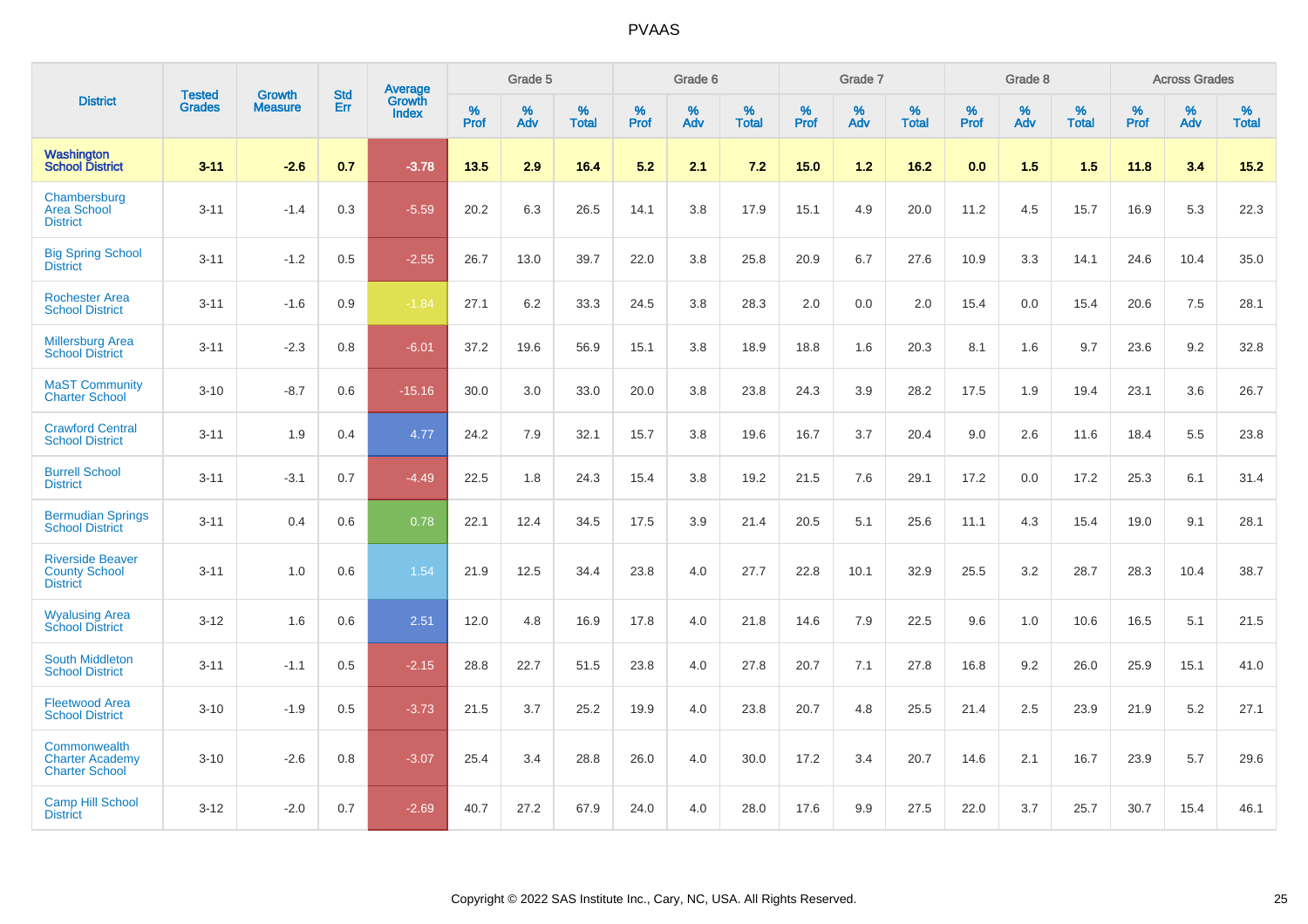| District | Tested Grades | Growth Measure | Std Err | Average Growth Index | Grade 5 | | | Grade 6 | | | Grade 7 | | | Grade 8 | | | Across Grades | | |
|---|---|---|---|---|---|---|---|---|---|---|---|---|---|---|---|---|---|---|---|
| | | | | | % Prof | % Adv | % Total | % Prof | % Adv | % Total | % Prof | % Adv | % Total | % Prof | % Adv | % Total | % Prof | % Adv | % Total |
| **Washington School District** | **3-11** | **-2.6** | **0.7** | **-3.78** | **13.5** | **2.9** | **16.4** | **5.2** | **2.1** | **7.2** | **15.0** | **1.2** | **16.2** | **0.0** | **1.5** | **1.5** | **11.8** | **3.4** | **15.2** |
| Chambersburg Area School District | 3-11 | -1.4 | 0.3 | -5.59 | 20.2 | 6.3 | 26.5 | 14.1 | 3.8 | 17.9 | 15.1 | 4.9 | 20.0 | 11.2 | 4.5 | 15.7 | 16.9 | 5.3 | 22.3 |
| Big Spring School District | 3-11 | -1.2 | 0.5 | -2.55 | 26.7 | 13.0 | 39.7 | 22.0 | 3.8 | 25.8 | 20.9 | 6.7 | 27.6 | 10.9 | 3.3 | 14.1 | 24.6 | 10.4 | 35.0 |
| Rochester Area School District | 3-11 | -1.6 | 0.9 | -1.84 | 27.1 | 6.2 | 33.3 | 24.5 | 3.8 | 28.3 | 2.0 | 0.0 | 2.0 | 15.4 | 0.0 | 15.4 | 20.6 | 7.5 | 28.1 |
| Millersburg Area School District | 3-11 | -2.3 | 0.8 | -6.01 | 37.2 | 19.6 | 56.9 | 15.1 | 3.8 | 18.9 | 18.8 | 1.6 | 20.3 | 8.1 | 1.6 | 9.7 | 23.6 | 9.2 | 32.8 |
| MaST Community Charter School | 3-10 | -8.7 | 0.6 | -15.16 | 30.0 | 3.0 | 33.0 | 20.0 | 3.8 | 23.8 | 24.3 | 3.9 | 28.2 | 17.5 | 1.9 | 19.4 | 23.1 | 3.6 | 26.7 |
| Crawford Central School District | 3-11 | 1.9 | 0.4 | 4.77 | 24.2 | 7.9 | 32.1 | 15.7 | 3.8 | 19.6 | 16.7 | 3.7 | 20.4 | 9.0 | 2.6 | 11.6 | 18.4 | 5.5 | 23.8 |
| Burrell School District | 3-11 | -3.1 | 0.7 | -4.49 | 22.5 | 1.8 | 24.3 | 15.4 | 3.8 | 19.2 | 21.5 | 7.6 | 29.1 | 17.2 | 0.0 | 17.2 | 25.3 | 6.1 | 31.4 |
| Bermudian Springs School District | 3-11 | 0.4 | 0.6 | 0.78 | 22.1 | 12.4 | 34.5 | 17.5 | 3.9 | 21.4 | 20.5 | 5.1 | 25.6 | 11.1 | 4.3 | 15.4 | 19.0 | 9.1 | 28.1 |
| Riverside Beaver County School District | 3-11 | 1.0 | 0.6 | 1.54 | 21.9 | 12.5 | 34.4 | 23.8 | 4.0 | 27.7 | 22.8 | 10.1 | 32.9 | 25.5 | 3.2 | 28.7 | 28.3 | 10.4 | 38.7 |
| Wyalusing Area School District | 3-12 | 1.6 | 0.6 | 2.51 | 12.0 | 4.8 | 16.9 | 17.8 | 4.0 | 21.8 | 14.6 | 7.9 | 22.5 | 9.6 | 1.0 | 10.6 | 16.5 | 5.1 | 21.5 |
| South Middleton School District | 3-11 | -1.1 | 0.5 | -2.15 | 28.8 | 22.7 | 51.5 | 23.8 | 4.0 | 27.8 | 20.7 | 7.1 | 27.8 | 16.8 | 9.2 | 26.0 | 25.9 | 15.1 | 41.0 |
| Fleetwood Area School District | 3-10 | -1.9 | 0.5 | -3.73 | 21.5 | 3.7 | 25.2 | 19.9 | 4.0 | 23.8 | 20.7 | 4.8 | 25.5 | 21.4 | 2.5 | 23.9 | 21.9 | 5.2 | 27.1 |
| Commonwealth Charter Academy Charter School | 3-10 | -2.6 | 0.8 | -3.07 | 25.4 | 3.4 | 28.8 | 26.0 | 4.0 | 30.0 | 17.2 | 3.4 | 20.7 | 14.6 | 2.1 | 16.7 | 23.9 | 5.7 | 29.6 |
| Camp Hill School District | 3-12 | -2.0 | 0.7 | -2.69 | 40.7 | 27.2 | 67.9 | 24.0 | 4.0 | 28.0 | 17.6 | 9.9 | 27.5 | 22.0 | 3.7 | 25.7 | 30.7 | 15.4 | 46.1 |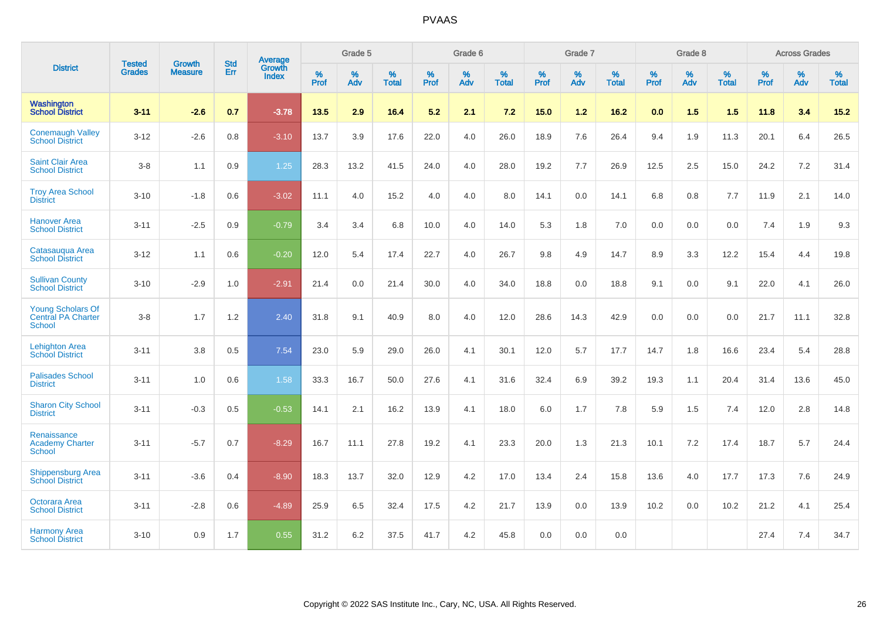# PVAAS

| District | Tested Grades | Growth Measure | Std Err | Average Growth Index | Grade 5 | | | Grade 6 | | | Grade 7 | | | Grade 8 | | | Across Grades | | |
|---|---|---|---|---|---|---|---|---|---|---|---|---|---|---|---|---|---|---|---|
| | | | | | % Prof | % Adv | % Total | % Prof | % Adv | % Total | % Prof | % Adv | % Total | % Prof | % Adv | % Total | % Prof | % Adv | % Total |
| **Washington School District** | **3-11** | **-2.6** | **0.7** | **-3.78** | **13.5** | **2.9** | **16.4** | **5.2** | **2.1** | **7.2** | **15.0** | **1.2** | **16.2** | **0.0** | **1.5** | **1.5** | **11.8** | **3.4** | **15.2** |
| Conemaugh Valley School District | 3-12 | -2.6 | 0.8 | -3.10 | 13.7 | 3.9 | 17.6 | 22.0 | 4.0 | 26.0 | 18.9 | 7.6 | 26.4 | 9.4 | 1.9 | 11.3 | 20.1 | 6.4 | 26.5 |
| Saint Clair Area School District | 3-8 | 1.1 | 0.9 | 1.25 | 28.3 | 13.2 | 41.5 | 24.0 | 4.0 | 28.0 | 19.2 | 7.7 | 26.9 | 12.5 | 2.5 | 15.0 | 24.2 | 7.2 | 31.4 |
| Troy Area School District | 3-10 | -1.8 | 0.6 | -3.02 | 11.1 | 4.0 | 15.2 | 4.0 | 4.0 | 8.0 | 14.1 | 0.0 | 14.1 | 6.8 | 0.8 | 7.7 | 11.9 | 2.1 | 14.0 |
| Hanover Area School District | 3-11 | -2.5 | 0.9 | -0.79 | 3.4 | 3.4 | 6.8 | 10.0 | 4.0 | 14.0 | 5.3 | 1.8 | 7.0 | 0.0 | 0.0 | 0.0 | 7.4 | 1.9 | 9.3 |
| Catasauqua Area School District | 3-12 | 1.1 | 0.6 | -0.20 | 12.0 | 5.4 | 17.4 | 22.7 | 4.0 | 26.7 | 9.8 | 4.9 | 14.7 | 8.9 | 3.3 | 12.2 | 15.4 | 4.4 | 19.8 |
| Sullivan County School District | 3-10 | -2.9 | 1.0 | -2.91 | 21.4 | 0.0 | 21.4 | 30.0 | 4.0 | 34.0 | 18.8 | 0.0 | 18.8 | 9.1 | 0.0 | 9.1 | 22.0 | 4.1 | 26.0 |
| Young Scholars Of Central PA Charter School | 3-8 | 1.7 | 1.2 | 2.40 | 31.8 | 9.1 | 40.9 | 8.0 | 4.0 | 12.0 | 28.6 | 14.3 | 42.9 | 0.0 | 0.0 | 0.0 | 21.7 | 11.1 | 32.8 |
| Lehighton Area School District | 3-11 | 3.8 | 0.5 | 7.54 | 23.0 | 5.9 | 29.0 | 26.0 | 4.1 | 30.1 | 12.0 | 5.7 | 17.7 | 14.7 | 1.8 | 16.6 | 23.4 | 5.4 | 28.8 |
| Palisades School District | 3-11 | 1.0 | 0.6 | 1.58 | 33.3 | 16.7 | 50.0 | 27.6 | 4.1 | 31.6 | 32.4 | 6.9 | 39.2 | 19.3 | 1.1 | 20.4 | 31.4 | 13.6 | 45.0 |
| Sharon City School District | 3-11 | -0.3 | 0.5 | -0.53 | 14.1 | 2.1 | 16.2 | 13.9 | 4.1 | 18.0 | 6.0 | 1.7 | 7.8 | 5.9 | 1.5 | 7.4 | 12.0 | 2.8 | 14.8 |
| Renaissance Academy Charter School | 3-11 | -5.7 | 0.7 | -8.29 | 16.7 | 11.1 | 27.8 | 19.2 | 4.1 | 23.3 | 20.0 | 1.3 | 21.3 | 10.1 | 7.2 | 17.4 | 18.7 | 5.7 | 24.4 |
| Shippensburg Area School District | 3-11 | -3.6 | 0.4 | -8.90 | 18.3 | 13.7 | 32.0 | 12.9 | 4.2 | 17.0 | 13.4 | 2.4 | 15.8 | 13.6 | 4.0 | 17.7 | 17.3 | 7.6 | 24.9 |
| Octorara Area School District | 3-11 | -2.8 | 0.6 | -4.89 | 25.9 | 6.5 | 32.4 | 17.5 | 4.2 | 21.7 | 13.9 | 0.0 | 13.9 | 10.2 | 0.0 | 10.2 | 21.2 | 4.1 | 25.4 |
| Harmony Area School District | 3-10 | 0.9 | 1.7 | 0.55 | 31.2 | 6.2 | 37.5 | 41.7 | 4.2 | 45.8 | 0.0 | 0.0 | 0.0 | | | | 27.4 | 7.4 | 34.7 |

Copyright © 2022 SAS Institute Inc., Cary, NC, USA. All Rights Reserved.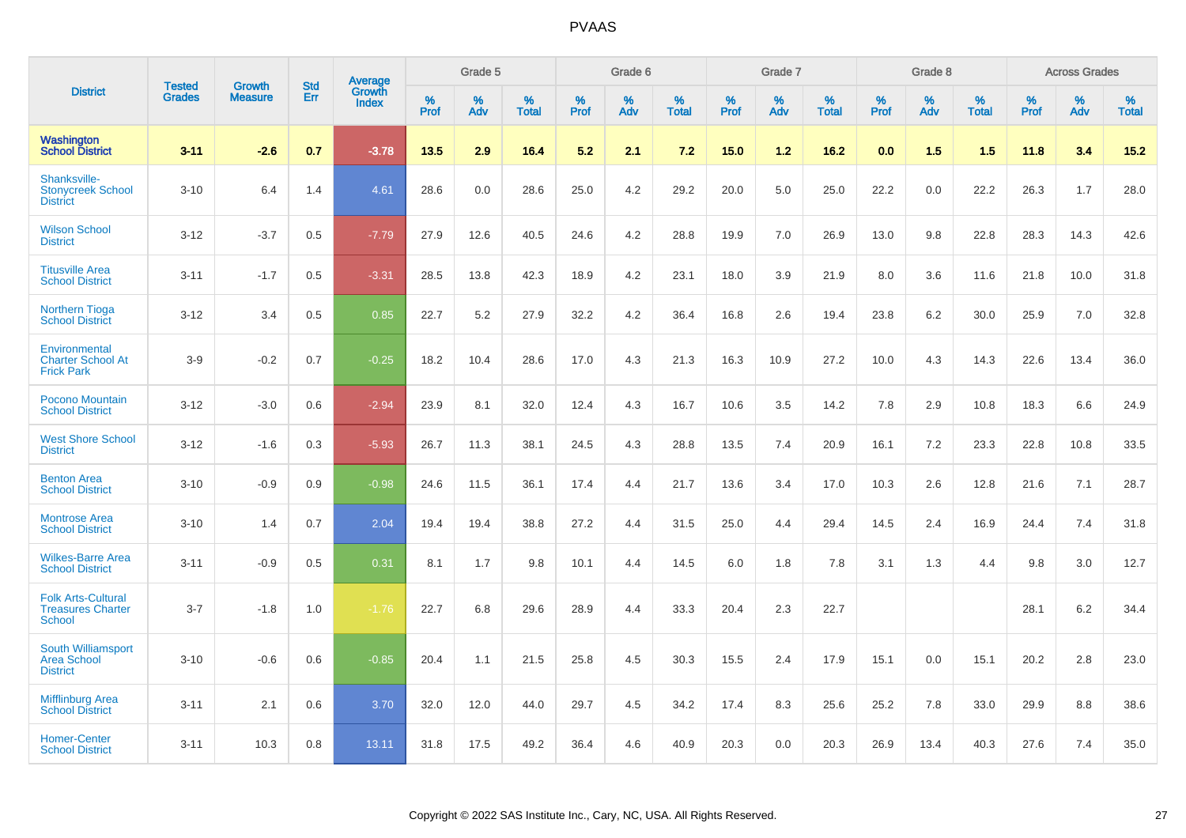# PVAAS

| District | Tested Grades | Growth Measure | Std Err | Average Growth Index | Grade 5 | | | Grade 6 | | | Grade 7 | | | Grade 8 | | | Across Grades | | |
|---|---|---|---|---|---|---|---|---|---|---|---|---|---|---|---|---|---|---|---|
| | | | | | % Prof | % Adv | % Total | % Prof | % Adv | % Total | % Prof | % Adv | % Total | % Prof | % Adv | % Total | % Prof | % Adv | % Total |
| **Washington School District** | **3-11** | **-2.6** | **0.7** | **-3.78** | **13.5** | **2.9** | **16.4** | **5.2** | **2.1** | **7.2** | **15.0** | **1.2** | **16.2** | **0.0** | **1.5** | **1.5** | **11.8** | **3.4** | **15.2** |
| Shanksville-Stonycreek School District | 3-10 | 6.4 | 1.4 | 4.61 | 28.6 | 0.0 | 28.6 | 25.0 | 4.2 | 29.2 | 20.0 | 5.0 | 25.0 | 22.2 | 0.0 | 22.2 | 26.3 | 1.7 | 28.0 |
| Wilson School District | 3-12 | -3.7 | 0.5 | -7.79 | 27.9 | 12.6 | 40.5 | 24.6 | 4.2 | 28.8 | 19.9 | 7.0 | 26.9 | 13.0 | 9.8 | 22.8 | 28.3 | 14.3 | 42.6 |
| Titusville Area School District | 3-11 | -1.7 | 0.5 | -3.31 | 28.5 | 13.8 | 42.3 | 18.9 | 4.2 | 23.1 | 18.0 | 3.9 | 21.9 | 8.0 | 3.6 | 11.6 | 21.8 | 10.0 | 31.8 |
| Northern Tioga School District | 3-12 | 3.4 | 0.5 | 0.85 | 22.7 | 5.2 | 27.9 | 32.2 | 4.2 | 36.4 | 16.8 | 2.6 | 19.4 | 23.8 | 6.2 | 30.0 | 25.9 | 7.0 | 32.8 |
| Environmental Charter School At Frick Park | 3-9 | -0.2 | 0.7 | -0.25 | 18.2 | 10.4 | 28.6 | 17.0 | 4.3 | 21.3 | 16.3 | 10.9 | 27.2 | 10.0 | 4.3 | 14.3 | 22.6 | 13.4 | 36.0 |
| Pocono Mountain School District | 3-12 | -3.0 | 0.6 | -2.94 | 23.9 | 8.1 | 32.0 | 12.4 | 4.3 | 16.7 | 10.6 | 3.5 | 14.2 | 7.8 | 2.9 | 10.8 | 18.3 | 6.6 | 24.9 |
| West Shore School District | 3-12 | -1.6 | 0.3 | -5.93 | 26.7 | 11.3 | 38.1 | 24.5 | 4.3 | 28.8 | 13.5 | 7.4 | 20.9 | 16.1 | 7.2 | 23.3 | 22.8 | 10.8 | 33.5 |
| Benton Area School District | 3-10 | -0.9 | 0.9 | -0.98 | 24.6 | 11.5 | 36.1 | 17.4 | 4.4 | 21.7 | 13.6 | 3.4 | 17.0 | 10.3 | 2.6 | 12.8 | 21.6 | 7.1 | 28.7 |
| Montrose Area School District | 3-10 | 1.4 | 0.7 | 2.04 | 19.4 | 19.4 | 38.8 | 27.2 | 4.4 | 31.5 | 25.0 | 4.4 | 29.4 | 14.5 | 2.4 | 16.9 | 24.4 | 7.4 | 31.8 |
| Wilkes-Barre Area School District | 3-11 | -0.9 | 0.5 | 0.31 | 8.1 | 1.7 | 9.8 | 10.1 | 4.4 | 14.5 | 6.0 | 1.8 | 7.8 | 3.1 | 1.3 | 4.4 | 9.8 | 3.0 | 12.7 |
| Folk Arts-Cultural Treasures Charter School | 3-7 | -1.8 | 1.0 | -1.76 | 22.7 | 6.8 | 29.6 | 28.9 | 4.4 | 33.3 | 20.4 | 2.3 | 22.7 | | | | 28.1 | 6.2 | 34.4 |
| South Williamsport Area School District | 3-10 | -0.6 | 0.6 | -0.85 | 20.4 | 1.1 | 21.5 | 25.8 | 4.5 | 30.3 | 15.5 | 2.4 | 17.9 | 15.1 | 0.0 | 15.1 | 20.2 | 2.8 | 23.0 |
| Mifflinburg Area School District | 3-11 | 2.1 | 0.6 | 3.70 | 32.0 | 12.0 | 44.0 | 29.7 | 4.5 | 34.2 | 17.4 | 8.3 | 25.6 | 25.2 | 7.8 | 33.0 | 29.9 | 8.8 | 38.6 |
| Homer-Center School District | 3-11 | 10.3 | 0.8 | 13.11 | 31.8 | 17.5 | 49.2 | 36.4 | 4.6 | 40.9 | 20.3 | 0.0 | 20.3 | 26.9 | 13.4 | 40.3 | 27.6 | 7.4 | 35.0 |

Copyright © 2022 SAS Institute Inc., Cary, NC, USA. All Rights Reserved.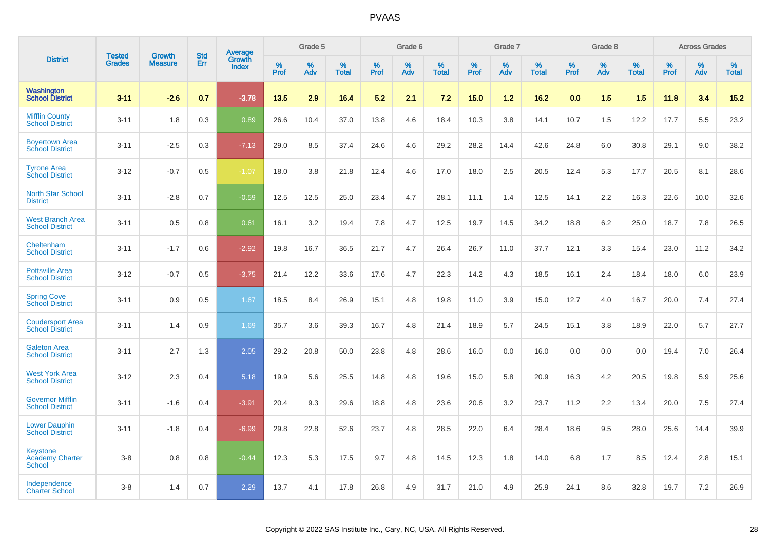| District | Tested Grades | Growth Measure | Std Err | Average Growth Index | Grade 5 | | | Grade 6 | | | Grade 7 | | | Grade 8 | | | Across Grades | | |
|---|---|---|---|---|---|---|---|---|---|---|---|---|---|---|---|---|---|---|---|
| | | | | | % Prof | % Adv | % Total | % Prof | % Adv | % Total | % Prof | % Adv | % Total | % Prof | % Adv | % Total | % Prof | % Adv | % Total |
| **Washington School District** | **3-11** | **-2.6** | **0.7** | **-3.78** | **13.5** | **2.9** | **16.4** | **5.2** | **2.1** | **7.2** | **15.0** | **1.2** | **16.2** | **0.0** | **1.5** | **1.5** | **11.8** | **3.4** | **15.2** |
| Mifflin County School District | 3-11 | 1.8 | 0.3 | 0.89 | 26.6 | 10.4 | 37.0 | 13.8 | 4.6 | 18.4 | 10.3 | 3.8 | 14.1 | 10.7 | 1.5 | 12.2 | 17.7 | 5.5 | 23.2 |
| Boyertown Area School District | 3-11 | -2.5 | 0.3 | -7.13 | 29.0 | 8.5 | 37.4 | 24.6 | 4.6 | 29.2 | 28.2 | 14.4 | 42.6 | 24.8 | 6.0 | 30.8 | 29.1 | 9.0 | 38.2 |
| Tyrone Area School District | 3-12 | -0.7 | 0.5 | -1.07 | 18.0 | 3.8 | 21.8 | 12.4 | 4.6 | 17.0 | 18.0 | 2.5 | 20.5 | 12.4 | 5.3 | 17.7 | 20.5 | 8.1 | 28.6 |
| North Star School District | 3-11 | -2.8 | 0.7 | -0.59 | 12.5 | 12.5 | 25.0 | 23.4 | 4.7 | 28.1 | 11.1 | 1.4 | 12.5 | 14.1 | 2.2 | 16.3 | 22.6 | 10.0 | 32.6 |
| West Branch Area School District | 3-11 | 0.5 | 0.8 | 0.61 | 16.1 | 3.2 | 19.4 | 7.8 | 4.7 | 12.5 | 19.7 | 14.5 | 34.2 | 18.8 | 6.2 | 25.0 | 18.7 | 7.8 | 26.5 |
| Cheltenham School District | 3-11 | -1.7 | 0.6 | -2.92 | 19.8 | 16.7 | 36.5 | 21.7 | 4.7 | 26.4 | 26.7 | 11.0 | 37.7 | 12.1 | 3.3 | 15.4 | 23.0 | 11.2 | 34.2 |
| Pottsville Area School District | 3-12 | -0.7 | 0.5 | -3.75 | 21.4 | 12.2 | 33.6 | 17.6 | 4.7 | 22.3 | 14.2 | 4.3 | 18.5 | 16.1 | 2.4 | 18.4 | 18.0 | 6.0 | 23.9 |
| Spring Cove School District | 3-11 | 0.9 | 0.5 | 1.67 | 18.5 | 8.4 | 26.9 | 15.1 | 4.8 | 19.8 | 11.0 | 3.9 | 15.0 | 12.7 | 4.0 | 16.7 | 20.0 | 7.4 | 27.4 |
| Coudersport Area School District | 3-11 | 1.4 | 0.9 | 1.69 | 35.7 | 3.6 | 39.3 | 16.7 | 4.8 | 21.4 | 18.9 | 5.7 | 24.5 | 15.1 | 3.8 | 18.9 | 22.0 | 5.7 | 27.7 |
| Galeton Area School District | 3-11 | 2.7 | 1.3 | 2.05 | 29.2 | 20.8 | 50.0 | 23.8 | 4.8 | 28.6 | 16.0 | 0.0 | 16.0 | 0.0 | 0.0 | 0.0 | 19.4 | 7.0 | 26.4 |
| West York Area School District | 3-12 | 2.3 | 0.4 | 5.18 | 19.9 | 5.6 | 25.5 | 14.8 | 4.8 | 19.6 | 15.0 | 5.8 | 20.9 | 16.3 | 4.2 | 20.5 | 19.8 | 5.9 | 25.6 |
| Governor Mifflin School District | 3-11 | -1.6 | 0.4 | -3.91 | 20.4 | 9.3 | 29.6 | 18.8 | 4.8 | 23.6 | 20.6 | 3.2 | 23.7 | 11.2 | 2.2 | 13.4 | 20.0 | 7.5 | 27.4 |
| Lower Dauphin School District | 3-11 | -1.8 | 0.4 | -6.99 | 29.8 | 22.8 | 52.6 | 23.7 | 4.8 | 28.5 | 22.0 | 6.4 | 28.4 | 18.6 | 9.5 | 28.0 | 25.6 | 14.4 | 39.9 |
| Keystone Academy Charter School | 3-8 | 0.8 | 0.8 | -0.44 | 12.3 | 5.3 | 17.5 | 9.7 | 4.8 | 14.5 | 12.3 | 1.8 | 14.0 | 6.8 | 1.7 | 8.5 | 12.4 | 2.8 | 15.1 |
| Independence Charter School | 3-8 | 1.4 | 0.7 | 2.29 | 13.7 | 4.1 | 17.8 | 26.8 | 4.9 | 31.7 | 21.0 | 4.9 | 25.9 | 24.1 | 8.6 | 32.8 | 19.7 | 7.2 | 26.9 |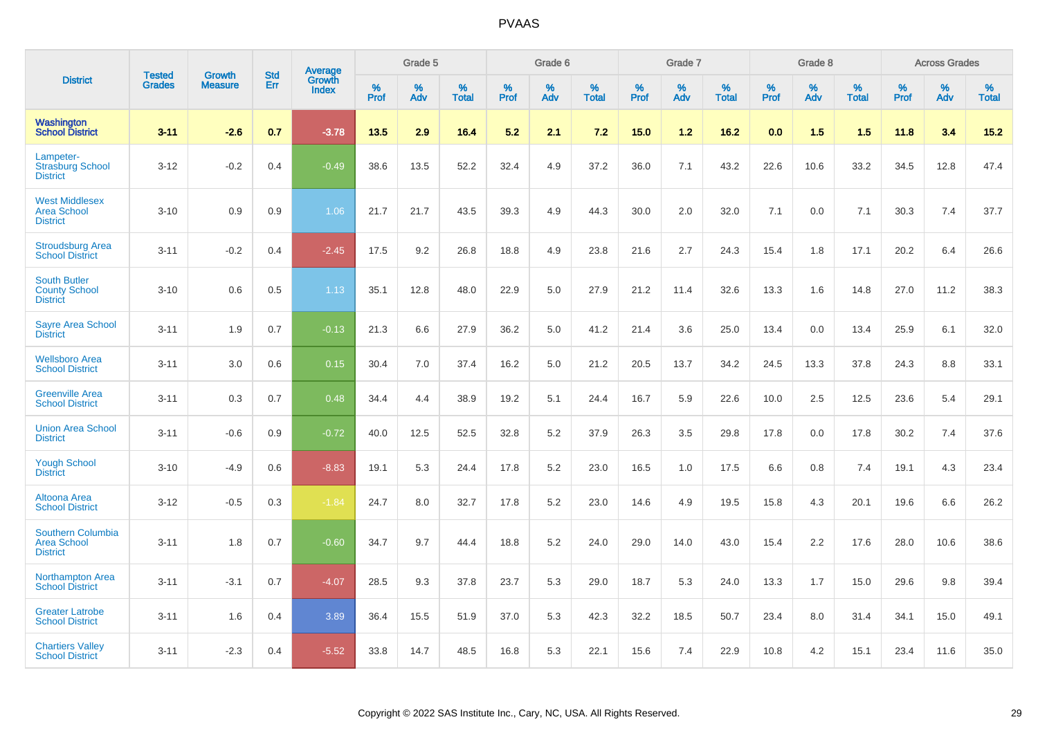# PVAAS

| District | Tested Grades | Growth Measure | Std Err | Average Growth Index | Grade 5 | | | Grade 6 | | | Grade 7 | | | Grade 8 | | | Across Grades | | |
|---|---|---|---|---|---|---|---|---|---|---|---|---|---|---|---|---|---|---|---|
| | | | | | % Prof | % Adv | % Total | % Prof | % Adv | % Total | % Prof | % Adv | % Total | % Prof | % Adv | % Total | % Prof | % Adv | % Total |
| **Washington School District** | **3-11** | **-2.6** | **0.7** | **-3.78** | **13.5** | **2.9** | **16.4** | **5.2** | **2.1** | **7.2** | **15.0** | **1.2** | **16.2** | **0.0** | **1.5** | **1.5** | **11.8** | **3.4** | **15.2** |
| Lampeter-Strasburg School District | 3-12 | -0.2 | 0.4 | -0.49 | 38.6 | 13.5 | 52.2 | 32.4 | 4.9 | 37.2 | 36.0 | 7.1 | 43.2 | 22.6 | 10.6 | 33.2 | 34.5 | 12.8 | 47.4 |
| West Middlesex Area School District | 3-10 | 0.9 | 0.9 | 1.06 | 21.7 | 21.7 | 43.5 | 39.3 | 4.9 | 44.3 | 30.0 | 2.0 | 32.0 | 7.1 | 0.0 | 7.1 | 30.3 | 7.4 | 37.7 |
| Stroudsburg Area School District | 3-11 | -0.2 | 0.4 | -2.45 | 17.5 | 9.2 | 26.8 | 18.8 | 4.9 | 23.8 | 21.6 | 2.7 | 24.3 | 15.4 | 1.8 | 17.1 | 20.2 | 6.4 | 26.6 |
| South Butler County School District | 3-10 | 0.6 | 0.5 | 1.13 | 35.1 | 12.8 | 48.0 | 22.9 | 5.0 | 27.9 | 21.2 | 11.4 | 32.6 | 13.3 | 1.6 | 14.8 | 27.0 | 11.2 | 38.3 |
| Sayre Area School District | 3-11 | 1.9 | 0.7 | -0.13 | 21.3 | 6.6 | 27.9 | 36.2 | 5.0 | 41.2 | 21.4 | 3.6 | 25.0 | 13.4 | 0.0 | 13.4 | 25.9 | 6.1 | 32.0 |
| Wellsboro Area School District | 3-11 | 3.0 | 0.6 | 0.15 | 30.4 | 7.0 | 37.4 | 16.2 | 5.0 | 21.2 | 20.5 | 13.7 | 34.2 | 24.5 | 13.3 | 37.8 | 24.3 | 8.8 | 33.1 |
| Greenville Area School District | 3-11 | 0.3 | 0.7 | 0.48 | 34.4 | 4.4 | 38.9 | 19.2 | 5.1 | 24.4 | 16.7 | 5.9 | 22.6 | 10.0 | 2.5 | 12.5 | 23.6 | 5.4 | 29.1 |
| Union Area School District | 3-11 | -0.6 | 0.9 | -0.72 | 40.0 | 12.5 | 52.5 | 32.8 | 5.2 | 37.9 | 26.3 | 3.5 | 29.8 | 17.8 | 0.0 | 17.8 | 30.2 | 7.4 | 37.6 |
| Yough School District | 3-10 | -4.9 | 0.6 | -8.83 | 19.1 | 5.3 | 24.4 | 17.8 | 5.2 | 23.0 | 16.5 | 1.0 | 17.5 | 6.6 | 0.8 | 7.4 | 19.1 | 4.3 | 23.4 |
| Altoona Area School District | 3-12 | -0.5 | 0.3 | -1.84 | 24.7 | 8.0 | 32.7 | 17.8 | 5.2 | 23.0 | 14.6 | 4.9 | 19.5 | 15.8 | 4.3 | 20.1 | 19.6 | 6.6 | 26.2 |
| Southern Columbia Area School District | 3-11 | 1.8 | 0.7 | -0.60 | 34.7 | 9.7 | 44.4 | 18.8 | 5.2 | 24.0 | 29.0 | 14.0 | 43.0 | 15.4 | 2.2 | 17.6 | 28.0 | 10.6 | 38.6 |
| Northampton Area School District | 3-11 | -3.1 | 0.7 | -4.07 | 28.5 | 9.3 | 37.8 | 23.7 | 5.3 | 29.0 | 18.7 | 5.3 | 24.0 | 13.3 | 1.7 | 15.0 | 29.6 | 9.8 | 39.4 |
| Greater Latrobe School District | 3-11 | 1.6 | 0.4 | 3.89 | 36.4 | 15.5 | 51.9 | 37.0 | 5.3 | 42.3 | 32.2 | 18.5 | 50.7 | 23.4 | 8.0 | 31.4 | 34.1 | 15.0 | 49.1 |
| Chartiers Valley School District | 3-11 | -2.3 | 0.4 | -5.52 | 33.8 | 14.7 | 48.5 | 16.8 | 5.3 | 22.1 | 15.6 | 7.4 | 22.9 | 10.8 | 4.2 | 15.1 | 23.4 | 11.6 | 35.0 |

Copyright © 2022 SAS Institute Inc., Cary, NC, USA. All Rights Reserved.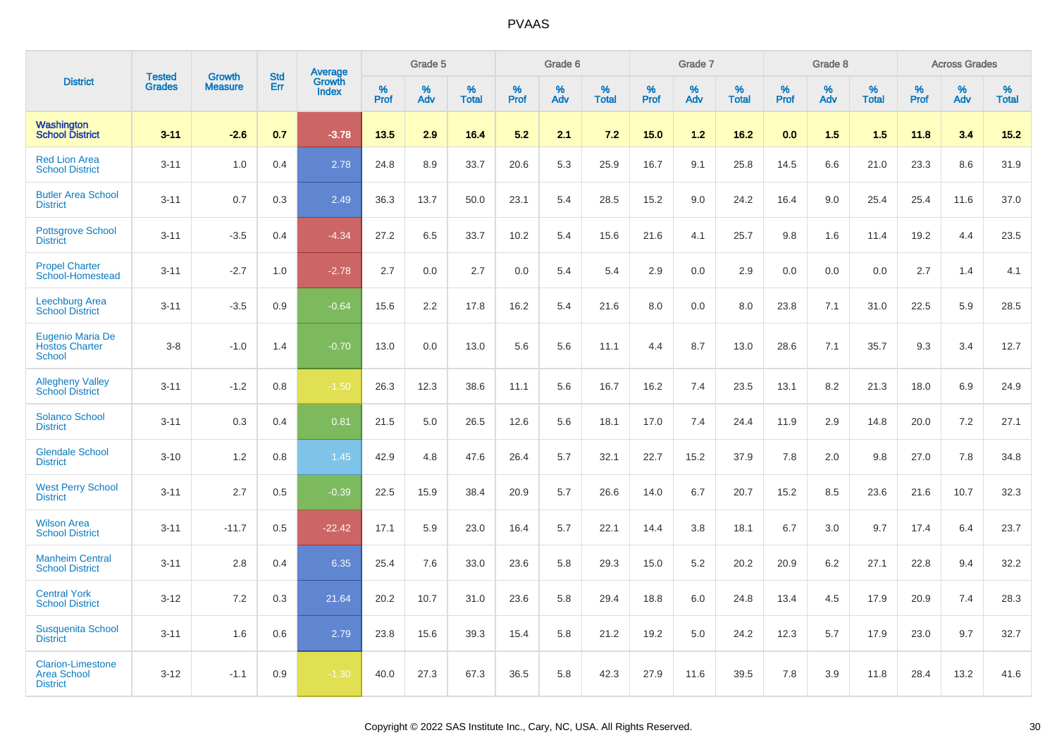| District | Tested Grades | Growth Measure | Std Err | Average Growth Index | Grade 5 | | | Grade 6 | | | Grade 7 | | | Grade 8 | | | Across Grades | | |
|---|---|---|---|---|---|---|---|---|---|---|---|---|---|---|---|---|---|---|---|
| | | | | | % Prof | % Adv | % Total | % Prof | % Adv | % Total | % Prof | % Adv | % Total | % Prof | % Adv | % Total | % Prof | % Adv | % Total |
| **Washington School District** | **3-11** | **-2.6** | **0.7** | **-3.78** | **13.5** | **2.9** | **16.4** | **5.2** | **2.1** | **7.2** | **15.0** | **1.2** | **16.2** | **0.0** | **1.5** | **1.5** | **11.8** | **3.4** | **15.2** |
| Red Lion Area School District | 3-11 | 1.0 | 0.4 | 2.78 | 24.8 | 8.9 | 33.7 | 20.6 | 5.3 | 25.9 | 16.7 | 9.1 | 25.8 | 14.5 | 6.6 | 21.0 | 23.3 | 8.6 | 31.9 |
| Butler Area School District | 3-11 | 0.7 | 0.3 | 2.49 | 36.3 | 13.7 | 50.0 | 23.1 | 5.4 | 28.5 | 15.2 | 9.0 | 24.2 | 16.4 | 9.0 | 25.4 | 25.4 | 11.6 | 37.0 |
| Pottsgrove School District | 3-11 | -3.5 | 0.4 | -4.34 | 27.2 | 6.5 | 33.7 | 10.2 | 5.4 | 15.6 | 21.6 | 4.1 | 25.7 | 9.8 | 1.6 | 11.4 | 19.2 | 4.4 | 23.5 |
| Propel Charter School-Homestead | 3-11 | -2.7 | 1.0 | -2.78 | 2.7 | 0.0 | 2.7 | 0.0 | 5.4 | 5.4 | 2.9 | 0.0 | 2.9 | 0.0 | 0.0 | 0.0 | 2.7 | 1.4 | 4.1 |
| Leechburg Area School District | 3-11 | -3.5 | 0.9 | -0.64 | 15.6 | 2.2 | 17.8 | 16.2 | 5.4 | 21.6 | 8.0 | 0.0 | 8.0 | 23.8 | 7.1 | 31.0 | 22.5 | 5.9 | 28.5 |
| Eugenio Maria De Hostos Charter School | 3-8 | -1.0 | 1.4 | -0.70 | 13.0 | 0.0 | 13.0 | 5.6 | 5.6 | 11.1 | 4.4 | 8.7 | 13.0 | 28.6 | 7.1 | 35.7 | 9.3 | 3.4 | 12.7 |
| Allegheny Valley School District | 3-11 | -1.2 | 0.8 | -1.50 | 26.3 | 12.3 | 38.6 | 11.1 | 5.6 | 16.7 | 16.2 | 7.4 | 23.5 | 13.1 | 8.2 | 21.3 | 18.0 | 6.9 | 24.9 |
| Solanco School District | 3-11 | 0.3 | 0.4 | 0.81 | 21.5 | 5.0 | 26.5 | 12.6 | 5.6 | 18.1 | 17.0 | 7.4 | 24.4 | 11.9 | 2.9 | 14.8 | 20.0 | 7.2 | 27.1 |
| Glendale School District | 3-10 | 1.2 | 0.8 | 1.45 | 42.9 | 4.8 | 47.6 | 26.4 | 5.7 | 32.1 | 22.7 | 15.2 | 37.9 | 7.8 | 2.0 | 9.8 | 27.0 | 7.8 | 34.8 |
| West Perry School District | 3-11 | 2.7 | 0.5 | -0.39 | 22.5 | 15.9 | 38.4 | 20.9 | 5.7 | 26.6 | 14.0 | 6.7 | 20.7 | 15.2 | 8.5 | 23.6 | 21.6 | 10.7 | 32.3 |
| Wilson Area School District | 3-11 | -11.7 | 0.5 | -22.42 | 17.1 | 5.9 | 23.0 | 16.4 | 5.7 | 22.1 | 14.4 | 3.8 | 18.1 | 6.7 | 3.0 | 9.7 | 17.4 | 6.4 | 23.7 |
| Manheim Central School District | 3-11 | 2.8 | 0.4 | 6.35 | 25.4 | 7.6 | 33.0 | 23.6 | 5.8 | 29.3 | 15.0 | 5.2 | 20.2 | 20.9 | 6.2 | 27.1 | 22.8 | 9.4 | 32.2 |
| Central York School District | 3-12 | 7.2 | 0.3 | 21.64 | 20.2 | 10.7 | 31.0 | 23.6 | 5.8 | 29.4 | 18.8 | 6.0 | 24.8 | 13.4 | 4.5 | 17.9 | 20.9 | 7.4 | 28.3 |
| Susquenita School District | 3-11 | 1.6 | 0.6 | 2.79 | 23.8 | 15.6 | 39.3 | 15.4 | 5.8 | 21.2 | 19.2 | 5.0 | 24.2 | 12.3 | 5.7 | 17.9 | 23.0 | 9.7 | 32.7 |
| Clarion-Limestone Area School District | 3-12 | -1.1 | 0.9 | -1.30 | 40.0 | 27.3 | 67.3 | 36.5 | 5.8 | 42.3 | 27.9 | 11.6 | 39.5 | 7.8 | 3.9 | 11.8 | 28.4 | 13.2 | 41.6 |

Copyright © 2022 SAS Institute Inc., Cary, NC, USA. All Rights Reserved.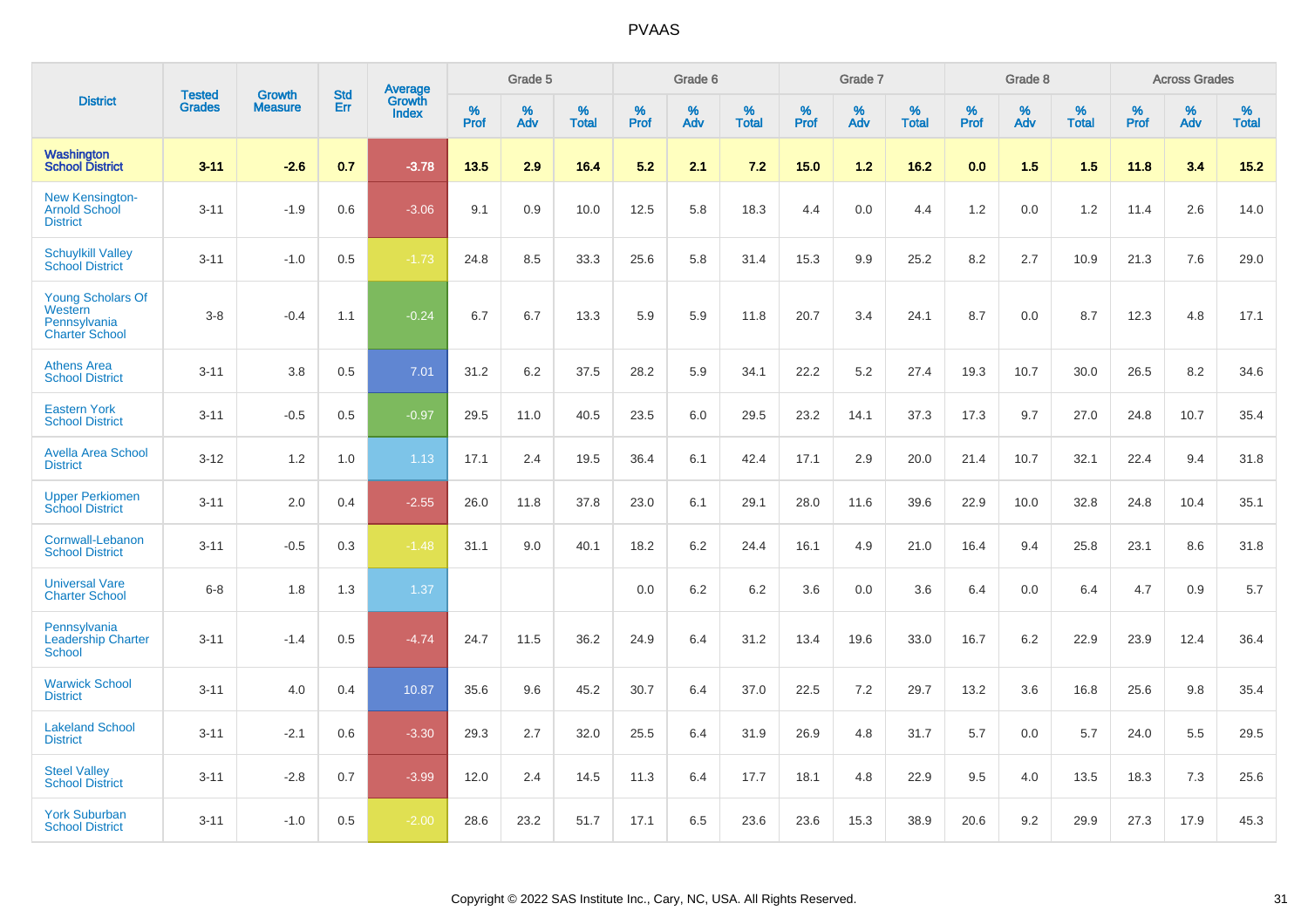# PVAAS

| District | Tested Grades | Growth Measure | Std Err | Average Growth Index | Grade 5 | | | Grade 6 | | | Grade 7 | | | Grade 8 | | | Across Grades | | |
|---|---|---|---|---|---|---|---|---|---|---|---|---|---|---|---|---|---|---|---|
| | | | | | % Prof | % Adv | % Total | % Prof | % Adv | % Total | % Prof | % Adv | % Total | % Prof | % Adv | % Total | % Prof | % Adv | % Total |
| **Washington School District** | **3-11** | **-2.6** | **0.7** | **-3.78** | **13.5** | **2.9** | **16.4** | **5.2** | **2.1** | **7.2** | **15.0** | **1.2** | **16.2** | **0.0** | **1.5** | **1.5** | **11.8** | **3.4** | **15.2** |
| New Kensington-Arnold School District | 3-11 | -1.9 | 0.6 | -3.06 | 9.1 | 0.9 | 10.0 | 12.5 | 5.8 | 18.3 | 4.4 | 0.0 | 4.4 | 1.2 | 0.0 | 1.2 | 11.4 | 2.6 | 14.0 |
| Schuylkill Valley School District | 3-11 | -1.0 | 0.5 | -1.73 | 24.8 | 8.5 | 33.3 | 25.6 | 5.8 | 31.4 | 15.3 | 9.9 | 25.2 | 8.2 | 2.7 | 10.9 | 21.3 | 7.6 | 29.0 |
| Young Scholars Of Western Pennsylvania Charter School | 3-8 | -0.4 | 1.1 | -0.24 | 6.7 | 6.7 | 13.3 | 5.9 | 5.9 | 11.8 | 20.7 | 3.4 | 24.1 | 8.7 | 0.0 | 8.7 | 12.3 | 4.8 | 17.1 |
| Athens Area School District | 3-11 | 3.8 | 0.5 | 7.01 | 31.2 | 6.2 | 37.5 | 28.2 | 5.9 | 34.1 | 22.2 | 5.2 | 27.4 | 19.3 | 10.7 | 30.0 | 26.5 | 8.2 | 34.6 |
| Eastern York School District | 3-11 | -0.5 | 0.5 | -0.97 | 29.5 | 11.0 | 40.5 | 23.5 | 6.0 | 29.5 | 23.2 | 14.1 | 37.3 | 17.3 | 9.7 | 27.0 | 24.8 | 10.7 | 35.4 |
| Avella Area School District | 3-12 | 1.2 | 1.0 | 1.13 | 17.1 | 2.4 | 19.5 | 36.4 | 6.1 | 42.4 | 17.1 | 2.9 | 20.0 | 21.4 | 10.7 | 32.1 | 22.4 | 9.4 | 31.8 |
| Upper Perkiomen School District | 3-11 | 2.0 | 0.4 | -2.55 | 26.0 | 11.8 | 37.8 | 23.0 | 6.1 | 29.1 | 28.0 | 11.6 | 39.6 | 22.9 | 10.0 | 32.8 | 24.8 | 10.4 | 35.1 |
| Cornwall-Lebanon School District | 3-11 | -0.5 | 0.3 | -1.48 | 31.1 | 9.0 | 40.1 | 18.2 | 6.2 | 24.4 | 16.1 | 4.9 | 21.0 | 16.4 | 9.4 | 25.8 | 23.1 | 8.6 | 31.8 |
| Universal Vare Charter School | 6-8 | 1.8 | 1.3 | 1.37 | | | | 0.0 | 6.2 | 6.2 | 3.6 | 0.0 | 3.6 | 6.4 | 0.0 | 6.4 | 4.7 | 0.9 | 5.7 |
| Pennsylvania Leadership Charter School | 3-11 | -1.4 | 0.5 | -4.74 | 24.7 | 11.5 | 36.2 | 24.9 | 6.4 | 31.2 | 13.4 | 19.6 | 33.0 | 16.7 | 6.2 | 22.9 | 23.9 | 12.4 | 36.4 |
| Warwick School District | 3-11 | 4.0 | 0.4 | 10.87 | 35.6 | 9.6 | 45.2 | 30.7 | 6.4 | 37.0 | 22.5 | 7.2 | 29.7 | 13.2 | 3.6 | 16.8 | 25.6 | 9.8 | 35.4 |
| Lakeland School District | 3-11 | -2.1 | 0.6 | -3.30 | 29.3 | 2.7 | 32.0 | 25.5 | 6.4 | 31.9 | 26.9 | 4.8 | 31.7 | 5.7 | 0.0 | 5.7 | 24.0 | 5.5 | 29.5 |
| Steel Valley School District | 3-11 | -2.8 | 0.7 | -3.99 | 12.0 | 2.4 | 14.5 | 11.3 | 6.4 | 17.7 | 18.1 | 4.8 | 22.9 | 9.5 | 4.0 | 13.5 | 18.3 | 7.3 | 25.6 |
| York Suburban School District | 3-11 | -1.0 | 0.5 | -2.00 | 28.6 | 23.2 | 51.7 | 17.1 | 6.5 | 23.6 | 23.6 | 15.3 | 38.9 | 20.6 | 9.2 | 29.9 | 27.3 | 17.9 | 45.3 |

Copyright © 2022 SAS Institute Inc., Cary, NC, USA. All Rights Reserved.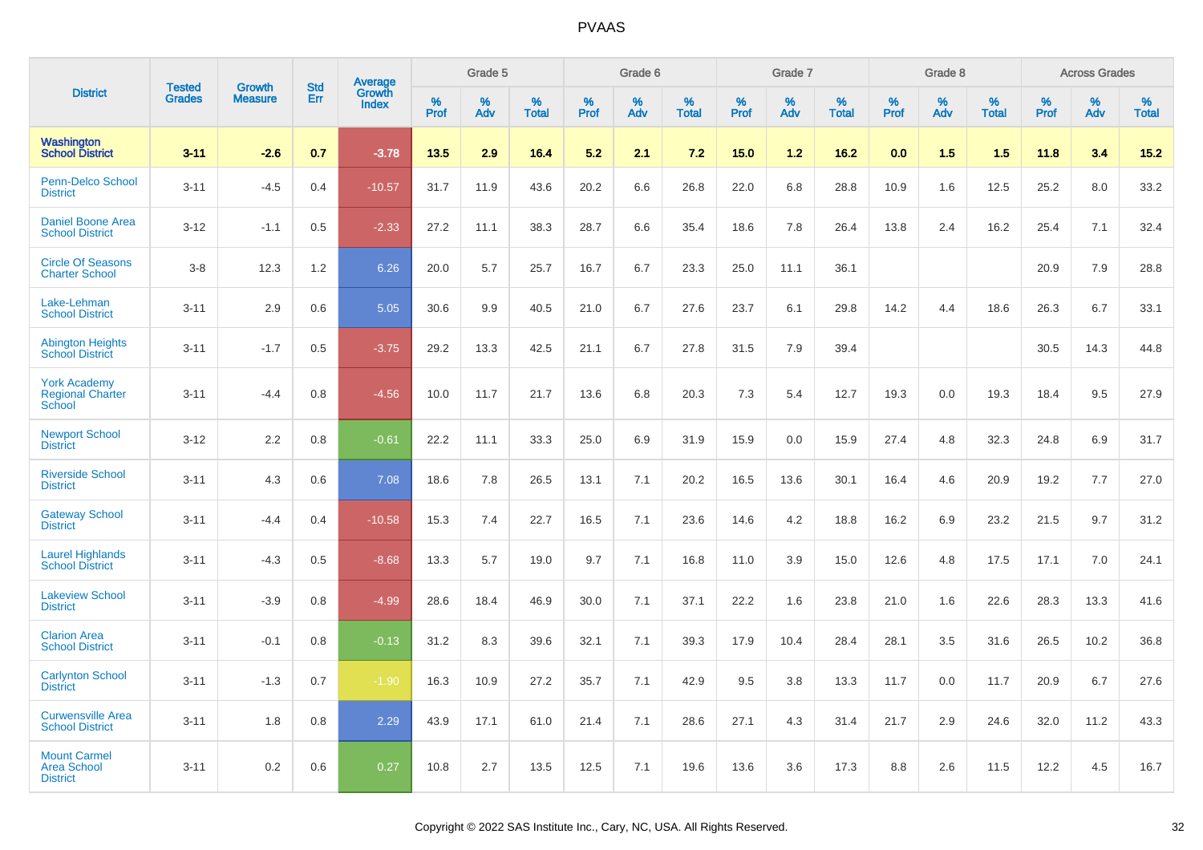# PVAAS

| District | Tested Grades | Growth Measure | Std Err | Average Growth Index | Grade 5 | | | Grade 6 | | | Grade 7 | | | Grade 8 | | | Across Grades | | |
|---|---|---|---|---|---|---|---|---|---|---|---|---|---|---|---|---|---|---|---|
| | | | | | % Prof | % Adv | % Total | % Prof | % Adv | % Total | % Prof | % Adv | % Total | % Prof | % Adv | % Total | % Prof | % Adv | % Total |
| **Washington School District** | **3-11** | **-2.6** | **0.7** | **-3.78** | **13.5** | **2.9** | **16.4** | **5.2** | **2.1** | **7.2** | **15.0** | **1.2** | **16.2** | **0.0** | **1.5** | **1.5** | **11.8** | **3.4** | **15.2** |
| Penn-Delco School District | 3-11 | -4.5 | 0.4 | -10.57 | 31.7 | 11.9 | 43.6 | 20.2 | 6.6 | 26.8 | 22.0 | 6.8 | 28.8 | 10.9 | 1.6 | 12.5 | 25.2 | 8.0 | 33.2 |
| Daniel Boone Area School District | 3-12 | -1.1 | 0.5 | -2.33 | 27.2 | 11.1 | 38.3 | 28.7 | 6.6 | 35.4 | 18.6 | 7.8 | 26.4 | 13.8 | 2.4 | 16.2 | 25.4 | 7.1 | 32.4 |
| Circle Of Seasons Charter School | 3-8 | 12.3 | 1.2 | 6.26 | 20.0 | 5.7 | 25.7 | 16.7 | 6.7 | 23.3 | 25.0 | 11.1 | 36.1 | | | | 20.9 | 7.9 | 28.8 |
| Lake-Lehman School District | 3-11 | 2.9 | 0.6 | 5.05 | 30.6 | 9.9 | 40.5 | 21.0 | 6.7 | 27.6 | 23.7 | 6.1 | 29.8 | 14.2 | 4.4 | 18.6 | 26.3 | 6.7 | 33.1 |
| Abington Heights School District | 3-11 | -1.7 | 0.5 | -3.75 | 29.2 | 13.3 | 42.5 | 21.1 | 6.7 | 27.8 | 31.5 | 7.9 | 39.4 | | | | 30.5 | 14.3 | 44.8 |
| York Academy Regional Charter School | 3-11 | -4.4 | 0.8 | -4.56 | 10.0 | 11.7 | 21.7 | 13.6 | 6.8 | 20.3 | 7.3 | 5.4 | 12.7 | 19.3 | 0.0 | 19.3 | 18.4 | 9.5 | 27.9 |
| Newport School District | 3-12 | 2.2 | 0.8 | -0.61 | 22.2 | 11.1 | 33.3 | 25.0 | 6.9 | 31.9 | 15.9 | 0.0 | 15.9 | 27.4 | 4.8 | 32.3 | 24.8 | 6.9 | 31.7 |
| Riverside School District | 3-11 | 4.3 | 0.6 | 7.08 | 18.6 | 7.8 | 26.5 | 13.1 | 7.1 | 20.2 | 16.5 | 13.6 | 30.1 | 16.4 | 4.6 | 20.9 | 19.2 | 7.7 | 27.0 |
| Gateway School District | 3-11 | -4.4 | 0.4 | -10.58 | 15.3 | 7.4 | 22.7 | 16.5 | 7.1 | 23.6 | 14.6 | 4.2 | 18.8 | 16.2 | 6.9 | 23.2 | 21.5 | 9.7 | 31.2 |
| Laurel Highlands School District | 3-11 | -4.3 | 0.5 | -8.68 | 13.3 | 5.7 | 19.0 | 9.7 | 7.1 | 16.8 | 11.0 | 3.9 | 15.0 | 12.6 | 4.8 | 17.5 | 17.1 | 7.0 | 24.1 |
| Lakeview School District | 3-11 | -3.9 | 0.8 | -4.99 | 28.6 | 18.4 | 46.9 | 30.0 | 7.1 | 37.1 | 22.2 | 1.6 | 23.8 | 21.0 | 1.6 | 22.6 | 28.3 | 13.3 | 41.6 |
| Clarion Area School District | 3-11 | -0.1 | 0.8 | -0.13 | 31.2 | 8.3 | 39.6 | 32.1 | 7.1 | 39.3 | 17.9 | 10.4 | 28.4 | 28.1 | 3.5 | 31.6 | 26.5 | 10.2 | 36.8 |
| Carlynton School District | 3-11 | -1.3 | 0.7 | -1.90 | 16.3 | 10.9 | 27.2 | 35.7 | 7.1 | 42.9 | 9.5 | 3.8 | 13.3 | 11.7 | 0.0 | 11.7 | 20.9 | 6.7 | 27.6 |
| Curwensville Area School District | 3-11 | 1.8 | 0.8 | 2.29 | 43.9 | 17.1 | 61.0 | 21.4 | 7.1 | 28.6 | 27.1 | 4.3 | 31.4 | 21.7 | 2.9 | 24.6 | 32.0 | 11.2 | 43.3 |
| Mount Carmel Area School District | 3-11 | 0.2 | 0.6 | 0.27 | 10.8 | 2.7 | 13.5 | 12.5 | 7.1 | 19.6 | 13.6 | 3.6 | 17.3 | 8.8 | 2.6 | 11.5 | 12.2 | 4.5 | 16.7 |

Copyright © 2022 SAS Institute Inc., Cary, NC, USA. All Rights Reserved.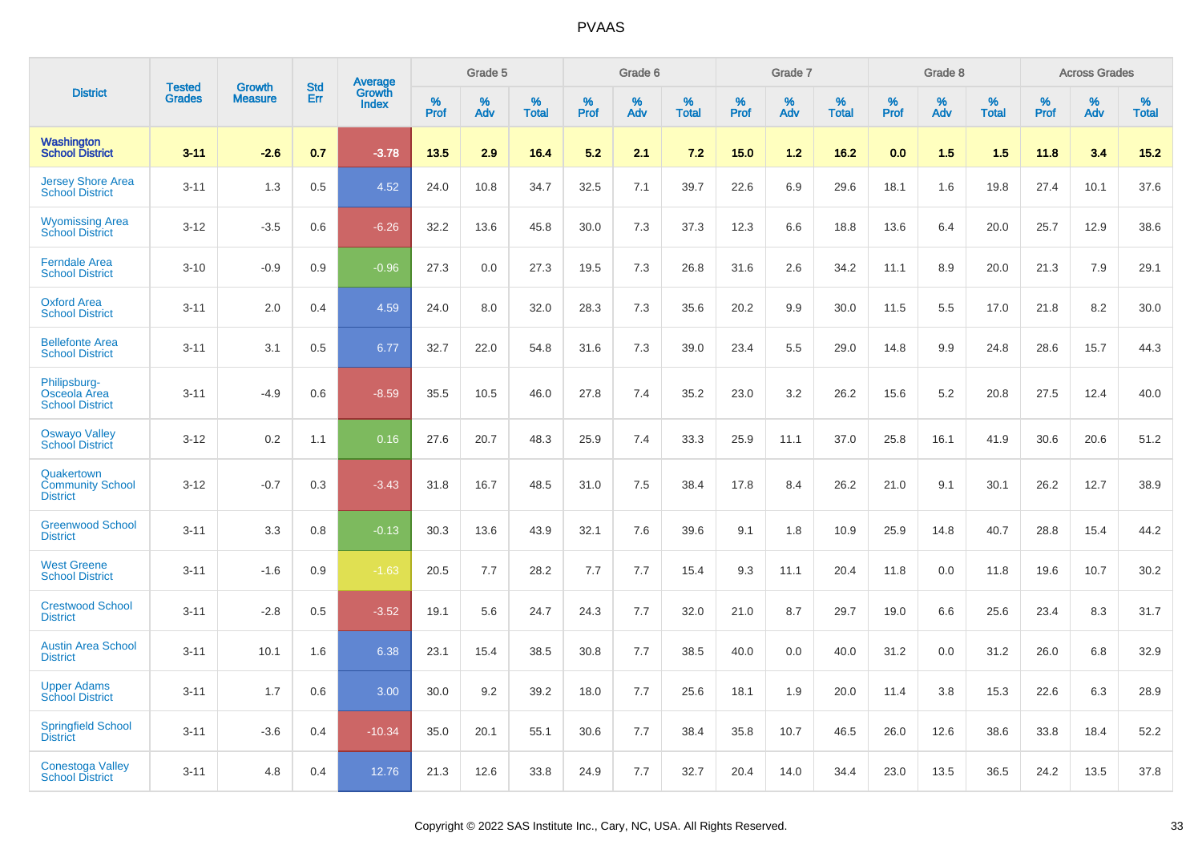| District | Tested Grades | Growth Measure | Std Err | Average Growth Index | Grade 5 | | | Grade 6 | | | Grade 7 | | | Grade 8 | | | Across Grades | | |
|---|---|---|---|---|---|---|---|---|---|---|---|---|---|---|---|---|---|---|---|
| | | | | | % Prof | % Adv | % Total | % Prof | % Adv | % Total | % Prof | % Adv | % Total | % Prof | % Adv | % Total | % Prof | % Adv | % Total |
| **Washington School District** | **3-11** | **-2.6** | **0.7** | **-3.78** | **13.5** | **2.9** | **16.4** | **5.2** | **2.1** | **7.2** | **15.0** | **1.2** | **16.2** | **0.0** | **1.5** | **1.5** | **11.8** | **3.4** | **15.2** |
| Jersey Shore Area School District | 3-11 | 1.3 | 0.5 | 4.52 | 24.0 | 10.8 | 34.7 | 32.5 | 7.1 | 39.7 | 22.6 | 6.9 | 29.6 | 18.1 | 1.6 | 19.8 | 27.4 | 10.1 | 37.6 |
| Wyomissing Area School District | 3-12 | -3.5 | 0.6 | -6.26 | 32.2 | 13.6 | 45.8 | 30.0 | 7.3 | 37.3 | 12.3 | 6.6 | 18.8 | 13.6 | 6.4 | 20.0 | 25.7 | 12.9 | 38.6 |
| Ferndale Area School District | 3-10 | -0.9 | 0.9 | -0.96 | 27.3 | 0.0 | 27.3 | 19.5 | 7.3 | 26.8 | 31.6 | 2.6 | 34.2 | 11.1 | 8.9 | 20.0 | 21.3 | 7.9 | 29.1 |
| Oxford Area School District | 3-11 | 2.0 | 0.4 | 4.59 | 24.0 | 8.0 | 32.0 | 28.3 | 7.3 | 35.6 | 20.2 | 9.9 | 30.0 | 11.5 | 5.5 | 17.0 | 21.8 | 8.2 | 30.0 |
| Bellefonte Area School District | 3-11 | 3.1 | 0.5 | 6.77 | 32.7 | 22.0 | 54.8 | 31.6 | 7.3 | 39.0 | 23.4 | 5.5 | 29.0 | 14.8 | 9.9 | 24.8 | 28.6 | 15.7 | 44.3 |
| Philipsburg-Osceola Area School District | 3-11 | -4.9 | 0.6 | -8.59 | 35.5 | 10.5 | 46.0 | 27.8 | 7.4 | 35.2 | 23.0 | 3.2 | 26.2 | 15.6 | 5.2 | 20.8 | 27.5 | 12.4 | 40.0 |
| Oswayo Valley School District | 3-12 | 0.2 | 1.1 | 0.16 | 27.6 | 20.7 | 48.3 | 25.9 | 7.4 | 33.3 | 25.9 | 11.1 | 37.0 | 25.8 | 16.1 | 41.9 | 30.6 | 20.6 | 51.2 |
| Quakertown Community School District | 3-12 | -0.7 | 0.3 | -3.43 | 31.8 | 16.7 | 48.5 | 31.0 | 7.5 | 38.4 | 17.8 | 8.4 | 26.2 | 21.0 | 9.1 | 30.1 | 26.2 | 12.7 | 38.9 |
| Greenwood School District | 3-11 | 3.3 | 0.8 | -0.13 | 30.3 | 13.6 | 43.9 | 32.1 | 7.6 | 39.6 | 9.1 | 1.8 | 10.9 | 25.9 | 14.8 | 40.7 | 28.8 | 15.4 | 44.2 |
| West Greene School District | 3-11 | -1.6 | 0.9 | -1.63 | 20.5 | 7.7 | 28.2 | 7.7 | 7.7 | 15.4 | 9.3 | 11.1 | 20.4 | 11.8 | 0.0 | 11.8 | 19.6 | 10.7 | 30.2 |
| Crestwood School District | 3-11 | -2.8 | 0.5 | -3.52 | 19.1 | 5.6 | 24.7 | 24.3 | 7.7 | 32.0 | 21.0 | 8.7 | 29.7 | 19.0 | 6.6 | 25.6 | 23.4 | 8.3 | 31.7 |
| Austin Area School District | 3-11 | 10.1 | 1.6 | 6.38 | 23.1 | 15.4 | 38.5 | 30.8 | 7.7 | 38.5 | 40.0 | 0.0 | 40.0 | 31.2 | 0.0 | 31.2 | 26.0 | 6.8 | 32.9 |
| Upper Adams School District | 3-11 | 1.7 | 0.6 | 3.00 | 30.0 | 9.2 | 39.2 | 18.0 | 7.7 | 25.6 | 18.1 | 1.9 | 20.0 | 11.4 | 3.8 | 15.3 | 22.6 | 6.3 | 28.9 |
| Springfield School District | 3-11 | -3.6 | 0.4 | -10.34 | 35.0 | 20.1 | 55.1 | 30.6 | 7.7 | 38.4 | 35.8 | 10.7 | 46.5 | 26.0 | 12.6 | 38.6 | 33.8 | 18.4 | 52.2 |
| Conestoga Valley School District | 3-11 | 4.8 | 0.4 | 12.76 | 21.3 | 12.6 | 33.8 | 24.9 | 7.7 | 32.7 | 20.4 | 14.0 | 34.4 | 23.0 | 13.5 | 36.5 | 24.2 | 13.5 | 37.8 |

Copyright © 2022 SAS Institute Inc., Cary, NC, USA. All Rights Reserved.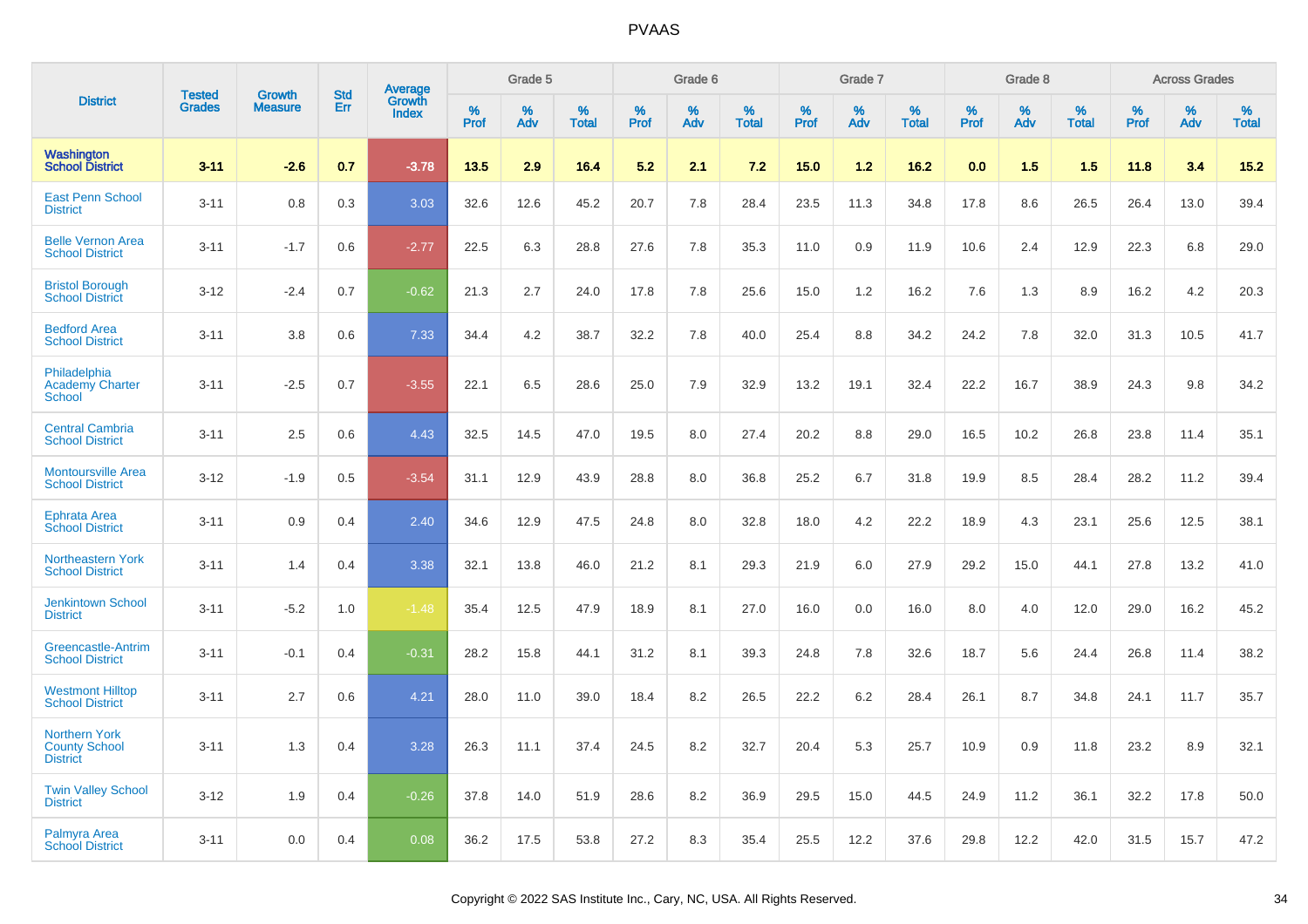| District | Tested Grades | Growth Measure | Std Err | Average Growth Index | Grade 5 | | | Grade 6 | | | Grade 7 | | | Grade 8 | | | Across Grades | | |
|---|---|---|---|---|---|---|---|---|---|---|---|---|---|---|---|---|---|---|---|
| | | | | | % Prof | % Adv | % Total | % Prof | % Adv | % Total | % Prof | % Adv | % Total | % Prof | % Adv | % Total | % Prof | % Adv | % Total |
| **Washington School District** | **3-11** | **-2.6** | **0.7** | **-3.78** | **13.5** | **2.9** | **16.4** | **5.2** | **2.1** | **7.2** | **15.0** | **1.2** | **16.2** | **0.0** | **1.5** | **1.5** | **11.8** | **3.4** | **15.2** |
| East Penn School District | 3-11 | 0.8 | 0.3 | 3.03 | 32.6 | 12.6 | 45.2 | 20.7 | 7.8 | 28.4 | 23.5 | 11.3 | 34.8 | 17.8 | 8.6 | 26.5 | 26.4 | 13.0 | 39.4 |
| Belle Vernon Area School District | 3-11 | -1.7 | 0.6 | -2.77 | 22.5 | 6.3 | 28.8 | 27.6 | 7.8 | 35.3 | 11.0 | 0.9 | 11.9 | 10.6 | 2.4 | 12.9 | 22.3 | 6.8 | 29.0 |
| Bristol Borough School District | 3-12 | -2.4 | 0.7 | -0.62 | 21.3 | 2.7 | 24.0 | 17.8 | 7.8 | 25.6 | 15.0 | 1.2 | 16.2 | 7.6 | 1.3 | 8.9 | 16.2 | 4.2 | 20.3 |
| Bedford Area School District | 3-11 | 3.8 | 0.6 | 7.33 | 34.4 | 4.2 | 38.7 | 32.2 | 7.8 | 40.0 | 25.4 | 8.8 | 34.2 | 24.2 | 7.8 | 32.0 | 31.3 | 10.5 | 41.7 |
| Philadelphia Academy Charter School | 3-11 | -2.5 | 0.7 | -3.55 | 22.1 | 6.5 | 28.6 | 25.0 | 7.9 | 32.9 | 13.2 | 19.1 | 32.4 | 22.2 | 16.7 | 38.9 | 24.3 | 9.8 | 34.2 |
| Central Cambria School District | 3-11 | 2.5 | 0.6 | 4.43 | 32.5 | 14.5 | 47.0 | 19.5 | 8.0 | 27.4 | 20.2 | 8.8 | 29.0 | 16.5 | 10.2 | 26.8 | 23.8 | 11.4 | 35.1 |
| Montoursville Area School District | 3-12 | -1.9 | 0.5 | -3.54 | 31.1 | 12.9 | 43.9 | 28.8 | 8.0 | 36.8 | 25.2 | 6.7 | 31.8 | 19.9 | 8.5 | 28.4 | 28.2 | 11.2 | 39.4 |
| Ephrata Area School District | 3-11 | 0.9 | 0.4 | 2.40 | 34.6 | 12.9 | 47.5 | 24.8 | 8.0 | 32.8 | 18.0 | 4.2 | 22.2 | 18.9 | 4.3 | 23.1 | 25.6 | 12.5 | 38.1 |
| Northeastern York School District | 3-11 | 1.4 | 0.4 | 3.38 | 32.1 | 13.8 | 46.0 | 21.2 | 8.1 | 29.3 | 21.9 | 6.0 | 27.9 | 29.2 | 15.0 | 44.1 | 27.8 | 13.2 | 41.0 |
| Jenkintown School District | 3-11 | -5.2 | 1.0 | -1.48 | 35.4 | 12.5 | 47.9 | 18.9 | 8.1 | 27.0 | 16.0 | 0.0 | 16.0 | 8.0 | 4.0 | 12.0 | 29.0 | 16.2 | 45.2 |
| Greencastle-Antrim School District | 3-11 | -0.1 | 0.4 | -0.31 | 28.2 | 15.8 | 44.1 | 31.2 | 8.1 | 39.3 | 24.8 | 7.8 | 32.6 | 18.7 | 5.6 | 24.4 | 26.8 | 11.4 | 38.2 |
| Westmont Hilltop School District | 3-11 | 2.7 | 0.6 | 4.21 | 28.0 | 11.0 | 39.0 | 18.4 | 8.2 | 26.5 | 22.2 | 6.2 | 28.4 | 26.1 | 8.7 | 34.8 | 24.1 | 11.7 | 35.7 |
| Northern York County School District | 3-11 | 1.3 | 0.4 | 3.28 | 26.3 | 11.1 | 37.4 | 24.5 | 8.2 | 32.7 | 20.4 | 5.3 | 25.7 | 10.9 | 0.9 | 11.8 | 23.2 | 8.9 | 32.1 |
| Twin Valley School District | 3-12 | 1.9 | 0.4 | -0.26 | 37.8 | 14.0 | 51.9 | 28.6 | 8.2 | 36.9 | 29.5 | 15.0 | 44.5 | 24.9 | 11.2 | 36.1 | 32.2 | 17.8 | 50.0 |
| Palmyra Area School District | 3-11 | 0.0 | 0.4 | 0.08 | 36.2 | 17.5 | 53.8 | 27.2 | 8.3 | 35.4 | 25.5 | 12.2 | 37.6 | 29.8 | 12.2 | 42.0 | 31.5 | 15.7 | 47.2 |

Copyright © 2022 SAS Institute Inc., Cary, NC, USA. All Rights Reserved.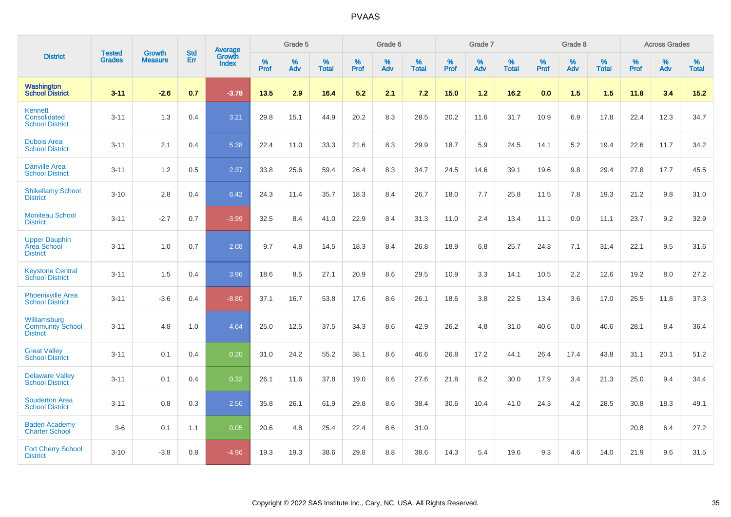# PVAAS

| District | Tested Grades | Growth Measure | Std Err | Average Growth Index | Grade 5 | | | Grade 6 | | | Grade 7 | | | Grade 8 | | | Across Grades | | |
|---|---|---|---|---|---|---|---|---|---|---|---|---|---|---|---|---|---|---|---|
| | | | | | % Prof | % Adv | % Total | % Prof | % Adv | % Total | % Prof | % Adv | % Total | % Prof | % Adv | % Total | % Prof | % Adv | % Total |
| **Washington School District** | **3-11** | **-2.6** | **0.7** | **-3.78** | **13.5** | **2.9** | **16.4** | **5.2** | **2.1** | **7.2** | **15.0** | **1.2** | **16.2** | **0.0** | **1.5** | **1.5** | **11.8** | **3.4** | **15.2** |
| Kennett Consolidated School District | 3-11 | 1.3 | 0.4 | 3.21 | 29.8 | 15.1 | 44.9 | 20.2 | 8.3 | 28.5 | 20.2 | 11.6 | 31.7 | 10.9 | 6.9 | 17.8 | 22.4 | 12.3 | 34.7 |
| Dubois Area School District | 3-11 | 2.1 | 0.4 | 5.38 | 22.4 | 11.0 | 33.3 | 21.6 | 8.3 | 29.9 | 18.7 | 5.9 | 24.5 | 14.1 | 5.2 | 19.4 | 22.6 | 11.7 | 34.2 |
| Danville Area School District | 3-11 | 1.2 | 0.5 | 2.37 | 33.8 | 25.6 | 59.4 | 26.4 | 8.3 | 34.7 | 24.5 | 14.6 | 39.1 | 19.6 | 9.8 | 29.4 | 27.8 | 17.7 | 45.5 |
| Shikellamy School District | 3-10 | 2.8 | 0.4 | 6.42 | 24.3 | 11.4 | 35.7 | 18.3 | 8.4 | 26.7 | 18.0 | 7.7 | 25.8 | 11.5 | 7.8 | 19.3 | 21.2 | 9.8 | 31.0 |
| Moniteau School District | 3-11 | -2.7 | 0.7 | -3.99 | 32.5 | 8.4 | 41.0 | 22.9 | 8.4 | 31.3 | 11.0 | 2.4 | 13.4 | 11.1 | 0.0 | 11.1 | 23.7 | 9.2 | 32.9 |
| Upper Dauphin Area School District | 3-11 | 1.0 | 0.7 | 2.08 | 9.7 | 4.8 | 14.5 | 18.3 | 8.4 | 26.8 | 18.9 | 6.8 | 25.7 | 24.3 | 7.1 | 31.4 | 22.1 | 9.5 | 31.6 |
| Keystone Central School District | 3-11 | 1.5 | 0.4 | 3.96 | 18.6 | 8.5 | 27.1 | 20.9 | 8.6 | 29.5 | 10.9 | 3.3 | 14.1 | 10.5 | 2.2 | 12.6 | 19.2 | 8.0 | 27.2 |
| Phoenixville Area School District | 3-11 | -3.6 | 0.4 | -8.80 | 37.1 | 16.7 | 53.8 | 17.6 | 8.6 | 26.1 | 18.6 | 3.8 | 22.5 | 13.4 | 3.6 | 17.0 | 25.5 | 11.8 | 37.3 |
| Williamsburg Community School District | 3-11 | 4.8 | 1.0 | 4.64 | 25.0 | 12.5 | 37.5 | 34.3 | 8.6 | 42.9 | 26.2 | 4.8 | 31.0 | 40.6 | 0.0 | 40.6 | 28.1 | 8.4 | 36.4 |
| Great Valley School District | 3-11 | 0.1 | 0.4 | 0.20 | 31.0 | 24.2 | 55.2 | 38.1 | 8.6 | 46.6 | 26.8 | 17.2 | 44.1 | 26.4 | 17.4 | 43.8 | 31.1 | 20.1 | 51.2 |
| Delaware Valley School District | 3-11 | 0.1 | 0.4 | 0.32 | 26.1 | 11.6 | 37.8 | 19.0 | 8.6 | 27.6 | 21.8 | 8.2 | 30.0 | 17.9 | 3.4 | 21.3 | 25.0 | 9.4 | 34.4 |
| Souderton Area School District | 3-11 | 0.8 | 0.3 | 2.50 | 35.8 | 26.1 | 61.9 | 29.8 | 8.6 | 38.4 | 30.6 | 10.4 | 41.0 | 24.3 | 4.2 | 28.5 | 30.8 | 18.3 | 49.1 |
| Baden Academy Charter School | 3-6 | 0.1 | 1.1 | 0.05 | 20.6 | 4.8 | 25.4 | 22.4 | 8.6 | 31.0 | | | | | | | 20.8 | 6.4 | 27.2 |
| Fort Cherry School District | 3-10 | -3.8 | 0.8 | -4.96 | 19.3 | 19.3 | 38.6 | 29.8 | 8.8 | 38.6 | 14.3 | 5.4 | 19.6 | 9.3 | 4.6 | 14.0 | 21.9 | 9.6 | 31.5 |

Copyright © 2022 SAS Institute Inc., Cary, NC, USA. All Rights Reserved.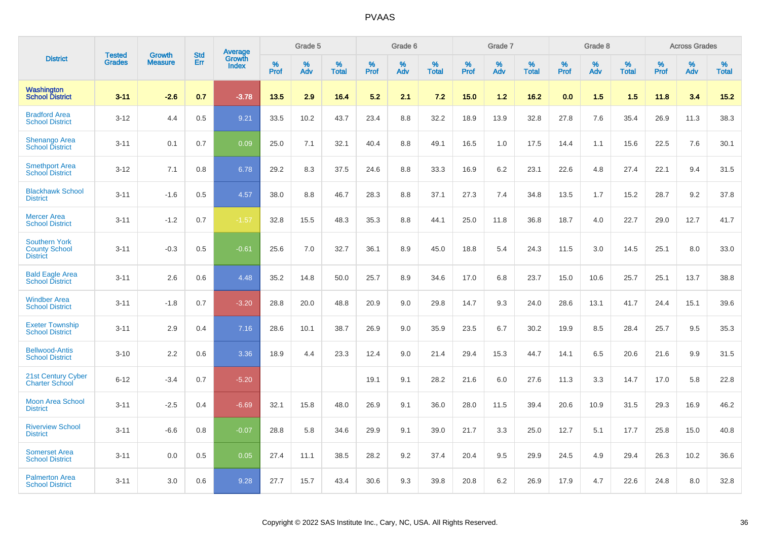# PVAAS

| District | Tested Grades | Growth Measure | Std Err | Average Growth Index | Grade 5 | | | Grade 6 | | | Grade 7 | | | Grade 8 | | | Across Grades | | |
|---|---|---|---|---|---|---|---|---|---|---|---|---|---|---|---|---|---|---|---|
| | | | | | % Prof | % Adv | % Total | % Prof | % Adv | % Total | % Prof | % Adv | % Total | % Prof | % Adv | % Total | % Prof | % Adv | % Total |
| **Washington School District** | **3-11** | **-2.6** | **0.7** | **-3.78** | **13.5** | **2.9** | **16.4** | **5.2** | **2.1** | **7.2** | **15.0** | **1.2** | **16.2** | **0.0** | **1.5** | **1.5** | **11.8** | **3.4** | **15.2** |
| Bradford Area School District | 3-12 | 4.4 | 0.5 | 9.21 | 33.5 | 10.2 | 43.7 | 23.4 | 8.8 | 32.2 | 18.9 | 13.9 | 32.8 | 27.8 | 7.6 | 35.4 | 26.9 | 11.3 | 38.3 |
| Shenango Area School District | 3-11 | 0.1 | 0.7 | 0.09 | 25.0 | 7.1 | 32.1 | 40.4 | 8.8 | 49.1 | 16.5 | 1.0 | 17.5 | 14.4 | 1.1 | 15.6 | 22.5 | 7.6 | 30.1 |
| Smethport Area School District | 3-12 | 7.1 | 0.8 | 6.78 | 29.2 | 8.3 | 37.5 | 24.6 | 8.8 | 33.3 | 16.9 | 6.2 | 23.1 | 22.6 | 4.8 | 27.4 | 22.1 | 9.4 | 31.5 |
| Blackhawk School District | 3-11 | -1.6 | 0.5 | 4.57 | 38.0 | 8.8 | 46.7 | 28.3 | 8.8 | 37.1 | 27.3 | 7.4 | 34.8 | 13.5 | 1.7 | 15.2 | 28.7 | 9.2 | 37.8 |
| Mercer Area School District | 3-11 | -1.2 | 0.7 | -1.57 | 32.8 | 15.5 | 48.3 | 35.3 | 8.8 | 44.1 | 25.0 | 11.8 | 36.8 | 18.7 | 4.0 | 22.7 | 29.0 | 12.7 | 41.7 |
| Southern York County School District | 3-11 | -0.3 | 0.5 | -0.61 | 25.6 | 7.0 | 32.7 | 36.1 | 8.9 | 45.0 | 18.8 | 5.4 | 24.3 | 11.5 | 3.0 | 14.5 | 25.1 | 8.0 | 33.0 |
| Bald Eagle Area School District | 3-11 | 2.6 | 0.6 | 4.48 | 35.2 | 14.8 | 50.0 | 25.7 | 8.9 | 34.6 | 17.0 | 6.8 | 23.7 | 15.0 | 10.6 | 25.7 | 25.1 | 13.7 | 38.8 |
| Windber Area School District | 3-11 | -1.8 | 0.7 | -3.20 | 28.8 | 20.0 | 48.8 | 20.9 | 9.0 | 29.8 | 14.7 | 9.3 | 24.0 | 28.6 | 13.1 | 41.7 | 24.4 | 15.1 | 39.6 |
| Exeter Township School District | 3-11 | 2.9 | 0.4 | 7.16 | 28.6 | 10.1 | 38.7 | 26.9 | 9.0 | 35.9 | 23.5 | 6.7 | 30.2 | 19.9 | 8.5 | 28.4 | 25.7 | 9.5 | 35.3 |
| Bellwood-Antis School District | 3-10 | 2.2 | 0.6 | 3.36 | 18.9 | 4.4 | 23.3 | 12.4 | 9.0 | 21.4 | 29.4 | 15.3 | 44.7 | 14.1 | 6.5 | 20.6 | 21.6 | 9.9 | 31.5 |
| 21st Century Cyber Charter School | 6-12 | -3.4 | 0.7 | -5.20 | | | | 19.1 | 9.1 | 28.2 | 21.6 | 6.0 | 27.6 | 11.3 | 3.3 | 14.7 | 17.0 | 5.8 | 22.8 |
| Moon Area School District | 3-11 | -2.5 | 0.4 | -6.69 | 32.1 | 15.8 | 48.0 | 26.9 | 9.1 | 36.0 | 28.0 | 11.5 | 39.4 | 20.6 | 10.9 | 31.5 | 29.3 | 16.9 | 46.2 |
| Riverview School District | 3-11 | -6.6 | 0.8 | -0.07 | 28.8 | 5.8 | 34.6 | 29.9 | 9.1 | 39.0 | 21.7 | 3.3 | 25.0 | 12.7 | 5.1 | 17.7 | 25.8 | 15.0 | 40.8 |
| Somerset Area School District | 3-11 | 0.0 | 0.5 | 0.05 | 27.4 | 11.1 | 38.5 | 28.2 | 9.2 | 37.4 | 20.4 | 9.5 | 29.9 | 24.5 | 4.9 | 29.4 | 26.3 | 10.2 | 36.6 |
| Palmerton Area School District | 3-11 | 3.0 | 0.6 | 9.28 | 27.7 | 15.7 | 43.4 | 30.6 | 9.3 | 39.8 | 20.8 | 6.2 | 26.9 | 17.9 | 4.7 | 22.6 | 24.8 | 8.0 | 32.8 |

Copyright © 2022 SAS Institute Inc., Cary, NC, USA. All Rights Reserved.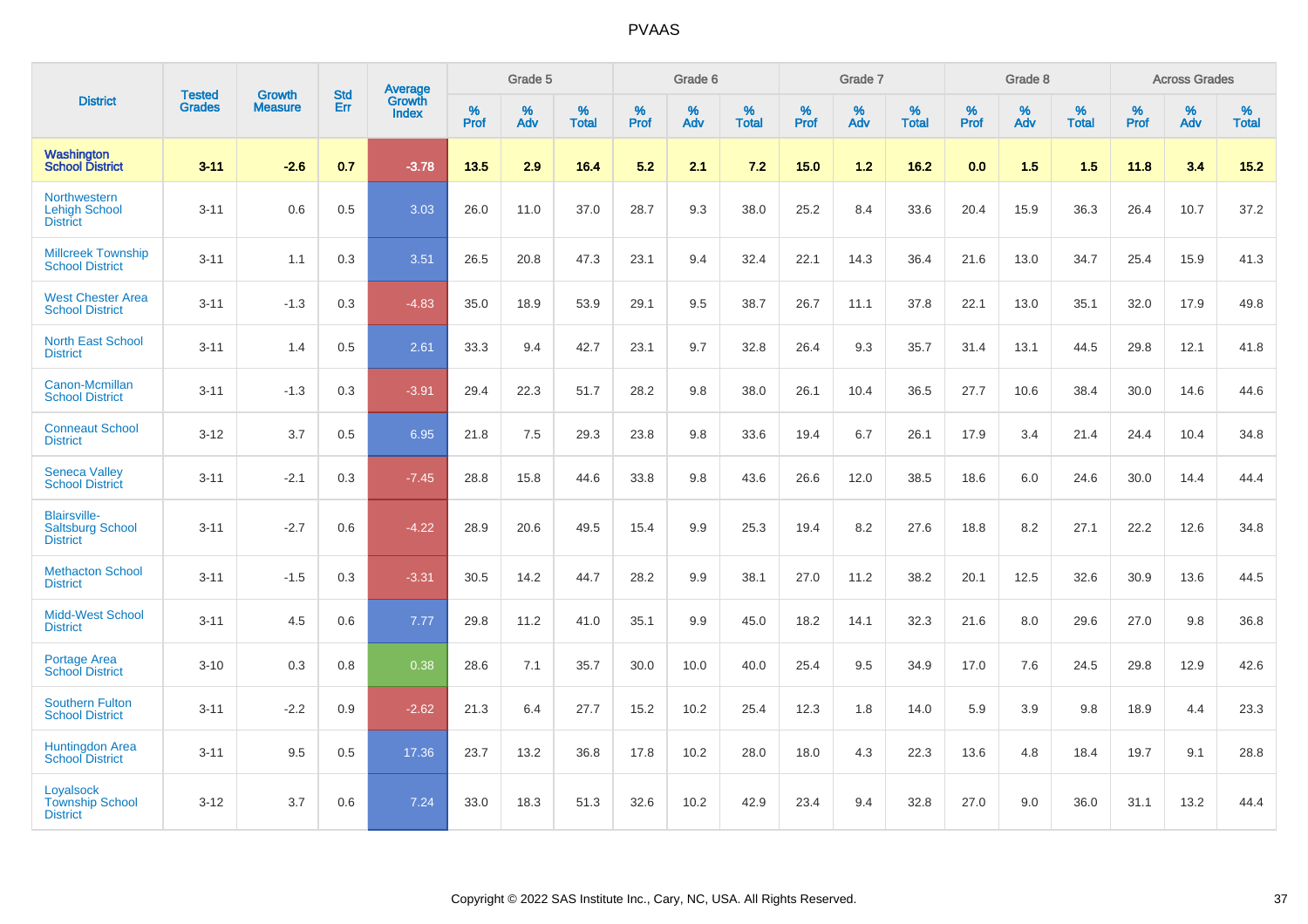| District | Tested Grades | Growth Measure | Std Err | Average Growth Index | Grade 5 | | | Grade 6 | | | Grade 7 | | | Grade 8 | | | Across Grades | | |
|---|---|---|---|---|---|---|---|---|---|---|---|---|---|---|---|---|---|---|---|
| | | | | | % Prof | % Adv | % Total | % Prof | % Adv | % Total | % Prof | % Adv | % Total | % Prof | % Adv | % Total | % Prof | % Adv | % Total |
| **Washington School District** | **3-11** | **-2.6** | **0.7** | **-3.78** | **13.5** | **2.9** | **16.4** | **5.2** | **2.1** | **7.2** | **15.0** | **1.2** | **16.2** | **0.0** | **1.5** | **1.5** | **11.8** | **3.4** | **15.2** |
| Northwestern Lehigh School District | 3-11 | 0.6 | 0.5 | 3.03 | 26.0 | 11.0 | 37.0 | 28.7 | 9.3 | 38.0 | 25.2 | 8.4 | 33.6 | 20.4 | 15.9 | 36.3 | 26.4 | 10.7 | 37.2 |
| Millcreek Township School District | 3-11 | 1.1 | 0.3 | 3.51 | 26.5 | 20.8 | 47.3 | 23.1 | 9.4 | 32.4 | 22.1 | 14.3 | 36.4 | 21.6 | 13.0 | 34.7 | 25.4 | 15.9 | 41.3 |
| West Chester Area School District | 3-11 | -1.3 | 0.3 | -4.83 | 35.0 | 18.9 | 53.9 | 29.1 | 9.5 | 38.7 | 26.7 | 11.1 | 37.8 | 22.1 | 13.0 | 35.1 | 32.0 | 17.9 | 49.8 |
| North East School District | 3-11 | 1.4 | 0.5 | 2.61 | 33.3 | 9.4 | 42.7 | 23.1 | 9.7 | 32.8 | 26.4 | 9.3 | 35.7 | 31.4 | 13.1 | 44.5 | 29.8 | 12.1 | 41.8 |
| Canon-Mcmillan School District | 3-11 | -1.3 | 0.3 | -3.91 | 29.4 | 22.3 | 51.7 | 28.2 | 9.8 | 38.0 | 26.1 | 10.4 | 36.5 | 27.7 | 10.6 | 38.4 | 30.0 | 14.6 | 44.6 |
| Conneaut School District | 3-12 | 3.7 | 0.5 | 6.95 | 21.8 | 7.5 | 29.3 | 23.8 | 9.8 | 33.6 | 19.4 | 6.7 | 26.1 | 17.9 | 3.4 | 21.4 | 24.4 | 10.4 | 34.8 |
| Seneca Valley School District | 3-11 | -2.1 | 0.3 | -7.45 | 28.8 | 15.8 | 44.6 | 33.8 | 9.8 | 43.6 | 26.6 | 12.0 | 38.5 | 18.6 | 6.0 | 24.6 | 30.0 | 14.4 | 44.4 |
| Blairsville-Saltsburg School District | 3-11 | -2.7 | 0.6 | -4.22 | 28.9 | 20.6 | 49.5 | 15.4 | 9.9 | 25.3 | 19.4 | 8.2 | 27.6 | 18.8 | 8.2 | 27.1 | 22.2 | 12.6 | 34.8 |
| Methacton School District | 3-11 | -1.5 | 0.3 | -3.31 | 30.5 | 14.2 | 44.7 | 28.2 | 9.9 | 38.1 | 27.0 | 11.2 | 38.2 | 20.1 | 12.5 | 32.6 | 30.9 | 13.6 | 44.5 |
| Midd-West School District | 3-11 | 4.5 | 0.6 | 7.77 | 29.8 | 11.2 | 41.0 | 35.1 | 9.9 | 45.0 | 18.2 | 14.1 | 32.3 | 21.6 | 8.0 | 29.6 | 27.0 | 9.8 | 36.8 |
| Portage Area School District | 3-10 | 0.3 | 0.8 | 0.38 | 28.6 | 7.1 | 35.7 | 30.0 | 10.0 | 40.0 | 25.4 | 9.5 | 34.9 | 17.0 | 7.6 | 24.5 | 29.8 | 12.9 | 42.6 |
| Southern Fulton School District | 3-11 | -2.2 | 0.9 | -2.62 | 21.3 | 6.4 | 27.7 | 15.2 | 10.2 | 25.4 | 12.3 | 1.8 | 14.0 | 5.9 | 3.9 | 9.8 | 18.9 | 4.4 | 23.3 |
| Huntingdon Area School District | 3-11 | 9.5 | 0.5 | 17.36 | 23.7 | 13.2 | 36.8 | 17.8 | 10.2 | 28.0 | 18.0 | 4.3 | 22.3 | 13.6 | 4.8 | 18.4 | 19.7 | 9.1 | 28.8 |
| Loyalsock Township School District | 3-12 | 3.7 | 0.6 | 7.24 | 33.0 | 18.3 | 51.3 | 32.6 | 10.2 | 42.9 | 23.4 | 9.4 | 32.8 | 27.0 | 9.0 | 36.0 | 31.1 | 13.2 | 44.4 |

Copyright © 2022 SAS Institute Inc., Cary, NC, USA. All Rights Reserved.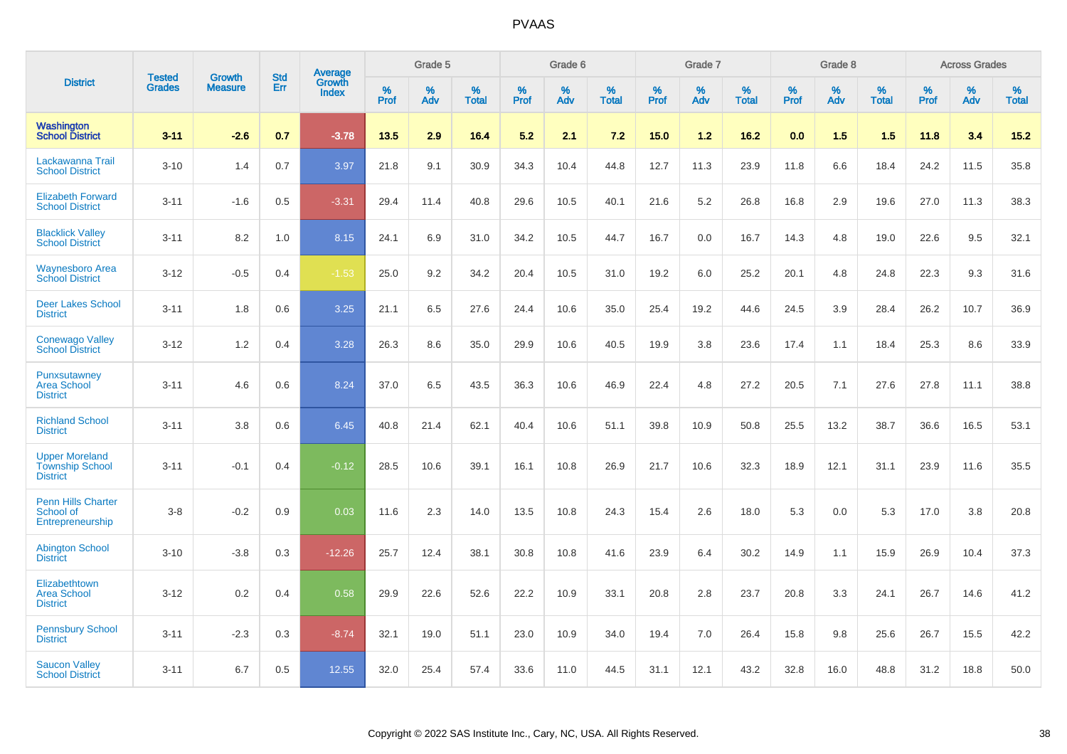# PVAAS

| District | Tested Grades | Growth Measure | Std Err | Average Growth Index | Grade 5 | | | Grade 6 | | | Grade 7 | | | Grade 8 | | | Across Grades | | |
|---|---|---|---|---|---|---|---|---|---|---|---|---|---|---|---|---|---|---|---|
| | | | | | % Prof | % Adv | % Total | % Prof | % Adv | % Total | % Prof | % Adv | % Total | % Prof | % Adv | % Total | % Prof | % Adv | % Total |
| **Washington School District** | **3-11** | **-2.6** | **0.7** | **-3.78** | **13.5** | **2.9** | **16.4** | **5.2** | **2.1** | **7.2** | **15.0** | **1.2** | **16.2** | **0.0** | **1.5** | **1.5** | **11.8** | **3.4** | **15.2** |
| Lackawanna Trail School District | 3-10 | 1.4 | 0.7 | 3.97 | 21.8 | 9.1 | 30.9 | 34.3 | 10.4 | 44.8 | 12.7 | 11.3 | 23.9 | 11.8 | 6.6 | 18.4 | 24.2 | 11.5 | 35.8 |
| Elizabeth Forward School District | 3-11 | -1.6 | 0.5 | -3.31 | 29.4 | 11.4 | 40.8 | 29.6 | 10.5 | 40.1 | 21.6 | 5.2 | 26.8 | 16.8 | 2.9 | 19.6 | 27.0 | 11.3 | 38.3 |
| Blacklick Valley School District | 3-11 | 8.2 | 1.0 | 8.15 | 24.1 | 6.9 | 31.0 | 34.2 | 10.5 | 44.7 | 16.7 | 0.0 | 16.7 | 14.3 | 4.8 | 19.0 | 22.6 | 9.5 | 32.1 |
| Waynesboro Area School District | 3-12 | -0.5 | 0.4 | -1.53 | 25.0 | 9.2 | 34.2 | 20.4 | 10.5 | 31.0 | 19.2 | 6.0 | 25.2 | 20.1 | 4.8 | 24.8 | 22.3 | 9.3 | 31.6 |
| Deer Lakes School District | 3-11 | 1.8 | 0.6 | 3.25 | 21.1 | 6.5 | 27.6 | 24.4 | 10.6 | 35.0 | 25.4 | 19.2 | 44.6 | 24.5 | 3.9 | 28.4 | 26.2 | 10.7 | 36.9 |
| Conewago Valley School District | 3-12 | 1.2 | 0.4 | 3.28 | 26.3 | 8.6 | 35.0 | 29.9 | 10.6 | 40.5 | 19.9 | 3.8 | 23.6 | 17.4 | 1.1 | 18.4 | 25.3 | 8.6 | 33.9 |
| Punxsutawney Area School District | 3-11 | 4.6 | 0.6 | 8.24 | 37.0 | 6.5 | 43.5 | 36.3 | 10.6 | 46.9 | 22.4 | 4.8 | 27.2 | 20.5 | 7.1 | 27.6 | 27.8 | 11.1 | 38.8 |
| Richland School District | 3-11 | 3.8 | 0.6 | 6.45 | 40.8 | 21.4 | 62.1 | 40.4 | 10.6 | 51.1 | 39.8 | 10.9 | 50.8 | 25.5 | 13.2 | 38.7 | 36.6 | 16.5 | 53.1 |
| Upper Moreland Township School District | 3-11 | -0.1 | 0.4 | -0.12 | 28.5 | 10.6 | 39.1 | 16.1 | 10.8 | 26.9 | 21.7 | 10.6 | 32.3 | 18.9 | 12.1 | 31.1 | 23.9 | 11.6 | 35.5 |
| Penn Hills Charter School of Entrepreneurship | 3-8 | -0.2 | 0.9 | 0.03 | 11.6 | 2.3 | 14.0 | 13.5 | 10.8 | 24.3 | 15.4 | 2.6 | 18.0 | 5.3 | 0.0 | 5.3 | 17.0 | 3.8 | 20.8 |
| Abington School District | 3-10 | -3.8 | 0.3 | -12.26 | 25.7 | 12.4 | 38.1 | 30.8 | 10.8 | 41.6 | 23.9 | 6.4 | 30.2 | 14.9 | 1.1 | 15.9 | 26.9 | 10.4 | 37.3 |
| Elizabethtown Area School District | 3-12 | 0.2 | 0.4 | 0.58 | 29.9 | 22.6 | 52.6 | 22.2 | 10.9 | 33.1 | 20.8 | 2.8 | 23.7 | 20.8 | 3.3 | 24.1 | 26.7 | 14.6 | 41.2 |
| Pennsbury School District | 3-11 | -2.3 | 0.3 | -8.74 | 32.1 | 19.0 | 51.1 | 23.0 | 10.9 | 34.0 | 19.4 | 7.0 | 26.4 | 15.8 | 9.8 | 25.6 | 26.7 | 15.5 | 42.2 |
| Saucon Valley School District | 3-11 | 6.7 | 0.5 | 12.55 | 32.0 | 25.4 | 57.4 | 33.6 | 11.0 | 44.5 | 31.1 | 12.1 | 43.2 | 32.8 | 16.0 | 48.8 | 31.2 | 18.8 | 50.0 |

Copyright © 2022 SAS Institute Inc., Cary, NC, USA. All Rights Reserved.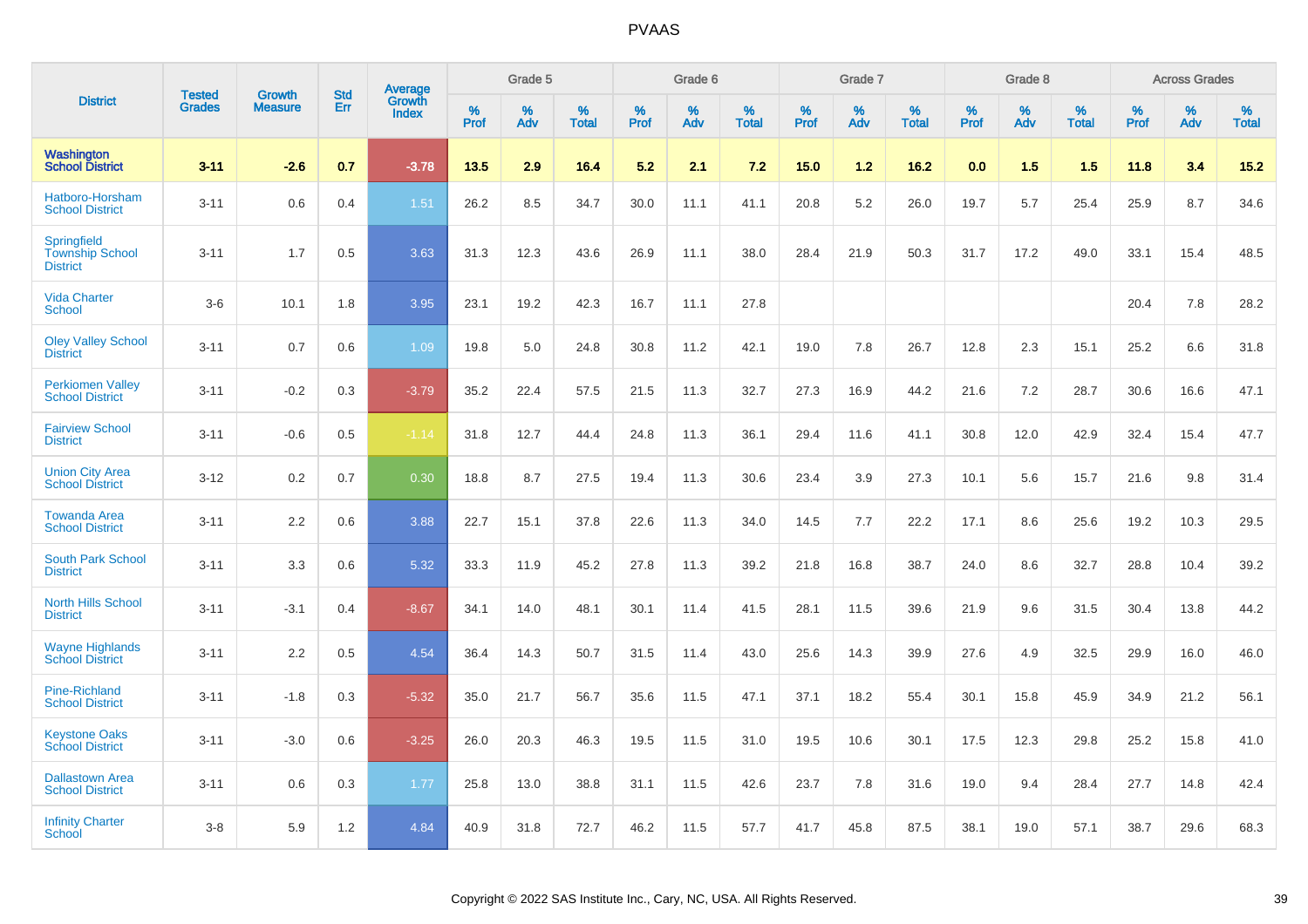| District | Tested Grades | Growth Measure | Std Err | Average Growth Index | Grade 5 | | | Grade 6 | | | Grade 7 | | | Grade 8 | | | Across Grades | | |
|---|---|---|---|---|---|---|---|---|---|---|---|---|---|---|---|---|---|---|---|
| | | | | | % Prof | % Adv | % Total | % Prof | % Adv | % Total | % Prof | % Adv | % Total | % Prof | % Adv | % Total | % Prof | % Adv | % Total |
| **Washington School District** | **3-11** | **-2.6** | **0.7** | **-3.78** | **13.5** | **2.9** | **16.4** | **5.2** | **2.1** | **7.2** | **15.0** | **1.2** | **16.2** | **0.0** | **1.5** | **1.5** | **11.8** | **3.4** | **15.2** |
| Hatboro-Horsham School District | 3-11 | 0.6 | 0.4 | 1.51 | 26.2 | 8.5 | 34.7 | 30.0 | 11.1 | 41.1 | 20.8 | 5.2 | 26.0 | 19.7 | 5.7 | 25.4 | 25.9 | 8.7 | 34.6 |
| Springfield Township School District | 3-11 | 1.7 | 0.5 | 3.63 | 31.3 | 12.3 | 43.6 | 26.9 | 11.1 | 38.0 | 28.4 | 21.9 | 50.3 | 31.7 | 17.2 | 49.0 | 33.1 | 15.4 | 48.5 |
| Vida Charter School | 3-6 | 10.1 | 1.8 | 3.95 | 23.1 | 19.2 | 42.3 | 16.7 | 11.1 | 27.8 | | | | | | | 20.4 | 7.8 | 28.2 |
| Oley Valley School District | 3-11 | 0.7 | 0.6 | 1.09 | 19.8 | 5.0 | 24.8 | 30.8 | 11.2 | 42.1 | 19.0 | 7.8 | 26.7 | 12.8 | 2.3 | 15.1 | 25.2 | 6.6 | 31.8 |
| Perkiomen Valley School District | 3-11 | -0.2 | 0.3 | -3.79 | 35.2 | 22.4 | 57.5 | 21.5 | 11.3 | 32.7 | 27.3 | 16.9 | 44.2 | 21.6 | 7.2 | 28.7 | 30.6 | 16.6 | 47.1 |
| Fairview School District | 3-11 | -0.6 | 0.5 | -1.14 | 31.8 | 12.7 | 44.4 | 24.8 | 11.3 | 36.1 | 29.4 | 11.6 | 41.1 | 30.8 | 12.0 | 42.9 | 32.4 | 15.4 | 47.7 |
| Union City Area School District | 3-12 | 0.2 | 0.7 | 0.30 | 18.8 | 8.7 | 27.5 | 19.4 | 11.3 | 30.6 | 23.4 | 3.9 | 27.3 | 10.1 | 5.6 | 15.7 | 21.6 | 9.8 | 31.4 |
| Towanda Area School District | 3-11 | 2.2 | 0.6 | 3.88 | 22.7 | 15.1 | 37.8 | 22.6 | 11.3 | 34.0 | 14.5 | 7.7 | 22.2 | 17.1 | 8.6 | 25.6 | 19.2 | 10.3 | 29.5 |
| South Park School District | 3-11 | 3.3 | 0.6 | 5.32 | 33.3 | 11.9 | 45.2 | 27.8 | 11.3 | 39.2 | 21.8 | 16.8 | 38.7 | 24.0 | 8.6 | 32.7 | 28.8 | 10.4 | 39.2 |
| North Hills School District | 3-11 | -3.1 | 0.4 | -8.67 | 34.1 | 14.0 | 48.1 | 30.1 | 11.4 | 41.5 | 28.1 | 11.5 | 39.6 | 21.9 | 9.6 | 31.5 | 30.4 | 13.8 | 44.2 |
| Wayne Highlands School District | 3-11 | 2.2 | 0.5 | 4.54 | 36.4 | 14.3 | 50.7 | 31.5 | 11.4 | 43.0 | 25.6 | 14.3 | 39.9 | 27.6 | 4.9 | 32.5 | 29.9 | 16.0 | 46.0 |
| Pine-Richland School District | 3-11 | -1.8 | 0.3 | -5.32 | 35.0 | 21.7 | 56.7 | 35.6 | 11.5 | 47.1 | 37.1 | 18.2 | 55.4 | 30.1 | 15.8 | 45.9 | 34.9 | 21.2 | 56.1 |
| Keystone Oaks School District | 3-11 | -3.0 | 0.6 | -3.25 | 26.0 | 20.3 | 46.3 | 19.5 | 11.5 | 31.0 | 19.5 | 10.6 | 30.1 | 17.5 | 12.3 | 29.8 | 25.2 | 15.8 | 41.0 |
| Dallastown Area School District | 3-11 | 0.6 | 0.3 | 1.77 | 25.8 | 13.0 | 38.8 | 31.1 | 11.5 | 42.6 | 23.7 | 7.8 | 31.6 | 19.0 | 9.4 | 28.4 | 27.7 | 14.8 | 42.4 |
| Infinity Charter School | 3-8 | 5.9 | 1.2 | 4.84 | 40.9 | 31.8 | 72.7 | 46.2 | 11.5 | 57.7 | 41.7 | 45.8 | 87.5 | 38.1 | 19.0 | 57.1 | 38.7 | 29.6 | 68.3 |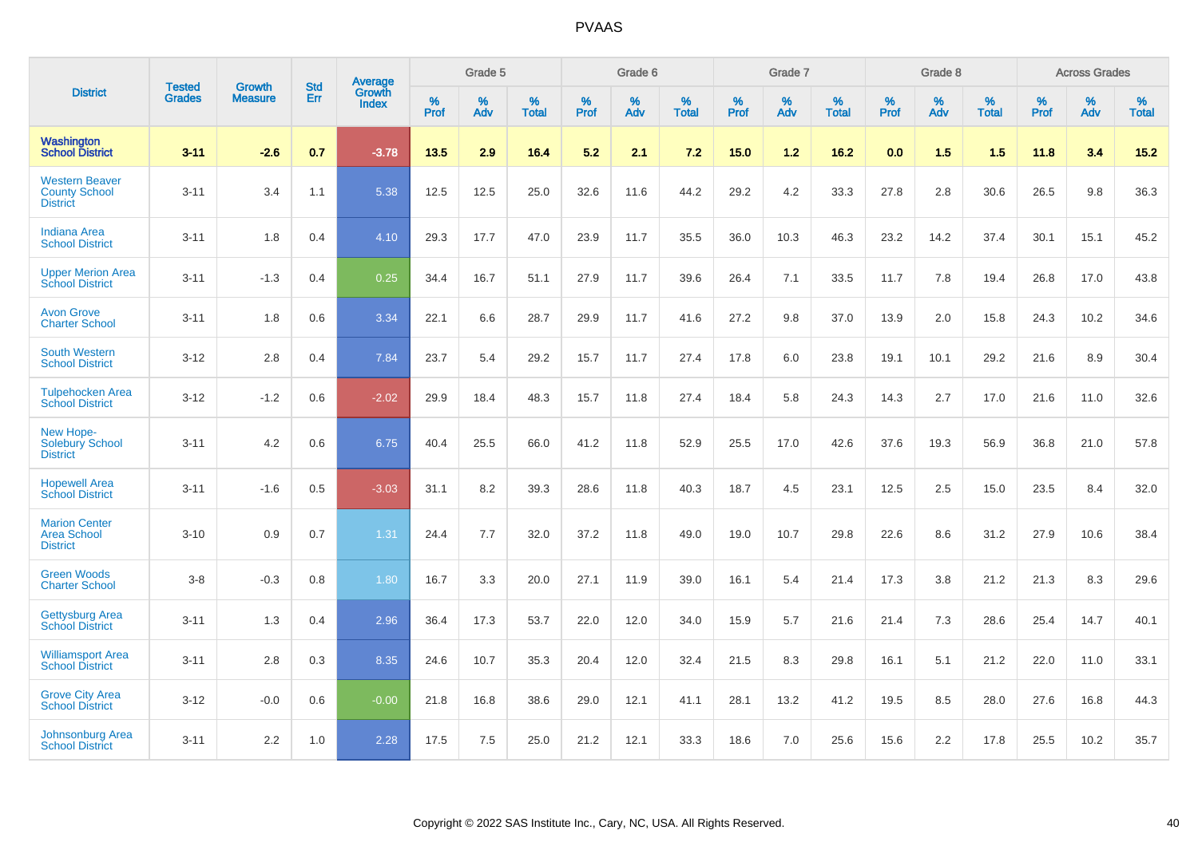# PVAAS

| District | Tested Grades | Growth Measure | Std Err | Average Growth Index | Grade 5 | | | Grade 6 | | | Grade 7 | | | Grade 8 | | | Across Grades | | |
|---|---|---|---|---|---|---|---|---|---|---|---|---|---|---|---|---|---|---|---|
| | | | | | % Prof | % Adv | % Total | % Prof | % Adv | % Total | % Prof | % Adv | % Total | % Prof | % Adv | % Total | % Prof | % Adv | % Total |
| **Washington School District** | **3-11** | **-2.6** | **0.7** | **-3.78** | **13.5** | **2.9** | **16.4** | **5.2** | **2.1** | **7.2** | **15.0** | **1.2** | **16.2** | **0.0** | **1.5** | **1.5** | **11.8** | **3.4** | **15.2** |
| Western Beaver County School District | 3-11 | 3.4 | 1.1 | 5.38 | 12.5 | 12.5 | 25.0 | 32.6 | 11.6 | 44.2 | 29.2 | 4.2 | 33.3 | 27.8 | 2.8 | 30.6 | 26.5 | 9.8 | 36.3 |
| Indiana Area School District | 3-11 | 1.8 | 0.4 | 4.10 | 29.3 | 17.7 | 47.0 | 23.9 | 11.7 | 35.5 | 36.0 | 10.3 | 46.3 | 23.2 | 14.2 | 37.4 | 30.1 | 15.1 | 45.2 |
| Upper Merion Area School District | 3-11 | -1.3 | 0.4 | 0.25 | 34.4 | 16.7 | 51.1 | 27.9 | 11.7 | 39.6 | 26.4 | 7.1 | 33.5 | 11.7 | 7.8 | 19.4 | 26.8 | 17.0 | 43.8 |
| Avon Grove Charter School | 3-11 | 1.8 | 0.6 | 3.34 | 22.1 | 6.6 | 28.7 | 29.9 | 11.7 | 41.6 | 27.2 | 9.8 | 37.0 | 13.9 | 2.0 | 15.8 | 24.3 | 10.2 | 34.6 |
| South Western School District | 3-12 | 2.8 | 0.4 | 7.84 | 23.7 | 5.4 | 29.2 | 15.7 | 11.7 | 27.4 | 17.8 | 6.0 | 23.8 | 19.1 | 10.1 | 29.2 | 21.6 | 8.9 | 30.4 |
| Tulpehocken Area School District | 3-12 | -1.2 | 0.6 | -2.02 | 29.9 | 18.4 | 48.3 | 15.7 | 11.8 | 27.4 | 18.4 | 5.8 | 24.3 | 14.3 | 2.7 | 17.0 | 21.6 | 11.0 | 32.6 |
| New Hope-Solebury School District | 3-11 | 4.2 | 0.6 | 6.75 | 40.4 | 25.5 | 66.0 | 41.2 | 11.8 | 52.9 | 25.5 | 17.0 | 42.6 | 37.6 | 19.3 | 56.9 | 36.8 | 21.0 | 57.8 |
| Hopewell Area School District | 3-11 | -1.6 | 0.5 | -3.03 | 31.1 | 8.2 | 39.3 | 28.6 | 11.8 | 40.3 | 18.7 | 4.5 | 23.1 | 12.5 | 2.5 | 15.0 | 23.5 | 8.4 | 32.0 |
| Marion Center Area School District | 3-10 | 0.9 | 0.7 | 1.31 | 24.4 | 7.7 | 32.0 | 37.2 | 11.8 | 49.0 | 19.0 | 10.7 | 29.8 | 22.6 | 8.6 | 31.2 | 27.9 | 10.6 | 38.4 |
| Green Woods Charter School | 3-8 | -0.3 | 0.8 | 1.80 | 16.7 | 3.3 | 20.0 | 27.1 | 11.9 | 39.0 | 16.1 | 5.4 | 21.4 | 17.3 | 3.8 | 21.2 | 21.3 | 8.3 | 29.6 |
| Gettysburg Area School District | 3-11 | 1.3 | 0.4 | 2.96 | 36.4 | 17.3 | 53.7 | 22.0 | 12.0 | 34.0 | 15.9 | 5.7 | 21.6 | 21.4 | 7.3 | 28.6 | 25.4 | 14.7 | 40.1 |
| Williamsport Area School District | 3-11 | 2.8 | 0.3 | 8.35 | 24.6 | 10.7 | 35.3 | 20.4 | 12.0 | 32.4 | 21.5 | 8.3 | 29.8 | 16.1 | 5.1 | 21.2 | 22.0 | 11.0 | 33.1 |
| Grove City Area School District | 3-12 | -0.0 | 0.6 | -0.00 | 21.8 | 16.8 | 38.6 | 29.0 | 12.1 | 41.1 | 28.1 | 13.2 | 41.2 | 19.5 | 8.5 | 28.0 | 27.6 | 16.8 | 44.3 |
| Johnsonburg Area School District | 3-11 | 2.2 | 1.0 | 2.28 | 17.5 | 7.5 | 25.0 | 21.2 | 12.1 | 33.3 | 18.6 | 7.0 | 25.6 | 15.6 | 2.2 | 17.8 | 25.5 | 10.2 | 35.7 |

Copyright © 2022 SAS Institute Inc., Cary, NC, USA. All Rights Reserved.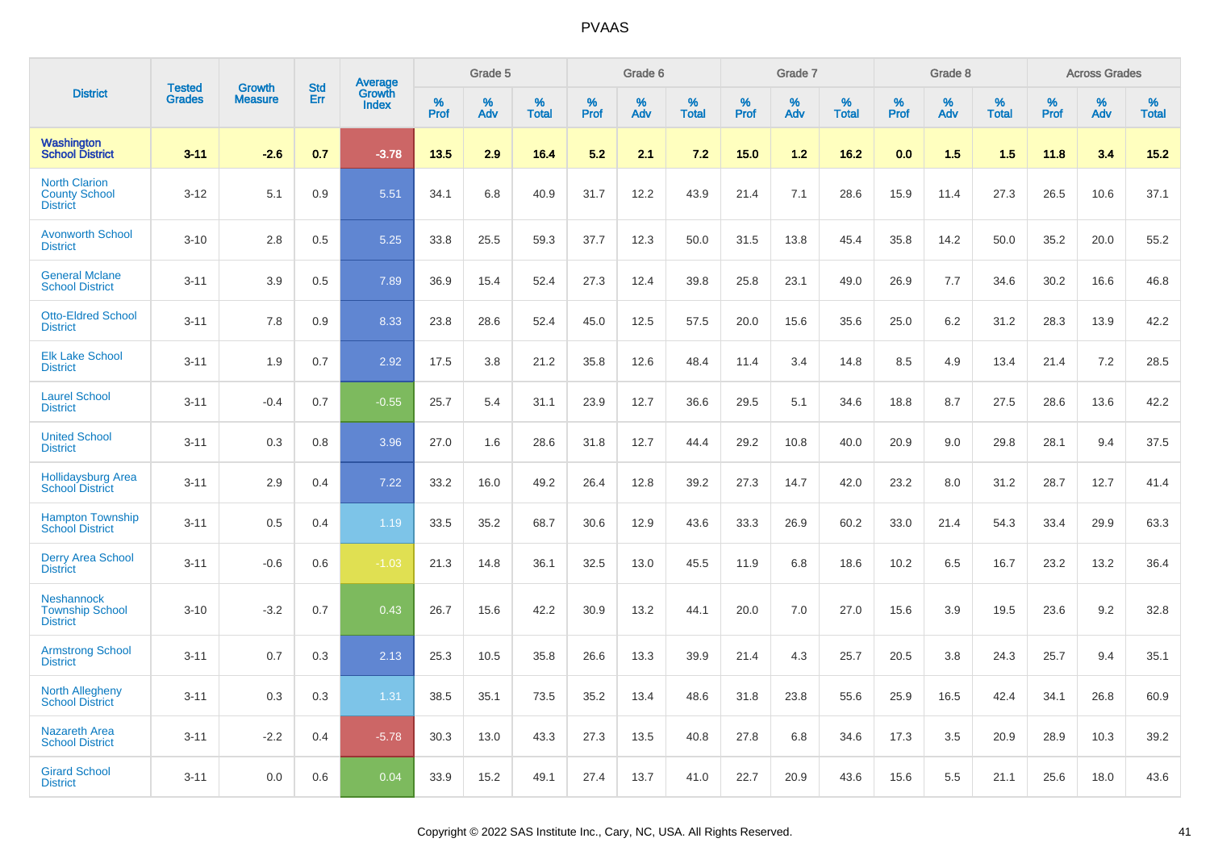# PVAAS

| District | Tested Grades | Growth Measure | Std Err | Average Growth Index | Grade 5 | | | Grade 6 | | | Grade 7 | | | Grade 8 | | | Across Grades | | |
|---|---|---|---|---|---|---|---|---|---|---|---|---|---|---|---|---|---|---|---|
| | | | | | % Prof | % Adv | % Total | % Prof | % Adv | % Total | % Prof | % Adv | % Total | % Prof | % Adv | % Total | % Prof | % Adv | % Total |
| **Washington School District** | **3-11** | **-2.6** | **0.7** | **-3.78** | **13.5** | **2.9** | **16.4** | **5.2** | **2.1** | **7.2** | **15.0** | **1.2** | **16.2** | **0.0** | **1.5** | **1.5** | **11.8** | **3.4** | **15.2** |
| North Clarion County School District | 3-12 | 5.1 | 0.9 | 5.51 | 34.1 | 6.8 | 40.9 | 31.7 | 12.2 | 43.9 | 21.4 | 7.1 | 28.6 | 15.9 | 11.4 | 27.3 | 26.5 | 10.6 | 37.1 |
| Avonworth School District | 3-10 | 2.8 | 0.5 | 5.25 | 33.8 | 25.5 | 59.3 | 37.7 | 12.3 | 50.0 | 31.5 | 13.8 | 45.4 | 35.8 | 14.2 | 50.0 | 35.2 | 20.0 | 55.2 |
| General Mclane School District | 3-11 | 3.9 | 0.5 | 7.89 | 36.9 | 15.4 | 52.4 | 27.3 | 12.4 | 39.8 | 25.8 | 23.1 | 49.0 | 26.9 | 7.7 | 34.6 | 30.2 | 16.6 | 46.8 |
| Otto-Eldred School District | 3-11 | 7.8 | 0.9 | 8.33 | 23.8 | 28.6 | 52.4 | 45.0 | 12.5 | 57.5 | 20.0 | 15.6 | 35.6 | 25.0 | 6.2 | 31.2 | 28.3 | 13.9 | 42.2 |
| Elk Lake School District | 3-11 | 1.9 | 0.7 | 2.92 | 17.5 | 3.8 | 21.2 | 35.8 | 12.6 | 48.4 | 11.4 | 3.4 | 14.8 | 8.5 | 4.9 | 13.4 | 21.4 | 7.2 | 28.5 |
| Laurel School District | 3-11 | -0.4 | 0.7 | -0.55 | 25.7 | 5.4 | 31.1 | 23.9 | 12.7 | 36.6 | 29.5 | 5.1 | 34.6 | 18.8 | 8.7 | 27.5 | 28.6 | 13.6 | 42.2 |
| United School District | 3-11 | 0.3 | 0.8 | 3.96 | 27.0 | 1.6 | 28.6 | 31.8 | 12.7 | 44.4 | 29.2 | 10.8 | 40.0 | 20.9 | 9.0 | 29.8 | 28.1 | 9.4 | 37.5 |
| Hollidaysburg Area School District | 3-11 | 2.9 | 0.4 | 7.22 | 33.2 | 16.0 | 49.2 | 26.4 | 12.8 | 39.2 | 27.3 | 14.7 | 42.0 | 23.2 | 8.0 | 31.2 | 28.7 | 12.7 | 41.4 |
| Hampton Township School District | 3-11 | 0.5 | 0.4 | 1.19 | 33.5 | 35.2 | 68.7 | 30.6 | 12.9 | 43.6 | 33.3 | 26.9 | 60.2 | 33.0 | 21.4 | 54.3 | 33.4 | 29.9 | 63.3 |
| Derry Area School District | 3-11 | -0.6 | 0.6 | -1.03 | 21.3 | 14.8 | 36.1 | 32.5 | 13.0 | 45.5 | 11.9 | 6.8 | 18.6 | 10.2 | 6.5 | 16.7 | 23.2 | 13.2 | 36.4 |
| Neshannock Township School District | 3-10 | -3.2 | 0.7 | 0.43 | 26.7 | 15.6 | 42.2 | 30.9 | 13.2 | 44.1 | 20.0 | 7.0 | 27.0 | 15.6 | 3.9 | 19.5 | 23.6 | 9.2 | 32.8 |
| Armstrong School District | 3-11 | 0.7 | 0.3 | 2.13 | 25.3 | 10.5 | 35.8 | 26.6 | 13.3 | 39.9 | 21.4 | 4.3 | 25.7 | 20.5 | 3.8 | 24.3 | 25.7 | 9.4 | 35.1 |
| North Allegheny School District | 3-11 | 0.3 | 0.3 | 1.31 | 38.5 | 35.1 | 73.5 | 35.2 | 13.4 | 48.6 | 31.8 | 23.8 | 55.6 | 25.9 | 16.5 | 42.4 | 34.1 | 26.8 | 60.9 |
| Nazareth Area School District | 3-11 | -2.2 | 0.4 | -5.78 | 30.3 | 13.0 | 43.3 | 27.3 | 13.5 | 40.8 | 27.8 | 6.8 | 34.6 | 17.3 | 3.5 | 20.9 | 28.9 | 10.3 | 39.2 |
| Girard School District | 3-11 | 0.0 | 0.6 | 0.04 | 33.9 | 15.2 | 49.1 | 27.4 | 13.7 | 41.0 | 22.7 | 20.9 | 43.6 | 15.6 | 5.5 | 21.1 | 25.6 | 18.0 | 43.6 |

Copyright © 2022 SAS Institute Inc., Cary, NC, USA. All Rights Reserved.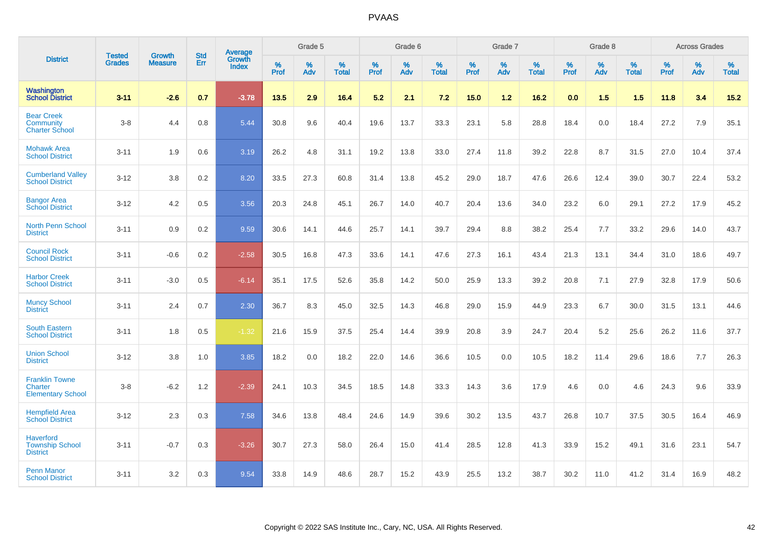# PVAAS

| District | Tested Grades | Growth Measure | Std Err | Average Growth Index | Grade 5 | | | Grade 6 | | | Grade 7 | | | Grade 8 | | | Across Grades | | |
|---|---|---|---|---|---|---|---|---|---|---|---|---|---|---|---|---|---|---|---|
| | | | | | % Prof | % Adv | % Total | % Prof | % Adv | % Total | % Prof | % Adv | % Total | % Prof | % Adv | % Total | % Prof | % Adv | % Total |
| **Washington School District** | **3-11** | **-2.6** | **0.7** | **-3.78** | **13.5** | **2.9** | **16.4** | **5.2** | **2.1** | **7.2** | **15.0** | **1.2** | **16.2** | **0.0** | **1.5** | **1.5** | **11.8** | **3.4** | **15.2** |
| Bear Creek Community Charter School | 3-8 | 4.4 | 0.8 | 5.44 | 30.8 | 9.6 | 40.4 | 19.6 | 13.7 | 33.3 | 23.1 | 5.8 | 28.8 | 18.4 | 0.0 | 18.4 | 27.2 | 7.9 | 35.1 |
| Mohawk Area School District | 3-11 | 1.9 | 0.6 | 3.19 | 26.2 | 4.8 | 31.1 | 19.2 | 13.8 | 33.0 | 27.4 | 11.8 | 39.2 | 22.8 | 8.7 | 31.5 | 27.0 | 10.4 | 37.4 |
| Cumberland Valley School District | 3-12 | 3.8 | 0.2 | 8.20 | 33.5 | 27.3 | 60.8 | 31.4 | 13.8 | 45.2 | 29.0 | 18.7 | 47.6 | 26.6 | 12.4 | 39.0 | 30.7 | 22.4 | 53.2 |
| Bangor Area School District | 3-12 | 4.2 | 0.5 | 3.56 | 20.3 | 24.8 | 45.1 | 26.7 | 14.0 | 40.7 | 20.4 | 13.6 | 34.0 | 23.2 | 6.0 | 29.1 | 27.2 | 17.9 | 45.2 |
| North Penn School District | 3-11 | 0.9 | 0.2 | 9.59 | 30.6 | 14.1 | 44.6 | 25.7 | 14.1 | 39.7 | 29.4 | 8.8 | 38.2 | 25.4 | 7.7 | 33.2 | 29.6 | 14.0 | 43.7 |
| Council Rock School District | 3-11 | -0.6 | 0.2 | -2.58 | 30.5 | 16.8 | 47.3 | 33.6 | 14.1 | 47.6 | 27.3 | 16.1 | 43.4 | 21.3 | 13.1 | 34.4 | 31.0 | 18.6 | 49.7 |
| Harbor Creek School District | 3-11 | -3.0 | 0.5 | -6.14 | 35.1 | 17.5 | 52.6 | 35.8 | 14.2 | 50.0 | 25.9 | 13.3 | 39.2 | 20.8 | 7.1 | 27.9 | 32.8 | 17.9 | 50.6 |
| Muncy School District | 3-11 | 2.4 | 0.7 | 2.30 | 36.7 | 8.3 | 45.0 | 32.5 | 14.3 | 46.8 | 29.0 | 15.9 | 44.9 | 23.3 | 6.7 | 30.0 | 31.5 | 13.1 | 44.6 |
| South Eastern School District | 3-11 | 1.8 | 0.5 | -1.32 | 21.6 | 15.9 | 37.5 | 25.4 | 14.4 | 39.9 | 20.8 | 3.9 | 24.7 | 20.4 | 5.2 | 25.6 | 26.2 | 11.6 | 37.7 |
| Union School District | 3-12 | 3.8 | 1.0 | 3.85 | 18.2 | 0.0 | 18.2 | 22.0 | 14.6 | 36.6 | 10.5 | 0.0 | 10.5 | 18.2 | 11.4 | 29.6 | 18.6 | 7.7 | 26.3 |
| Franklin Towne Charter Elementary School | 3-8 | -6.2 | 1.2 | -2.39 | 24.1 | 10.3 | 34.5 | 18.5 | 14.8 | 33.3 | 14.3 | 3.6 | 17.9 | 4.6 | 0.0 | 4.6 | 24.3 | 9.6 | 33.9 |
| Hempfield Area School District | 3-12 | 2.3 | 0.3 | 7.58 | 34.6 | 13.8 | 48.4 | 24.6 | 14.9 | 39.6 | 30.2 | 13.5 | 43.7 | 26.8 | 10.7 | 37.5 | 30.5 | 16.4 | 46.9 |
| Haverford Township School District | 3-11 | -0.7 | 0.3 | -3.26 | 30.7 | 27.3 | 58.0 | 26.4 | 15.0 | 41.4 | 28.5 | 12.8 | 41.3 | 33.9 | 15.2 | 49.1 | 31.6 | 23.1 | 54.7 |
| Penn Manor School District | 3-11 | 3.2 | 0.3 | 9.54 | 33.8 | 14.9 | 48.6 | 28.7 | 15.2 | 43.9 | 25.5 | 13.2 | 38.7 | 30.2 | 11.0 | 41.2 | 31.4 | 16.9 | 48.2 |

Copyright © 2022 SAS Institute Inc., Cary, NC, USA. All Rights Reserved.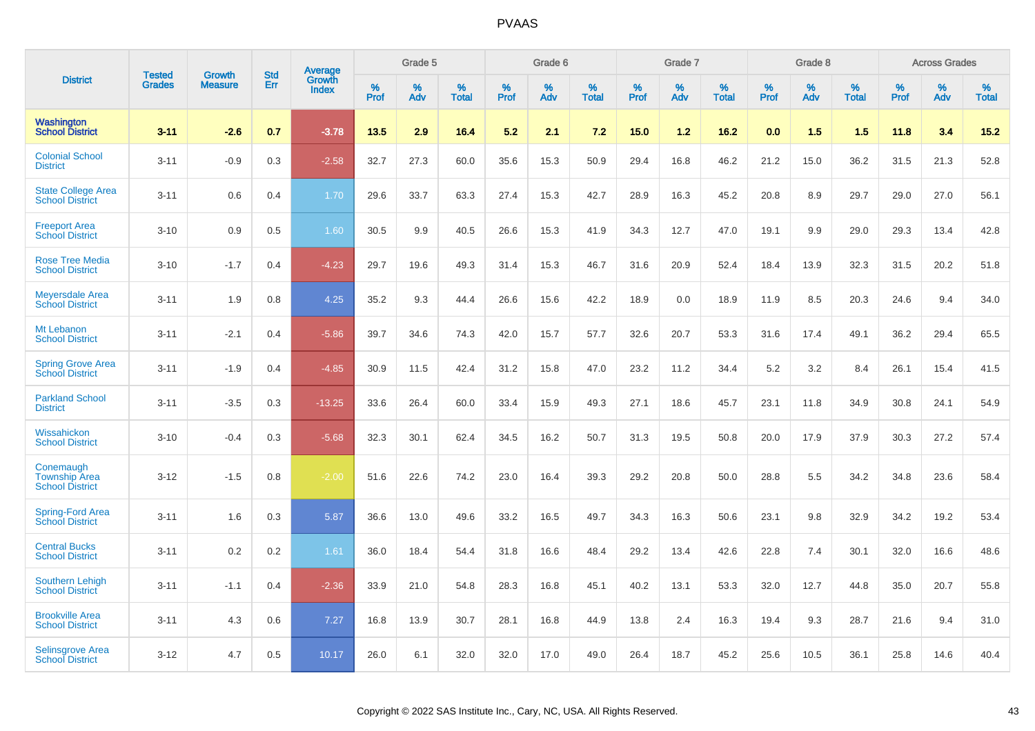# PVAAS

| District | Tested Grades | Growth Measure | Std Err | Average Growth Index | Grade 5 | | | Grade 6 | | | Grade 7 | | | Grade 8 | | | Across Grades | | |
|---|---|---|---|---|---|---|---|---|---|---|---|---|---|---|---|---|---|---|---|
| | | | | | % Prof | % Adv | % Total | % Prof | % Adv | % Total | % Prof | % Adv | % Total | % Prof | % Adv | % Total | % Prof | % Adv | % Total |
| **Washington School District** | **3-11** | **-2.6** | **0.7** | **-3.78** | **13.5** | **2.9** | **16.4** | **5.2** | **2.1** | **7.2** | **15.0** | **1.2** | **16.2** | **0.0** | **1.5** | **1.5** | **11.8** | **3.4** | **15.2** |
| Colonial School District | 3-11 | -0.9 | 0.3 | -2.58 | 32.7 | 27.3 | 60.0 | 35.6 | 15.3 | 50.9 | 29.4 | 16.8 | 46.2 | 21.2 | 15.0 | 36.2 | 31.5 | 21.3 | 52.8 |
| State College Area School District | 3-11 | 0.6 | 0.4 | 1.70 | 29.6 | 33.7 | 63.3 | 27.4 | 15.3 | 42.7 | 28.9 | 16.3 | 45.2 | 20.8 | 8.9 | 29.7 | 29.0 | 27.0 | 56.1 |
| Freeport Area School District | 3-10 | 0.9 | 0.5 | 1.60 | 30.5 | 9.9 | 40.5 | 26.6 | 15.3 | 41.9 | 34.3 | 12.7 | 47.0 | 19.1 | 9.9 | 29.0 | 29.3 | 13.4 | 42.8 |
| Rose Tree Media School District | 3-10 | -1.7 | 0.4 | -4.23 | 29.7 | 19.6 | 49.3 | 31.4 | 15.3 | 46.7 | 31.6 | 20.9 | 52.4 | 18.4 | 13.9 | 32.3 | 31.5 | 20.2 | 51.8 |
| Meyersdale Area School District | 3-11 | 1.9 | 0.8 | 4.25 | 35.2 | 9.3 | 44.4 | 26.6 | 15.6 | 42.2 | 18.9 | 0.0 | 18.9 | 11.9 | 8.5 | 20.3 | 24.6 | 9.4 | 34.0 |
| Mt Lebanon School District | 3-11 | -2.1 | 0.4 | -5.86 | 39.7 | 34.6 | 74.3 | 42.0 | 15.7 | 57.7 | 32.6 | 20.7 | 53.3 | 31.6 | 17.4 | 49.1 | 36.2 | 29.4 | 65.5 |
| Spring Grove Area School District | 3-11 | -1.9 | 0.4 | -4.85 | 30.9 | 11.5 | 42.4 | 31.2 | 15.8 | 47.0 | 23.2 | 11.2 | 34.4 | 5.2 | 3.2 | 8.4 | 26.1 | 15.4 | 41.5 |
| Parkland School District | 3-11 | -3.5 | 0.3 | -13.25 | 33.6 | 26.4 | 60.0 | 33.4 | 15.9 | 49.3 | 27.1 | 18.6 | 45.7 | 23.1 | 11.8 | 34.9 | 30.8 | 24.1 | 54.9 |
| Wissahickon School District | 3-10 | -0.4 | 0.3 | -5.68 | 32.3 | 30.1 | 62.4 | 34.5 | 16.2 | 50.7 | 31.3 | 19.5 | 50.8 | 20.0 | 17.9 | 37.9 | 30.3 | 27.2 | 57.4 |
| Conemaugh Township Area School District | 3-12 | -1.5 | 0.8 | -2.00 | 51.6 | 22.6 | 74.2 | 23.0 | 16.4 | 39.3 | 29.2 | 20.8 | 50.0 | 28.8 | 5.5 | 34.2 | 34.8 | 23.6 | 58.4 |
| Spring-Ford Area School District | 3-11 | 1.6 | 0.3 | 5.87 | 36.6 | 13.0 | 49.6 | 33.2 | 16.5 | 49.7 | 34.3 | 16.3 | 50.6 | 23.1 | 9.8 | 32.9 | 34.2 | 19.2 | 53.4 |
| Central Bucks School District | 3-11 | 0.2 | 0.2 | 1.61 | 36.0 | 18.4 | 54.4 | 31.8 | 16.6 | 48.4 | 29.2 | 13.4 | 42.6 | 22.8 | 7.4 | 30.1 | 32.0 | 16.6 | 48.6 |
| Southern Lehigh School District | 3-11 | -1.1 | 0.4 | -2.36 | 33.9 | 21.0 | 54.8 | 28.3 | 16.8 | 45.1 | 40.2 | 13.1 | 53.3 | 32.0 | 12.7 | 44.8 | 35.0 | 20.7 | 55.8 |
| Brookville Area School District | 3-11 | 4.3 | 0.6 | 7.27 | 16.8 | 13.9 | 30.7 | 28.1 | 16.8 | 44.9 | 13.8 | 2.4 | 16.3 | 19.4 | 9.3 | 28.7 | 21.6 | 9.4 | 31.0 |
| Selinsgrove Area School District | 3-12 | 4.7 | 0.5 | 10.17 | 26.0 | 6.1 | 32.0 | 32.0 | 17.0 | 49.0 | 26.4 | 18.7 | 45.2 | 25.6 | 10.5 | 36.1 | 25.8 | 14.6 | 40.4 |

Copyright © 2022 SAS Institute Inc., Cary, NC, USA. All Rights Reserved.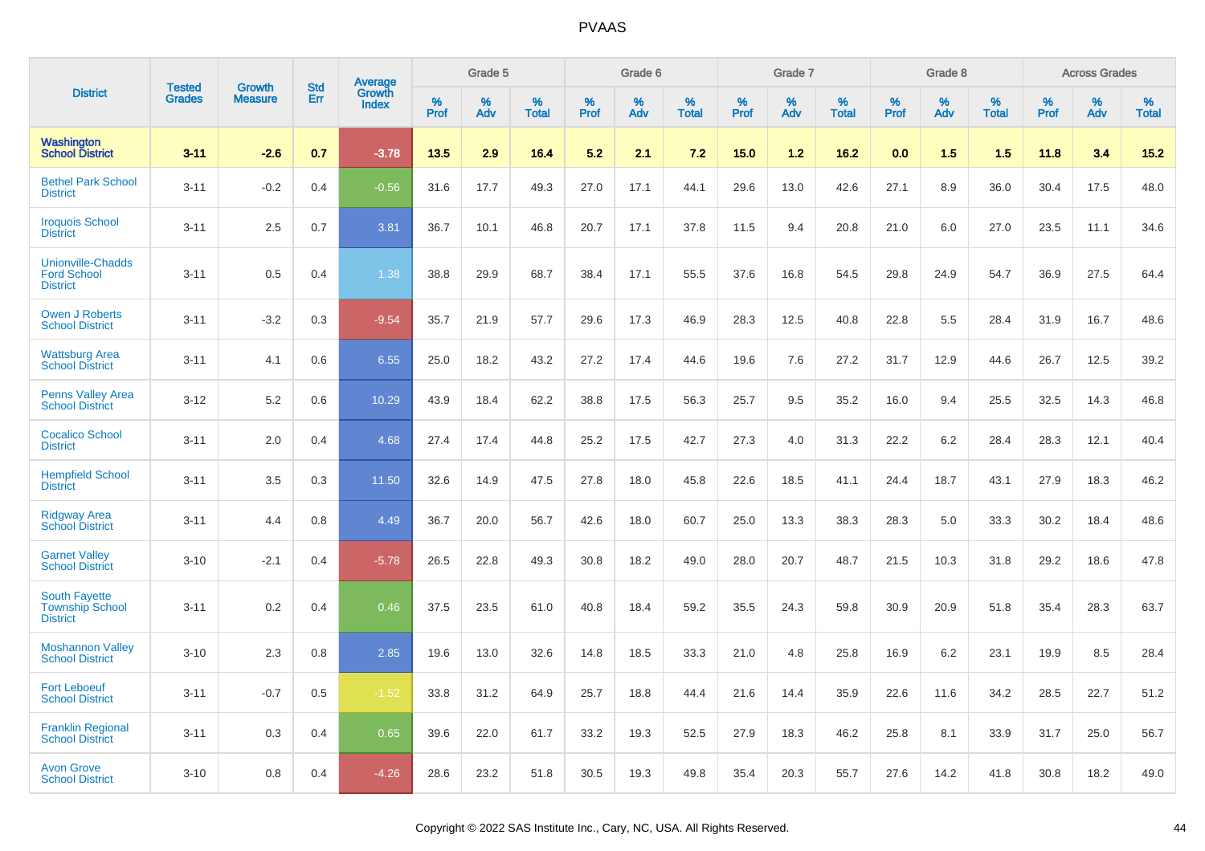# PVAAS

| District | Tested Grades | Growth Measure | Std Err | Average Growth Index | Grade 5 | | | Grade 6 | | | Grade 7 | | | Grade 8 | | | Across Grades | | |
|---|---|---|---|---|---|---|---|---|---|---|---|---|---|---|---|---|---|---|---|
| | | | | | % Prof | % Adv | % Total | % Prof | % Adv | % Total | % Prof | % Adv | % Total | % Prof | % Adv | % Total | % Prof | % Adv | % Total |
| **Washington School District** | **3-11** | **-2.6** | **0.7** | **-3.78** | **13.5** | **2.9** | **16.4** | **5.2** | **2.1** | **7.2** | **15.0** | **1.2** | **16.2** | **0.0** | **1.5** | **1.5** | **11.8** | **3.4** | **15.2** |
| Bethel Park School District | 3-11 | -0.2 | 0.4 | -0.56 | 31.6 | 17.7 | 49.3 | 27.0 | 17.1 | 44.1 | 29.6 | 13.0 | 42.6 | 27.1 | 8.9 | 36.0 | 30.4 | 17.5 | 48.0 |
| Iroquois School District | 3-11 | 2.5 | 0.7 | 3.81 | 36.7 | 10.1 | 46.8 | 20.7 | 17.1 | 37.8 | 11.5 | 9.4 | 20.8 | 21.0 | 6.0 | 27.0 | 23.5 | 11.1 | 34.6 |
| Unionville-Chadds Ford School District | 3-11 | 0.5 | 0.4 | 1.38 | 38.8 | 29.9 | 68.7 | 38.4 | 17.1 | 55.5 | 37.6 | 16.8 | 54.5 | 29.8 | 24.9 | 54.7 | 36.9 | 27.5 | 64.4 |
| Owen J Roberts School District | 3-11 | -3.2 | 0.3 | -9.54 | 35.7 | 21.9 | 57.7 | 29.6 | 17.3 | 46.9 | 28.3 | 12.5 | 40.8 | 22.8 | 5.5 | 28.4 | 31.9 | 16.7 | 48.6 |
| Wattsburg Area School District | 3-11 | 4.1 | 0.6 | 6.55 | 25.0 | 18.2 | 43.2 | 27.2 | 17.4 | 44.6 | 19.6 | 7.6 | 27.2 | 31.7 | 12.9 | 44.6 | 26.7 | 12.5 | 39.2 |
| Penns Valley Area School District | 3-12 | 5.2 | 0.6 | 10.29 | 43.9 | 18.4 | 62.2 | 38.8 | 17.5 | 56.3 | 25.7 | 9.5 | 35.2 | 16.0 | 9.4 | 25.5 | 32.5 | 14.3 | 46.8 |
| Cocalico School District | 3-11 | 2.0 | 0.4 | 4.68 | 27.4 | 17.4 | 44.8 | 25.2 | 17.5 | 42.7 | 27.3 | 4.0 | 31.3 | 22.2 | 6.2 | 28.4 | 28.3 | 12.1 | 40.4 |
| Hempfield School District | 3-11 | 3.5 | 0.3 | 11.50 | 32.6 | 14.9 | 47.5 | 27.8 | 18.0 | 45.8 | 22.6 | 18.5 | 41.1 | 24.4 | 18.7 | 43.1 | 27.9 | 18.3 | 46.2 |
| Ridgway Area School District | 3-11 | 4.4 | 0.8 | 4.49 | 36.7 | 20.0 | 56.7 | 42.6 | 18.0 | 60.7 | 25.0 | 13.3 | 38.3 | 28.3 | 5.0 | 33.3 | 30.2 | 18.4 | 48.6 |
| Garnet Valley School District | 3-10 | -2.1 | 0.4 | -5.78 | 26.5 | 22.8 | 49.3 | 30.8 | 18.2 | 49.0 | 28.0 | 20.7 | 48.7 | 21.5 | 10.3 | 31.8 | 29.2 | 18.6 | 47.8 |
| South Fayette Township School District | 3-11 | 0.2 | 0.4 | 0.46 | 37.5 | 23.5 | 61.0 | 40.8 | 18.4 | 59.2 | 35.5 | 24.3 | 59.8 | 30.9 | 20.9 | 51.8 | 35.4 | 28.3 | 63.7 |
| Moshannon Valley School District | 3-10 | 2.3 | 0.8 | 2.85 | 19.6 | 13.0 | 32.6 | 14.8 | 18.5 | 33.3 | 21.0 | 4.8 | 25.8 | 16.9 | 6.2 | 23.1 | 19.9 | 8.5 | 28.4 |
| Fort Leboeuf School District | 3-11 | -0.7 | 0.5 | -1.52 | 33.8 | 31.2 | 64.9 | 25.7 | 18.8 | 44.4 | 21.6 | 14.4 | 35.9 | 22.6 | 11.6 | 34.2 | 28.5 | 22.7 | 51.2 |
| Franklin Regional School District | 3-11 | 0.3 | 0.4 | 0.65 | 39.6 | 22.0 | 61.7 | 33.2 | 19.3 | 52.5 | 27.9 | 18.3 | 46.2 | 25.8 | 8.1 | 33.9 | 31.7 | 25.0 | 56.7 |
| Avon Grove School District | 3-10 | 0.8 | 0.4 | -4.26 | 28.6 | 23.2 | 51.8 | 30.5 | 19.3 | 49.8 | 35.4 | 20.3 | 55.7 | 27.6 | 14.2 | 41.8 | 30.8 | 18.2 | 49.0 |

Copyright © 2022 SAS Institute Inc., Cary, NC, USA. All Rights Reserved.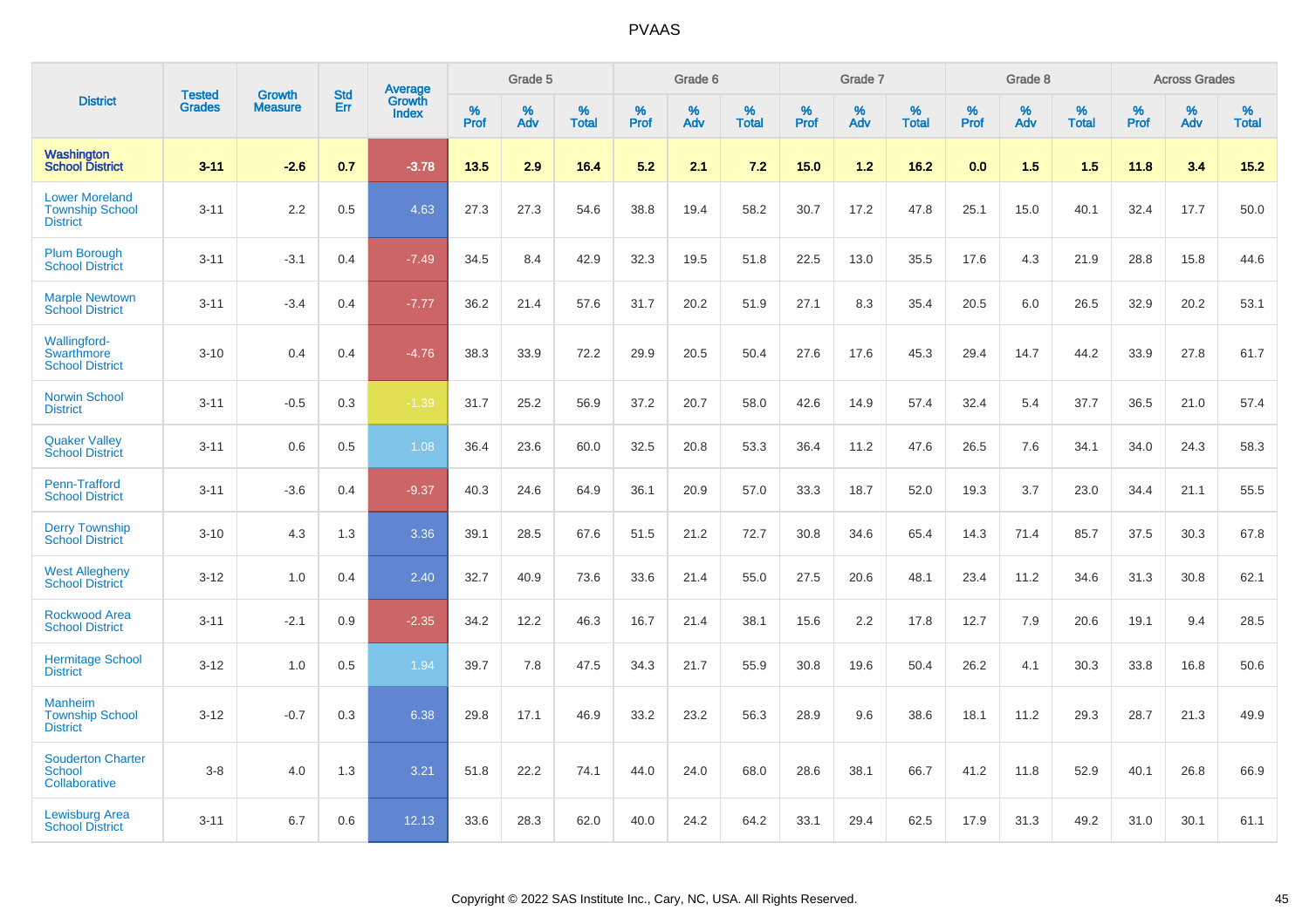# PVAAS

| District | Tested Grades | Growth Measure | Std Err | Average Growth Index | Grade 5 | | | Grade 6 | | | Grade 7 | | | Grade 8 | | | Across Grades | | |
|---|---|---|---|---|---|---|---|---|---|---|---|---|---|---|---|---|---|---|---|
| | | | | | % Prof | % Adv | % Total | % Prof | % Adv | % Total | % Prof | % Adv | % Total | % Prof | % Adv | % Total | % Prof | % Adv | % Total |
| **Washington School District** | **3-11** | **-2.6** | **0.7** | **-3.78** | **13.5** | **2.9** | **16.4** | **5.2** | **2.1** | **7.2** | **15.0** | **1.2** | **16.2** | **0.0** | **1.5** | **1.5** | **11.8** | **3.4** | **15.2** |
| Lower Moreland Township School District | 3-11 | 2.2 | 0.5 | 4.63 | 27.3 | 27.3 | 54.6 | 38.8 | 19.4 | 58.2 | 30.7 | 17.2 | 47.8 | 25.1 | 15.0 | 40.1 | 32.4 | 17.7 | 50.0 |
| Plum Borough School District | 3-11 | -3.1 | 0.4 | -7.49 | 34.5 | 8.4 | 42.9 | 32.3 | 19.5 | 51.8 | 22.5 | 13.0 | 35.5 | 17.6 | 4.3 | 21.9 | 28.8 | 15.8 | 44.6 |
| Marple Newtown School District | 3-11 | -3.4 | 0.4 | -7.77 | 36.2 | 21.4 | 57.6 | 31.7 | 20.2 | 51.9 | 27.1 | 8.3 | 35.4 | 20.5 | 6.0 | 26.5 | 32.9 | 20.2 | 53.1 |
| Wallingford-Swarthmore School District | 3-10 | 0.4 | 0.4 | -4.76 | 38.3 | 33.9 | 72.2 | 29.9 | 20.5 | 50.4 | 27.6 | 17.6 | 45.3 | 29.4 | 14.7 | 44.2 | 33.9 | 27.8 | 61.7 |
| Norwin School District | 3-11 | -0.5 | 0.3 | -1.39 | 31.7 | 25.2 | 56.9 | 37.2 | 20.7 | 58.0 | 42.6 | 14.9 | 57.4 | 32.4 | 5.4 | 37.7 | 36.5 | 21.0 | 57.4 |
| Quaker Valley School District | 3-11 | 0.6 | 0.5 | 1.08 | 36.4 | 23.6 | 60.0 | 32.5 | 20.8 | 53.3 | 36.4 | 11.2 | 47.6 | 26.5 | 7.6 | 34.1 | 34.0 | 24.3 | 58.3 |
| Penn-Trafford School District | 3-11 | -3.6 | 0.4 | -9.37 | 40.3 | 24.6 | 64.9 | 36.1 | 20.9 | 57.0 | 33.3 | 18.7 | 52.0 | 19.3 | 3.7 | 23.0 | 34.4 | 21.1 | 55.5 |
| Derry Township School District | 3-10 | 4.3 | 1.3 | 3.36 | 39.1 | 28.5 | 67.6 | 51.5 | 21.2 | 72.7 | 30.8 | 34.6 | 65.4 | 14.3 | 71.4 | 85.7 | 37.5 | 30.3 | 67.8 |
| West Allegheny School District | 3-12 | 1.0 | 0.4 | 2.40 | 32.7 | 40.9 | 73.6 | 33.6 | 21.4 | 55.0 | 27.5 | 20.6 | 48.1 | 23.4 | 11.2 | 34.6 | 31.3 | 30.8 | 62.1 |
| Rockwood Area School District | 3-11 | -2.1 | 0.9 | -2.35 | 34.2 | 12.2 | 46.3 | 16.7 | 21.4 | 38.1 | 15.6 | 2.2 | 17.8 | 12.7 | 7.9 | 20.6 | 19.1 | 9.4 | 28.5 |
| Hermitage School District | 3-12 | 1.0 | 0.5 | 1.94 | 39.7 | 7.8 | 47.5 | 34.3 | 21.7 | 55.9 | 30.8 | 19.6 | 50.4 | 26.2 | 4.1 | 30.3 | 33.8 | 16.8 | 50.6 |
| Manheim Township School District | 3-12 | -0.7 | 0.3 | 6.38 | 29.8 | 17.1 | 46.9 | 33.2 | 23.2 | 56.3 | 28.9 | 9.6 | 38.6 | 18.1 | 11.2 | 29.3 | 28.7 | 21.3 | 49.9 |
| Souderton Charter School Collaborative | 3-8 | 4.0 | 1.3 | 3.21 | 51.8 | 22.2 | 74.1 | 44.0 | 24.0 | 68.0 | 28.6 | 38.1 | 66.7 | 41.2 | 11.8 | 52.9 | 40.1 | 26.8 | 66.9 |
| Lewisburg Area School District | 3-11 | 6.7 | 0.6 | 12.13 | 33.6 | 28.3 | 62.0 | 40.0 | 24.2 | 64.2 | 33.1 | 29.4 | 62.5 | 17.9 | 31.3 | 49.2 | 31.0 | 30.1 | 61.1 |

Copyright © 2022 SAS Institute Inc., Cary, NC, USA. All Rights Reserved.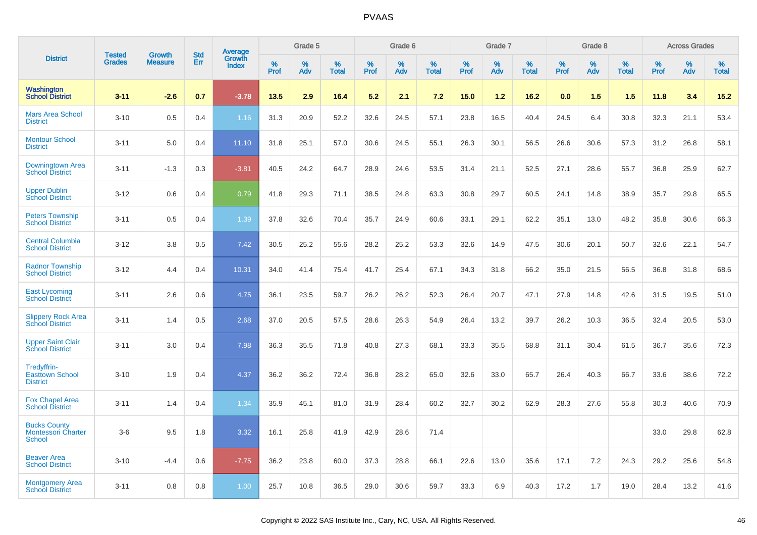| District | Tested Grades | Growth Measure | Std Err | Average Growth Index | Grade 5 | | | Grade 6 | | | Grade 7 | | | Grade 8 | | | Across Grades | | |
|---|---|---|---|---|---|---|---|---|---|---|---|---|---|---|---|---|---|---|---|
| | | | | | % Prof | % Adv | % Total | % Prof | % Adv | % Total | % Prof | % Adv | % Total | % Prof | % Adv | % Total | % Prof | % Adv | % Total |
| **Washington School District** | **3-11** | **-2.6** | **0.7** | **-3.78** | **13.5** | **2.9** | **16.4** | **5.2** | **2.1** | **7.2** | **15.0** | **1.2** | **16.2** | **0.0** | **1.5** | **1.5** | **11.8** | **3.4** | **15.2** |
| Mars Area School District | 3-10 | 0.5 | 0.4 | 1.16 | 31.3 | 20.9 | 52.2 | 32.6 | 24.5 | 57.1 | 23.8 | 16.5 | 40.4 | 24.5 | 6.4 | 30.8 | 32.3 | 21.1 | 53.4 |
| Montour School District | 3-11 | 5.0 | 0.4 | 11.10 | 31.8 | 25.1 | 57.0 | 30.6 | 24.5 | 55.1 | 26.3 | 30.1 | 56.5 | 26.6 | 30.6 | 57.3 | 31.2 | 26.8 | 58.1 |
| Downingtown Area School District | 3-11 | -1.3 | 0.3 | -3.81 | 40.5 | 24.2 | 64.7 | 28.9 | 24.6 | 53.5 | 31.4 | 21.1 | 52.5 | 27.1 | 28.6 | 55.7 | 36.8 | 25.9 | 62.7 |
| Upper Dublin School District | 3-12 | 0.6 | 0.4 | 0.79 | 41.8 | 29.3 | 71.1 | 38.5 | 24.8 | 63.3 | 30.8 | 29.7 | 60.5 | 24.1 | 14.8 | 38.9 | 35.7 | 29.8 | 65.5 |
| Peters Township School District | 3-11 | 0.5 | 0.4 | 1.39 | 37.8 | 32.6 | 70.4 | 35.7 | 24.9 | 60.6 | 33.1 | 29.1 | 62.2 | 35.1 | 13.0 | 48.2 | 35.8 | 30.6 | 66.3 |
| Central Columbia School District | 3-12 | 3.8 | 0.5 | 7.42 | 30.5 | 25.2 | 55.6 | 28.2 | 25.2 | 53.3 | 32.6 | 14.9 | 47.5 | 30.6 | 20.1 | 50.7 | 32.6 | 22.1 | 54.7 |
| Radnor Township School District | 3-12 | 4.4 | 0.4 | 10.31 | 34.0 | 41.4 | 75.4 | 41.7 | 25.4 | 67.1 | 34.3 | 31.8 | 66.2 | 35.0 | 21.5 | 56.5 | 36.8 | 31.8 | 68.6 |
| East Lycoming School District | 3-11 | 2.6 | 0.6 | 4.75 | 36.1 | 23.5 | 59.7 | 26.2 | 26.2 | 52.3 | 26.4 | 20.7 | 47.1 | 27.9 | 14.8 | 42.6 | 31.5 | 19.5 | 51.0 |
| Slippery Rock Area School District | 3-11 | 1.4 | 0.5 | 2.68 | 37.0 | 20.5 | 57.5 | 28.6 | 26.3 | 54.9 | 26.4 | 13.2 | 39.7 | 26.2 | 10.3 | 36.5 | 32.4 | 20.5 | 53.0 |
| Upper Saint Clair School District | 3-11 | 3.0 | 0.4 | 7.98 | 36.3 | 35.5 | 71.8 | 40.8 | 27.3 | 68.1 | 33.3 | 35.5 | 68.8 | 31.1 | 30.4 | 61.5 | 36.7 | 35.6 | 72.3 |
| Tredyffrin-Easttown School District | 3-10 | 1.9 | 0.4 | 4.37 | 36.2 | 36.2 | 72.4 | 36.8 | 28.2 | 65.0 | 32.6 | 33.0 | 65.7 | 26.4 | 40.3 | 66.7 | 33.6 | 38.6 | 72.2 |
| Fox Chapel Area School District | 3-11 | 1.4 | 0.4 | 1.34 | 35.9 | 45.1 | 81.0 | 31.9 | 28.4 | 60.2 | 32.7 | 30.2 | 62.9 | 28.3 | 27.6 | 55.8 | 30.3 | 40.6 | 70.9 |
| Bucks County Montessori Charter School | 3-6 | 9.5 | 1.8 | 3.32 | 16.1 | 25.8 | 41.9 | 42.9 | 28.6 | 71.4 | | | | | | | 33.0 | 29.8 | 62.8 |
| Beaver Area School District | 3-10 | -4.4 | 0.6 | -7.75 | 36.2 | 23.8 | 60.0 | 37.3 | 28.8 | 66.1 | 22.6 | 13.0 | 35.6 | 17.1 | 7.2 | 24.3 | 29.2 | 25.6 | 54.8 |
| Montgomery Area School District | 3-11 | 0.8 | 0.8 | 1.00 | 25.7 | 10.8 | 36.5 | 29.0 | 30.6 | 59.7 | 33.3 | 6.9 | 40.3 | 17.2 | 1.7 | 19.0 | 28.4 | 13.2 | 41.6 |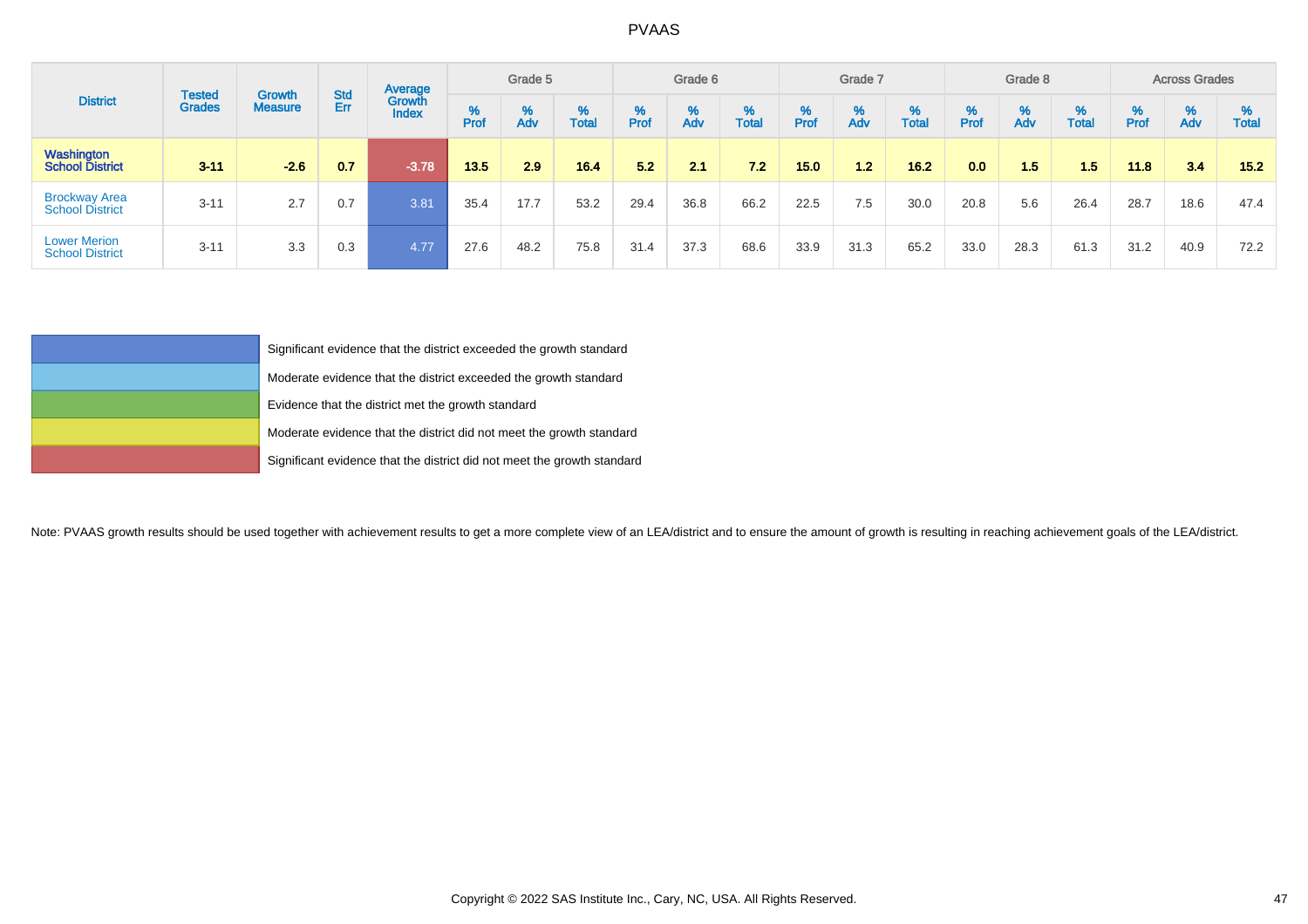# PVAAS

| District | Tested Grades | Growth Measure | Std Err | Average Growth Index | Grade 5 | | | Grade 6 | | | Grade 7 | | | Grade 8 | | | Across Grades | | |
|---|---|---|---|---|---|---|---|---|---|---|---|---|---|---|---|---|---|---|---|
| | | | | | % Prof | % Adv | % Total | % Prof | % Adv | % Total | % Prof | % Adv | % Total | % Prof | % Adv | % Total | % Prof | % Adv | % Total |
| **Washington School District** | **3-11** | **-2.6** | **0.7** | **-3.78** | **13.5** | **2.9** | **16.4** | **5.2** | **2.1** | **7.2** | **15.0** | **1.2** | **16.2** | **0.0** | **1.5** | **1.5** | **11.8** | **3.4** | **15.2** |
| Brockway Area School District | 3-11 | 2.7 | 0.7 | 3.81 | 35.4 | 17.7 | 53.2 | 29.4 | 36.8 | 66.2 | 22.5 | 7.5 | 30.0 | 20.8 | 5.6 | 26.4 | 28.7 | 18.6 | 47.4 |
| Lower Merion School District | 3-11 | 3.3 | 0.3 | 4.77 | 27.6 | 48.2 | 75.8 | 31.4 | 37.3 | 68.6 | 33.9 | 31.3 | 65.2 | 33.0 | 28.3 | 61.3 | 31.2 | 40.9 | 72.2 |

Significant evidence that the district exceeded the growth standard

Moderate evidence that the district exceeded the growth standard

Evidence that the district met the growth standard

Moderate evidence that the district did not meet the growth standard

Significant evidence that the district did not meet the growth standard

Note: PVAAS growth results should be used together with achievement results to get a more complete view of an LEA/district and to ensure the amount of growth is resulting in reaching achievement goals of the LEA/district.

Copyright © 2022 SAS Institute Inc., Cary, NC, USA. All Rights Reserved.